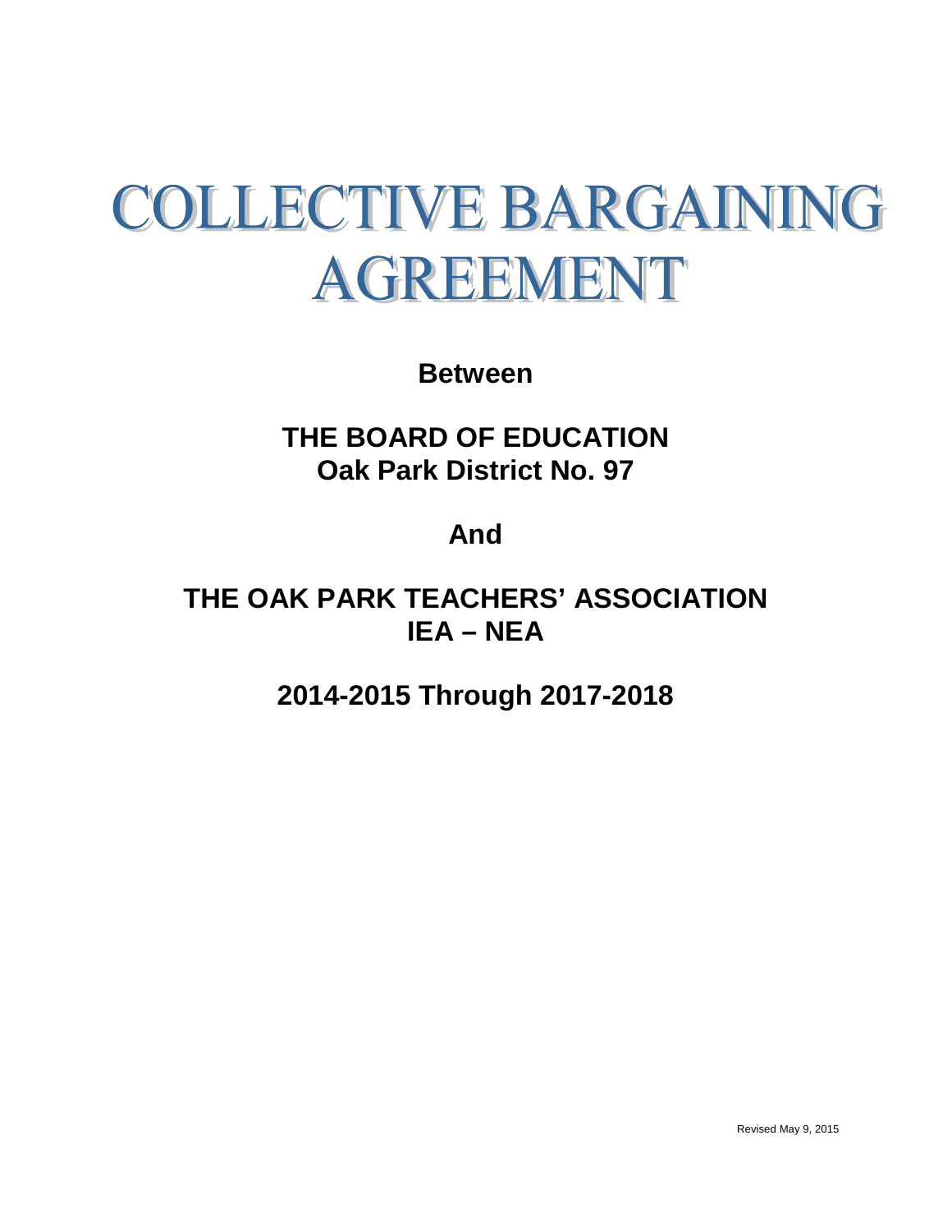# COLLECTIVE BARGAINING AGREEMENT

**Between**

**THE BOARD OF EDUCATION**
**Oak Park District No. 97**

**And**

**THE OAK PARK TEACHERS' ASSOCIATION**
**IEA – NEA**

**2014-2015 Through 2017-2018**

Revised May 9, 2015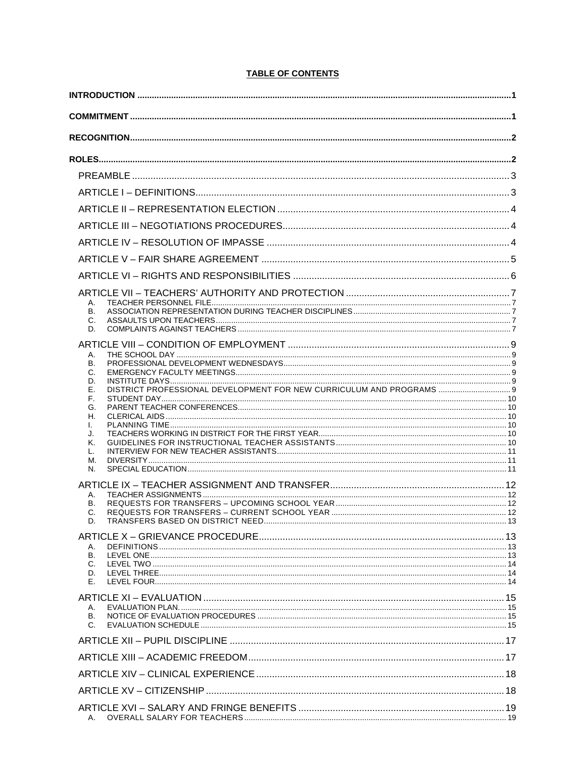**TABLE OF CONTENTS**

**INTRODUCTION** ..... 1

**COMMITMENT** ..... 1

**RECOGNITION** ..... 2

**ROLES** ..... 2

- PREAMBLE ..... 3
- ARTICLE I – DEFINITIONS ..... 3
- ARTICLE II – REPRESENTATION ELECTION ..... 4
- ARTICLE III – NEGOTIATIONS PROCEDURES ..... 4
- ARTICLE IV – RESOLUTION OF IMPASSE ..... 4
- ARTICLE V – FAIR SHARE AGREEMENT ..... 5
- ARTICLE VI – RIGHTS AND RESPONSIBILITIES ..... 6
- ARTICLE VII – TEACHERS' AUTHORITY AND PROTECTION ..... 7
  - A. TEACHER PERSONNEL FILE ..... 7
  - B. ASSOCIATION REPRESENTATION DURING TEACHER DISCIPLINES ..... 7
  - C. ASSAULTS UPON TEACHERS ..... 7
  - D. COMPLAINTS AGAINST TEACHERS ..... 7
- ARTICLE VIII – CONDITION OF EMPLOYMENT ..... 9
  - A. THE SCHOOL DAY ..... 9
  - B. PROFESSIONAL DEVELOPMENT WEDNESDAYS ..... 9
  - C. EMERGENCY FACULTY MEETINGS ..... 9
  - D. INSTITUTE DAYS ..... 9
  - E. DISTRICT PROFESSIONAL DEVELOPMENT FOR NEW CURRICULUM AND PROGRAMS ..... 9
  - F. STUDENT DAY ..... 10
  - G. PARENT TEACHER CONFERENCES ..... 10
  - H. CLERICAL AIDS ..... 10
  - I. PLANNING TIME ..... 10
  - J. TEACHERS WORKING IN DISTRICT FOR THE FIRST YEAR ..... 10
  - K. GUIDELINES FOR INSTRUCTIONAL TEACHER ASSISTANTS ..... 10
  - L. INTERVIEW FOR NEW TEACHER ASSISTANTS ..... 11
  - M. DIVERSITY ..... 11
  - N. SPECIAL EDUCATION ..... 11
- ARTICLE IX – TEACHER ASSIGNMENT AND TRANSFER ..... 12
  - A. TEACHER ASSIGNMENTS ..... 12
  - B. REQUESTS FOR TRANSFERS – UPCOMING SCHOOL YEAR ..... 12
  - C. REQUESTS FOR TRANSFERS – CURRENT SCHOOL YEAR ..... 12
  - D. TRANSFERS BASED ON DISTRICT NEED ..... 13
- ARTICLE X – GRIEVANCE PROCEDURE ..... 13
  - A. DEFINITIONS ..... 13
  - B. LEVEL ONE ..... 13
  - C. LEVEL TWO ..... 14
  - D. LEVEL THREE ..... 14
  - E. LEVEL FOUR ..... 14
- ARTICLE XI – EVALUATION ..... 15
  - A. EVALUATION PLAN. ..... 15
  - B. NOTICE OF EVALUATION PROCEDURES ..... 15
  - C. EVALUATION SCHEDULE ..... 15
- ARTICLE XII – PUPIL DISCIPLINE ..... 17
- ARTICLE XIII – ACADEMIC FREEDOM ..... 17
- ARTICLE XIV – CLINICAL EXPERIENCE ..... 18
- ARTICLE XV – CITIZENSHIP ..... 18
- ARTICLE XVI – SALARY AND FRINGE BENEFITS ..... 19
  - A. OVERALL SALARY FOR TEACHERS ..... 19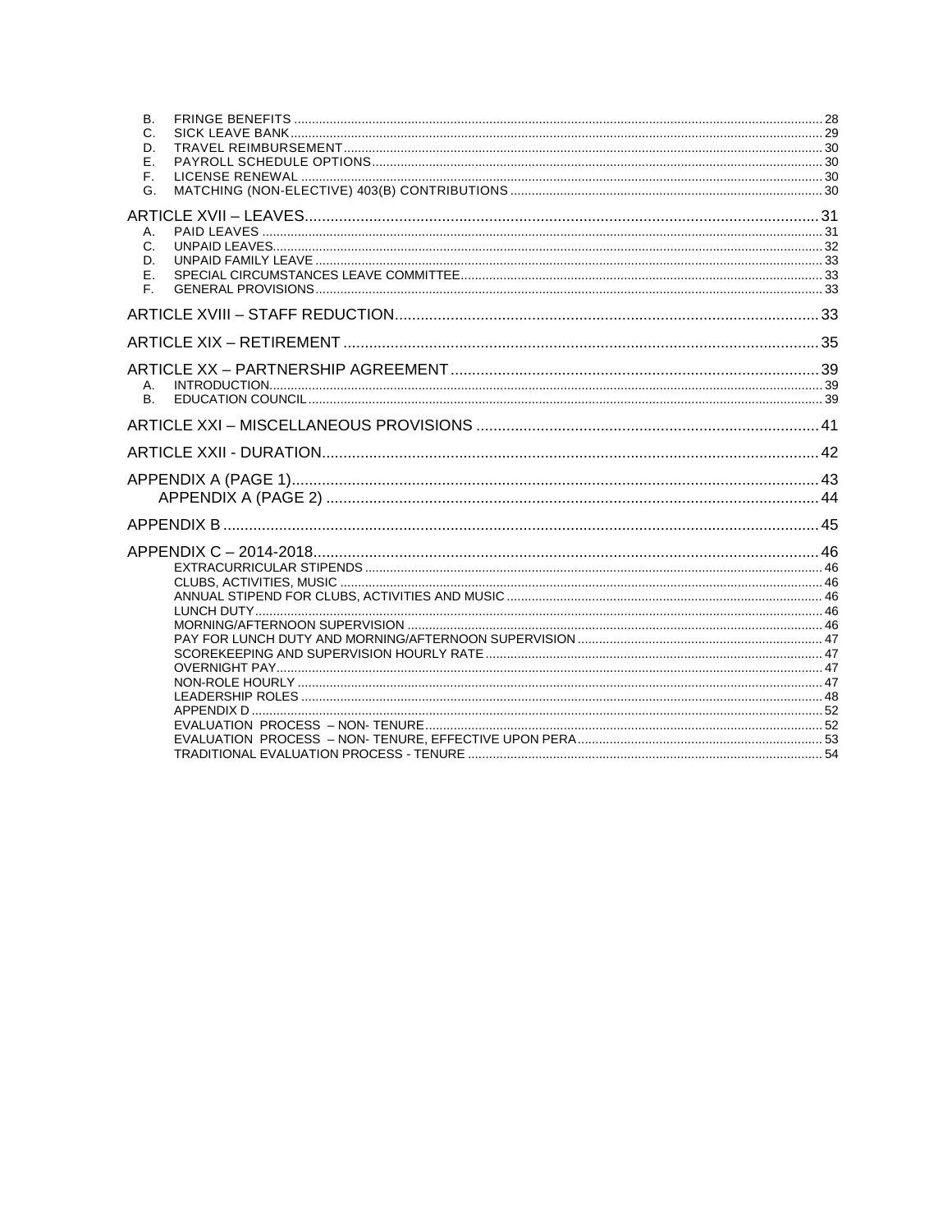B. FRINGE BENEFITS ..... 28
C. SICK LEAVE BANK ..... 29
D. TRAVEL REIMBURSEMENT ..... 30
E. PAYROLL SCHEDULE OPTIONS ..... 30
F. LICENSE RENEWAL ..... 30
G. MATCHING (NON-ELECTIVE) 403(B) CONTRIBUTIONS ..... 30

ARTICLE XVII – LEAVES ..... 31
A. PAID LEAVES ..... 31
C. UNPAID LEAVES ..... 32
D. UNPAID FAMILY LEAVE ..... 33
E. SPECIAL CIRCUMSTANCES LEAVE COMMITTEE ..... 33
F. GENERAL PROVISIONS ..... 33

ARTICLE XVIII – STAFF REDUCTION ..... 33

ARTICLE XIX – RETIREMENT ..... 35

ARTICLE XX – PARTNERSHIP AGREEMENT ..... 39
A. INTRODUCTION ..... 39
B. EDUCATION COUNCIL ..... 39

ARTICLE XXI – MISCELLANEOUS PROVISIONS ..... 41

ARTICLE XXII - DURATION ..... 42

APPENDIX A (PAGE 1) ..... 43
APPENDIX A (PAGE 2) ..... 44

APPENDIX B ..... 45

APPENDIX C – 2014-2018 ..... 46
EXTRACURRICULAR STIPENDS ..... 46
CLUBS, ACTIVITIES, MUSIC ..... 46
ANNUAL STIPEND FOR CLUBS, ACTIVITIES AND MUSIC ..... 46
LUNCH DUTY ..... 46
MORNING/AFTERNOON SUPERVISION ..... 46
PAY FOR LUNCH DUTY AND MORNING/AFTERNOON SUPERVISION ..... 47
SCOREKEEPING AND SUPERVISION HOURLY RATE ..... 47
OVERNIGHT PAY ..... 47
NON-ROLE HOURLY ..... 47
LEADERSHIP ROLES ..... 48
APPENDIX D ..... 52
EVALUATION PROCESS – NON- TENURE ..... 52
EVALUATION PROCESS – NON- TENURE, EFFECTIVE UPON PERA ..... 53
TRADITIONAL EVALUATION PROCESS - TENURE ..... 54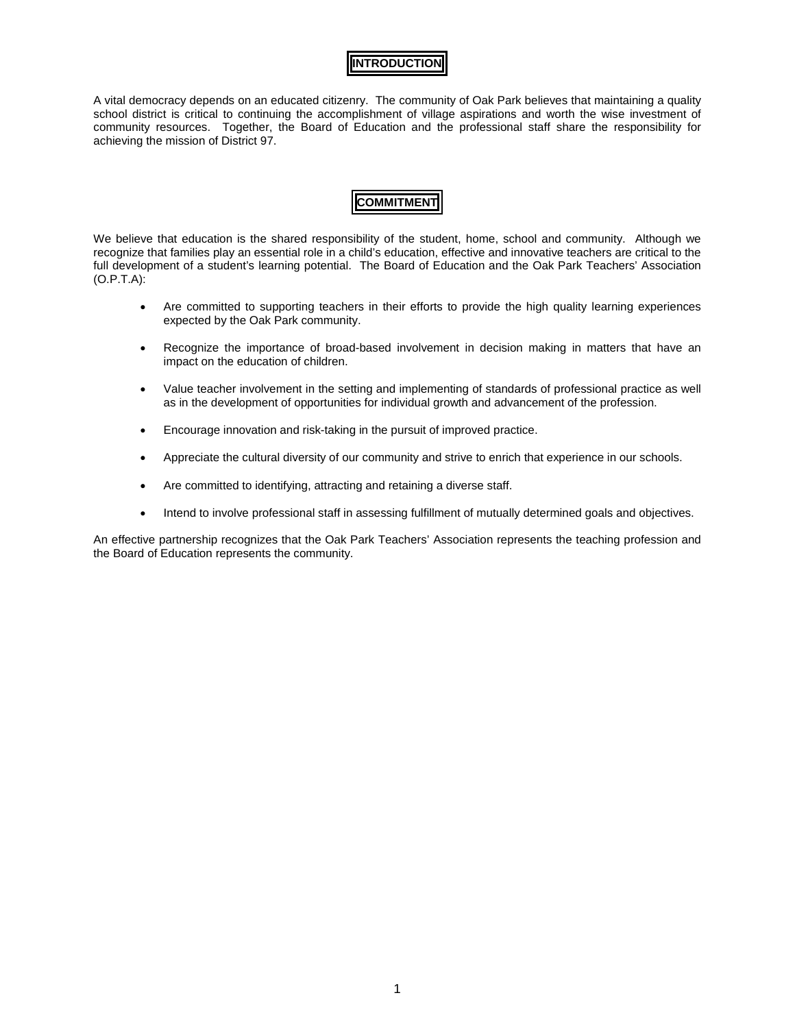# INTRODUCTION

A vital democracy depends on an educated citizenry. The community of Oak Park believes that maintaining a quality school district is critical to continuing the accomplishment of village aspirations and worth the wise investment of community resources. Together, the Board of Education and the professional staff share the responsibility for achieving the mission of District 97.

# COMMITMENT

We believe that education is the shared responsibility of the student, home, school and community. Although we recognize that families play an essential role in a child's education, effective and innovative teachers are critical to the full development of a student's learning potential. The Board of Education and the Oak Park Teachers' Association (O.P.T.A):

- Are committed to supporting teachers in their efforts to provide the high quality learning experiences expected by the Oak Park community.
- Recognize the importance of broad-based involvement in decision making in matters that have an impact on the education of children.
- Value teacher involvement in the setting and implementing of standards of professional practice as well as in the development of opportunities for individual growth and advancement of the profession.
- Encourage innovation and risk-taking in the pursuit of improved practice.
- Appreciate the cultural diversity of our community and strive to enrich that experience in our schools.
- Are committed to identifying, attracting and retaining a diverse staff.
- Intend to involve professional staff in assessing fulfillment of mutually determined goals and objectives.

An effective partnership recognizes that the Oak Park Teachers' Association represents the teaching profession and the Board of Education represents the community.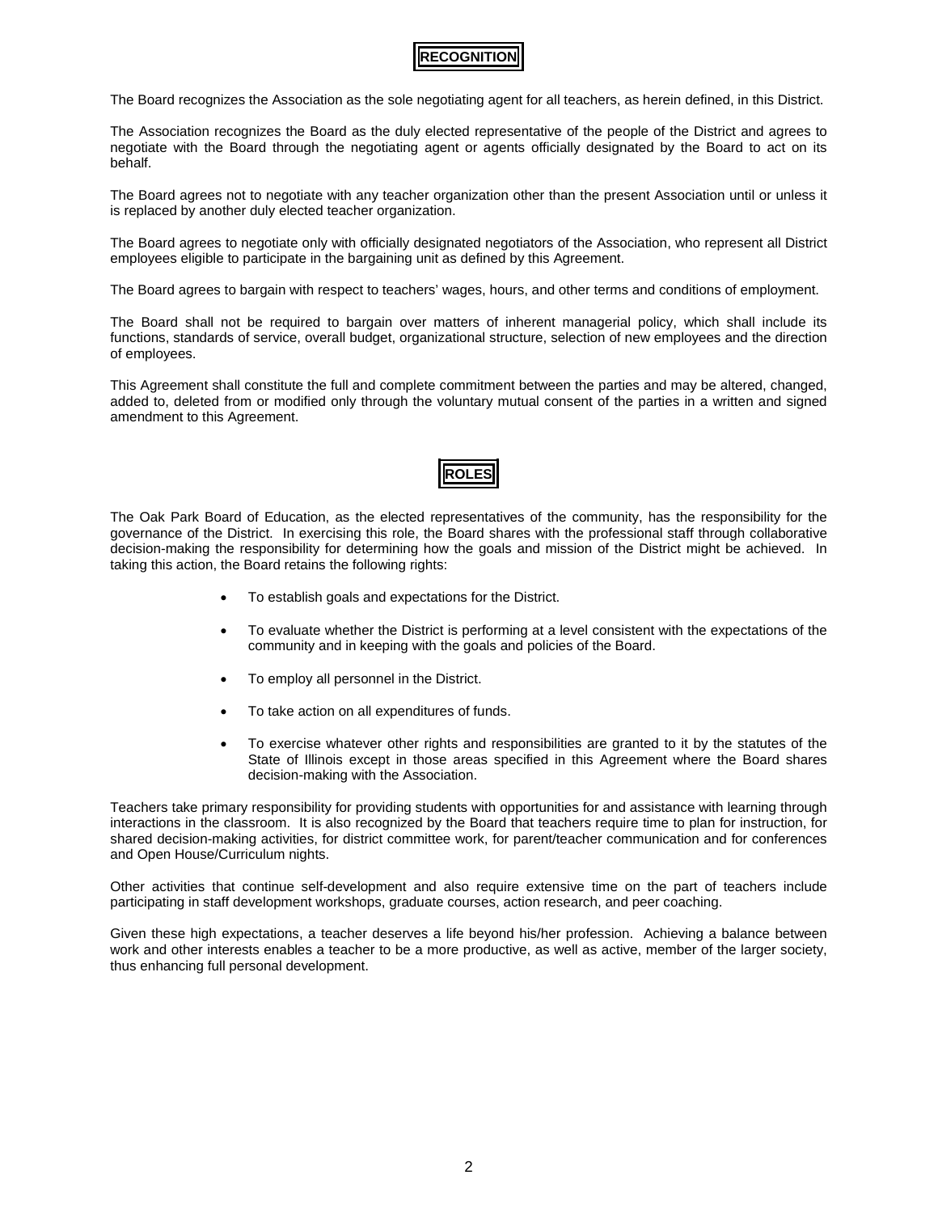## RECOGNITION

The Board recognizes the Association as the sole negotiating agent for all teachers, as herein defined, in this District.

The Association recognizes the Board as the duly elected representative of the people of the District and agrees to negotiate with the Board through the negotiating agent or agents officially designated by the Board to act on its behalf.

The Board agrees not to negotiate with any teacher organization other than the present Association until or unless it is replaced by another duly elected teacher organization.

The Board agrees to negotiate only with officially designated negotiators of the Association, who represent all District employees eligible to participate in the bargaining unit as defined by this Agreement.

The Board agrees to bargain with respect to teachers' wages, hours, and other terms and conditions of employment.

The Board shall not be required to bargain over matters of inherent managerial policy, which shall include its functions, standards of service, overall budget, organizational structure, selection of new employees and the direction of employees.

This Agreement shall constitute the full and complete commitment between the parties and may be altered, changed, added to, deleted from or modified only through the voluntary mutual consent of the parties in a written and signed amendment to this Agreement.

## ROLES

The Oak Park Board of Education, as the elected representatives of the community, has the responsibility for the governance of the District. In exercising this role, the Board shares with the professional staff through collaborative decision-making the responsibility for determining how the goals and mission of the District might be achieved. In taking this action, the Board retains the following rights:

- To establish goals and expectations for the District.
- To evaluate whether the District is performing at a level consistent with the expectations of the community and in keeping with the goals and policies of the Board.
- To employ all personnel in the District.
- To take action on all expenditures of funds.
- To exercise whatever other rights and responsibilities are granted to it by the statutes of the State of Illinois except in those areas specified in this Agreement where the Board shares decision-making with the Association.

Teachers take primary responsibility for providing students with opportunities for and assistance with learning through interactions in the classroom. It is also recognized by the Board that teachers require time to plan for instruction, for shared decision-making activities, for district committee work, for parent/teacher communication and for conferences and Open House/Curriculum nights.

Other activities that continue self-development and also require extensive time on the part of teachers include participating in staff development workshops, graduate courses, action research, and peer coaching.

Given these high expectations, a teacher deserves a life beyond his/her profession. Achieving a balance between work and other interests enables a teacher to be a more productive, as well as active, member of the larger society, thus enhancing full personal development.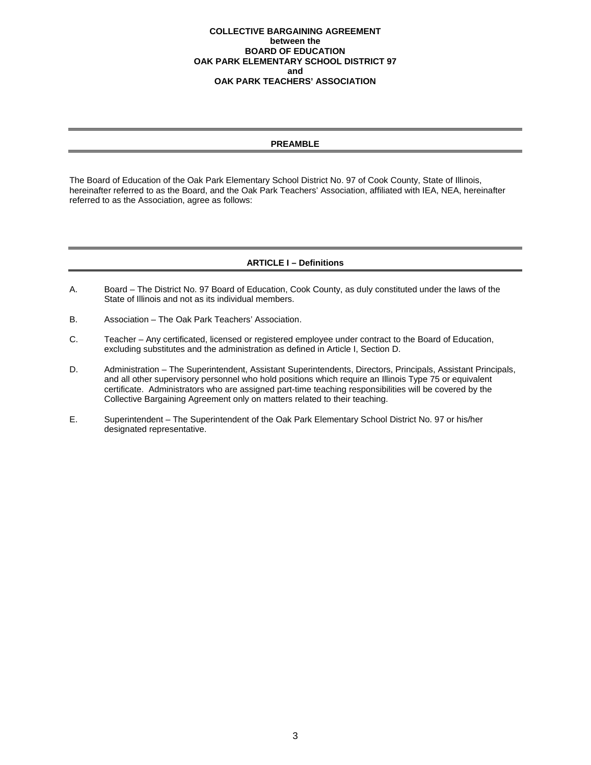**COLLECTIVE BARGAINING AGREEMENT**
**between the**
**BOARD OF EDUCATION**
**OAK PARK ELEMENTARY SCHOOL DISTRICT 97**
**and**
**OAK PARK TEACHERS' ASSOCIATION**

## PREAMBLE

The Board of Education of the Oak Park Elementary School District No. 97 of Cook County, State of Illinois, hereinafter referred to as the Board, and the Oak Park Teachers' Association, affiliated with IEA, NEA, hereinafter referred to as the Association, agree as follows:

## ARTICLE I – Definitions

A. Board – The District No. 97 Board of Education, Cook County, as duly constituted under the laws of the State of Illinois and not as its individual members.

B. Association – The Oak Park Teachers' Association.

C. Teacher – Any certificated, licensed or registered employee under contract to the Board of Education, excluding substitutes and the administration as defined in Article I, Section D.

D. Administration – The Superintendent, Assistant Superintendents, Directors, Principals, Assistant Principals, and all other supervisory personnel who hold positions which require an Illinois Type 75 or equivalent certificate. Administrators who are assigned part-time teaching responsibilities will be covered by the Collective Bargaining Agreement only on matters related to their teaching.

E. Superintendent – The Superintendent of the Oak Park Elementary School District No. 97 or his/her designated representative.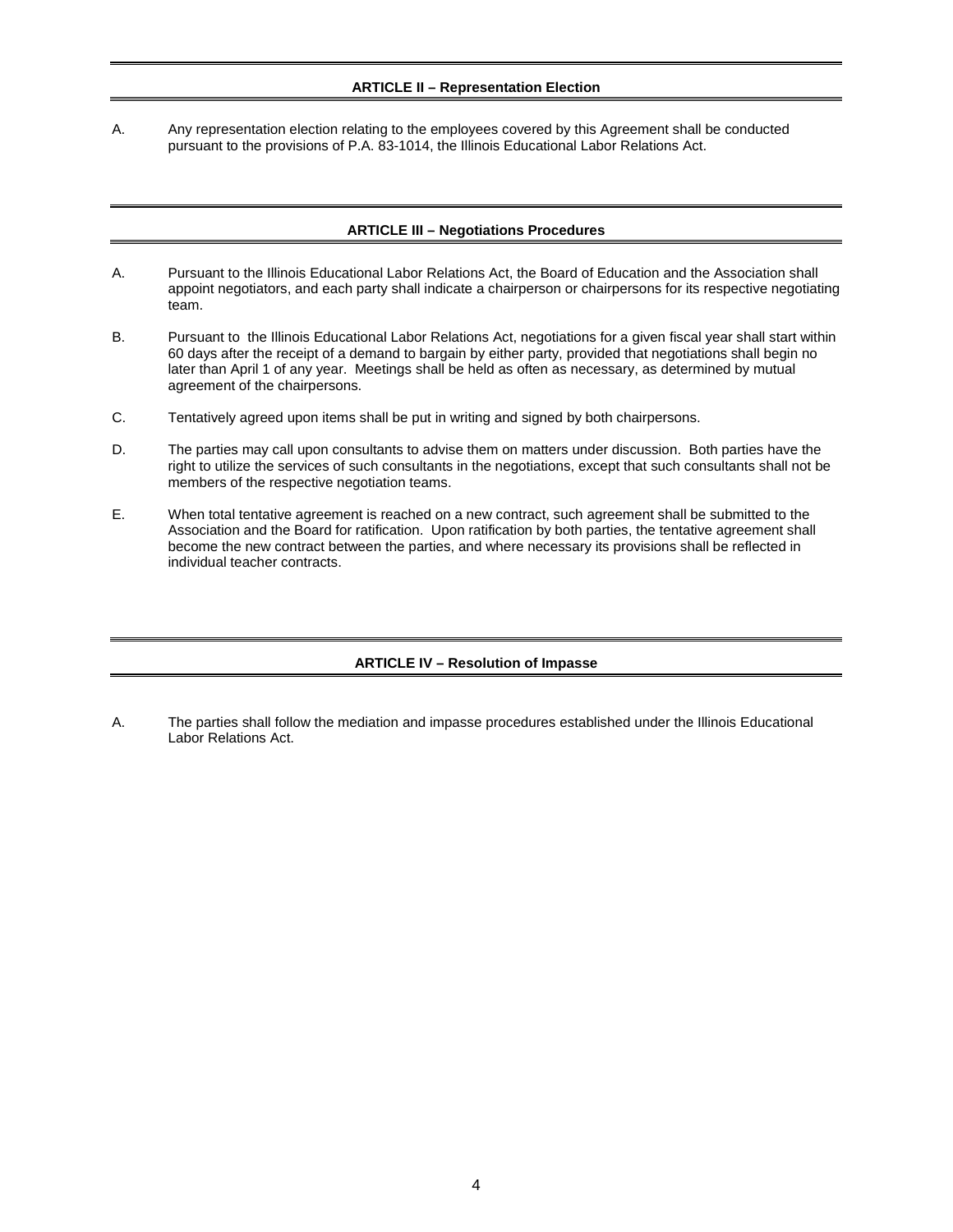## ARTICLE II – Representation Election

A. Any representation election relating to the employees covered by this Agreement shall be conducted pursuant to the provisions of P.A. 83-1014, the Illinois Educational Labor Relations Act.

## ARTICLE III – Negotiations Procedures

A. Pursuant to the Illinois Educational Labor Relations Act, the Board of Education and the Association shall appoint negotiators, and each party shall indicate a chairperson or chairpersons for its respective negotiating team.

B. Pursuant to the Illinois Educational Labor Relations Act, negotiations for a given fiscal year shall start within 60 days after the receipt of a demand to bargain by either party, provided that negotiations shall begin no later than April 1 of any year. Meetings shall be held as often as necessary, as determined by mutual agreement of the chairpersons.

C. Tentatively agreed upon items shall be put in writing and signed by both chairpersons.

D. The parties may call upon consultants to advise them on matters under discussion. Both parties have the right to utilize the services of such consultants in the negotiations, except that such consultants shall not be members of the respective negotiation teams.

E. When total tentative agreement is reached on a new contract, such agreement shall be submitted to the Association and the Board for ratification. Upon ratification by both parties, the tentative agreement shall become the new contract between the parties, and where necessary its provisions shall be reflected in individual teacher contracts.

## ARTICLE IV – Resolution of Impasse

A. The parties shall follow the mediation and impasse procedures established under the Illinois Educational Labor Relations Act.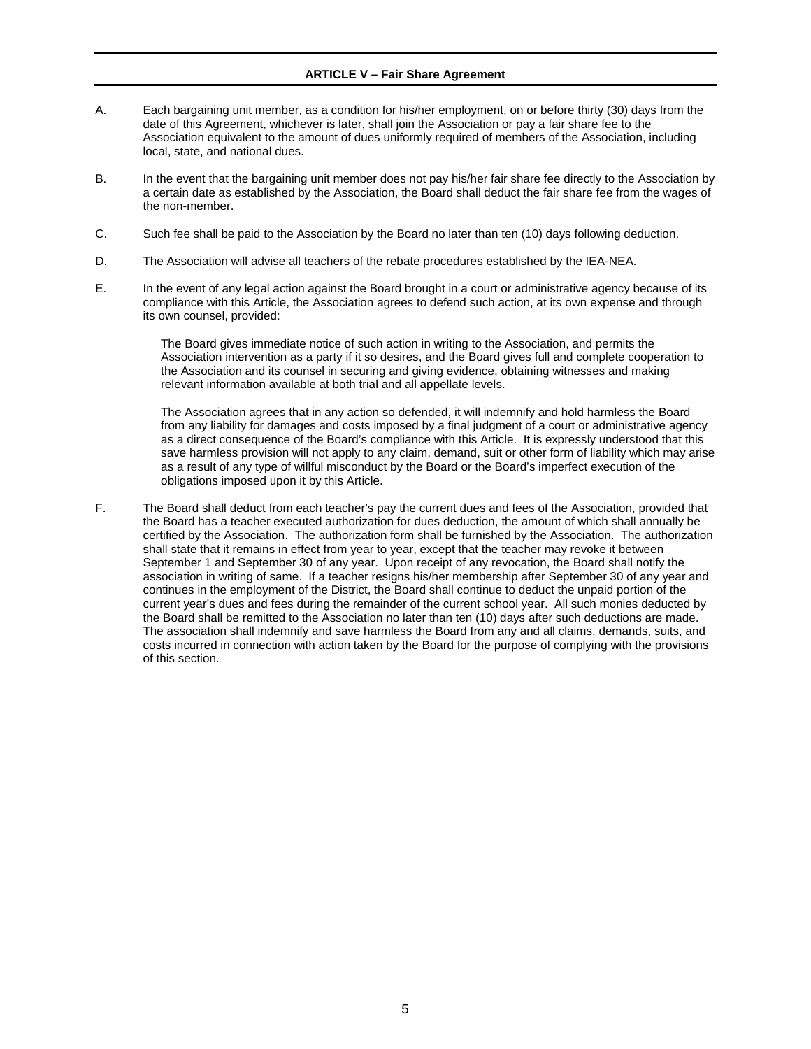## ARTICLE V – Fair Share Agreement

A. Each bargaining unit member, as a condition for his/her employment, on or before thirty (30) days from the date of this Agreement, whichever is later, shall join the Association or pay a fair share fee to the Association equivalent to the amount of dues uniformly required of members of the Association, including local, state, and national dues.

B. In the event that the bargaining unit member does not pay his/her fair share fee directly to the Association by a certain date as established by the Association, the Board shall deduct the fair share fee from the wages of the non-member.

C. Such fee shall be paid to the Association by the Board no later than ten (10) days following deduction.

D. The Association will advise all teachers of the rebate procedures established by the IEA-NEA.

E. In the event of any legal action against the Board brought in a court or administrative agency because of its compliance with this Article, the Association agrees to defend such action, at its own expense and through its own counsel, provided:

   The Board gives immediate notice of such action in writing to the Association, and permits the Association intervention as a party if it so desires, and the Board gives full and complete cooperation to the Association and its counsel in securing and giving evidence, obtaining witnesses and making relevant information available at both trial and all appellate levels.

   The Association agrees that in any action so defended, it will indemnify and hold harmless the Board from any liability for damages and costs imposed by a final judgment of a court or administrative agency as a direct consequence of the Board's compliance with this Article. It is expressly understood that this save harmless provision will not apply to any claim, demand, suit or other form of liability which may arise as a result of any type of willful misconduct by the Board or the Board's imperfect execution of the obligations imposed upon it by this Article.

F. The Board shall deduct from each teacher's pay the current dues and fees of the Association, provided that the Board has a teacher executed authorization for dues deduction, the amount of which shall annually be certified by the Association. The authorization form shall be furnished by the Association. The authorization shall state that it remains in effect from year to year, except that the teacher may revoke it between September 1 and September 30 of any year. Upon receipt of any revocation, the Board shall notify the association in writing of same. If a teacher resigns his/her membership after September 30 of any year and continues in the employment of the District, the Board shall continue to deduct the unpaid portion of the current year's dues and fees during the remainder of the current school year. All such monies deducted by the Board shall be remitted to the Association no later than ten (10) days after such deductions are made. The association shall indemnify and save harmless the Board from any and all claims, demands, suits, and costs incurred in connection with action taken by the Board for the purpose of complying with the provisions of this section.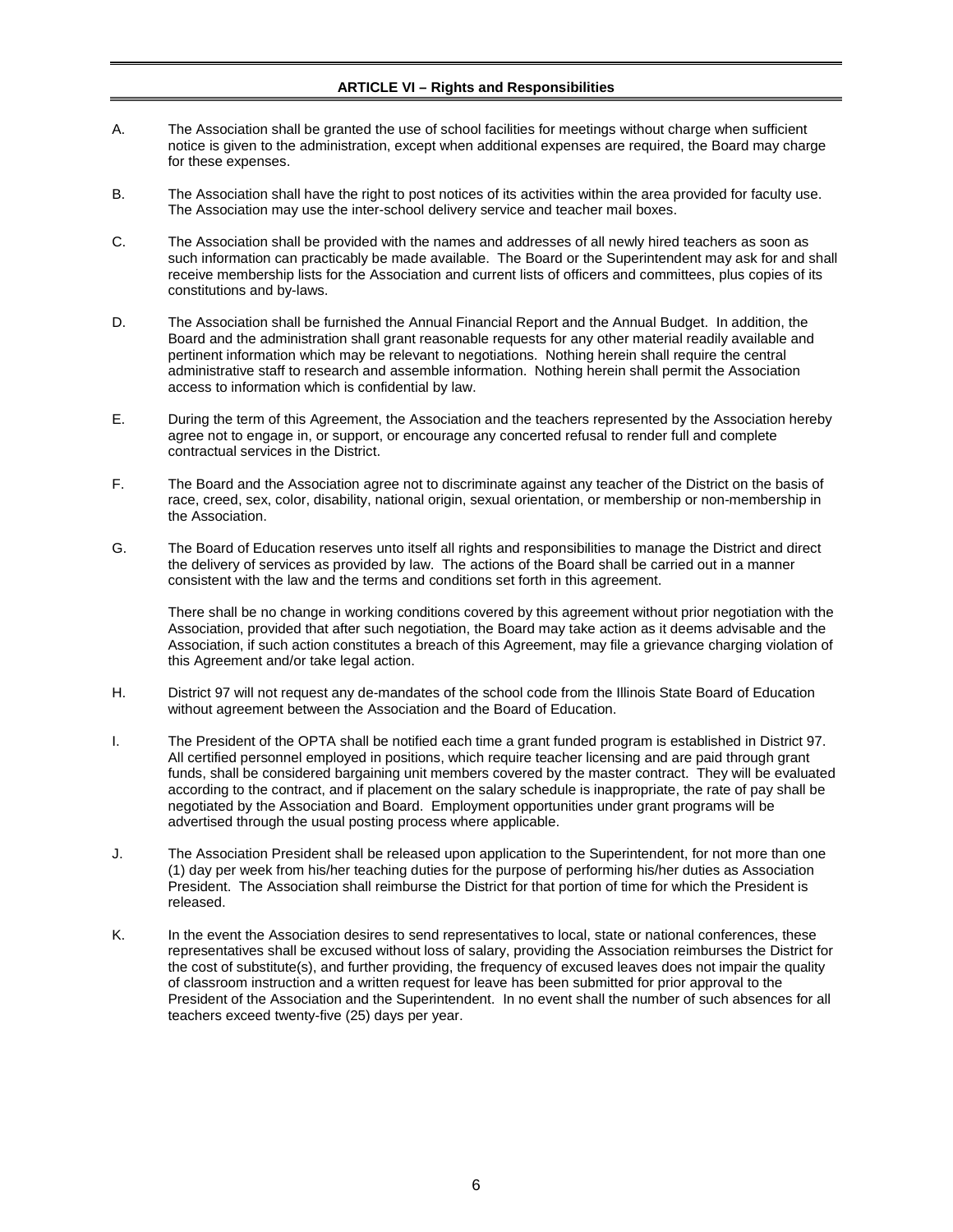## ARTICLE VI – Rights and Responsibilities

A. The Association shall be granted the use of school facilities for meetings without charge when sufficient notice is given to the administration, except when additional expenses are required, the Board may charge for these expenses.

B. The Association shall have the right to post notices of its activities within the area provided for faculty use. The Association may use the inter-school delivery service and teacher mail boxes.

C. The Association shall be provided with the names and addresses of all newly hired teachers as soon as such information can practicably be made available. The Board or the Superintendent may ask for and shall receive membership lists for the Association and current lists of officers and committees, plus copies of its constitutions and by-laws.

D. The Association shall be furnished the Annual Financial Report and the Annual Budget. In addition, the Board and the administration shall grant reasonable requests for any other material readily available and pertinent information which may be relevant to negotiations. Nothing herein shall require the central administrative staff to research and assemble information. Nothing herein shall permit the Association access to information which is confidential by law.

E. During the term of this Agreement, the Association and the teachers represented by the Association hereby agree not to engage in, or support, or encourage any concerted refusal to render full and complete contractual services in the District.

F. The Board and the Association agree not to discriminate against any teacher of the District on the basis of race, creed, sex, color, disability, national origin, sexual orientation, or membership or non-membership in the Association.

G. The Board of Education reserves unto itself all rights and responsibilities to manage the District and direct the delivery of services as provided by law. The actions of the Board shall be carried out in a manner consistent with the law and the terms and conditions set forth in this agreement.

   There shall be no change in working conditions covered by this agreement without prior negotiation with the Association, provided that after such negotiation, the Board may take action as it deems advisable and the Association, if such action constitutes a breach of this Agreement, may file a grievance charging violation of this Agreement and/or take legal action.

H. District 97 will not request any de-mandates of the school code from the Illinois State Board of Education without agreement between the Association and the Board of Education.

I. The President of the OPTA shall be notified each time a grant funded program is established in District 97. All certified personnel employed in positions, which require teacher licensing and are paid through grant funds, shall be considered bargaining unit members covered by the master contract. They will be evaluated according to the contract, and if placement on the salary schedule is inappropriate, the rate of pay shall be negotiated by the Association and Board. Employment opportunities under grant programs will be advertised through the usual posting process where applicable.

J. The Association President shall be released upon application to the Superintendent, for not more than one (1) day per week from his/her teaching duties for the purpose of performing his/her duties as Association President. The Association shall reimburse the District for that portion of time for which the President is released.

K. In the event the Association desires to send representatives to local, state or national conferences, these representatives shall be excused without loss of salary, providing the Association reimburses the District for the cost of substitute(s), and further providing, the frequency of excused leaves does not impair the quality of classroom instruction and a written request for leave has been submitted for prior approval to the President of the Association and the Superintendent. In no event shall the number of such absences for all teachers exceed twenty-five (25) days per year.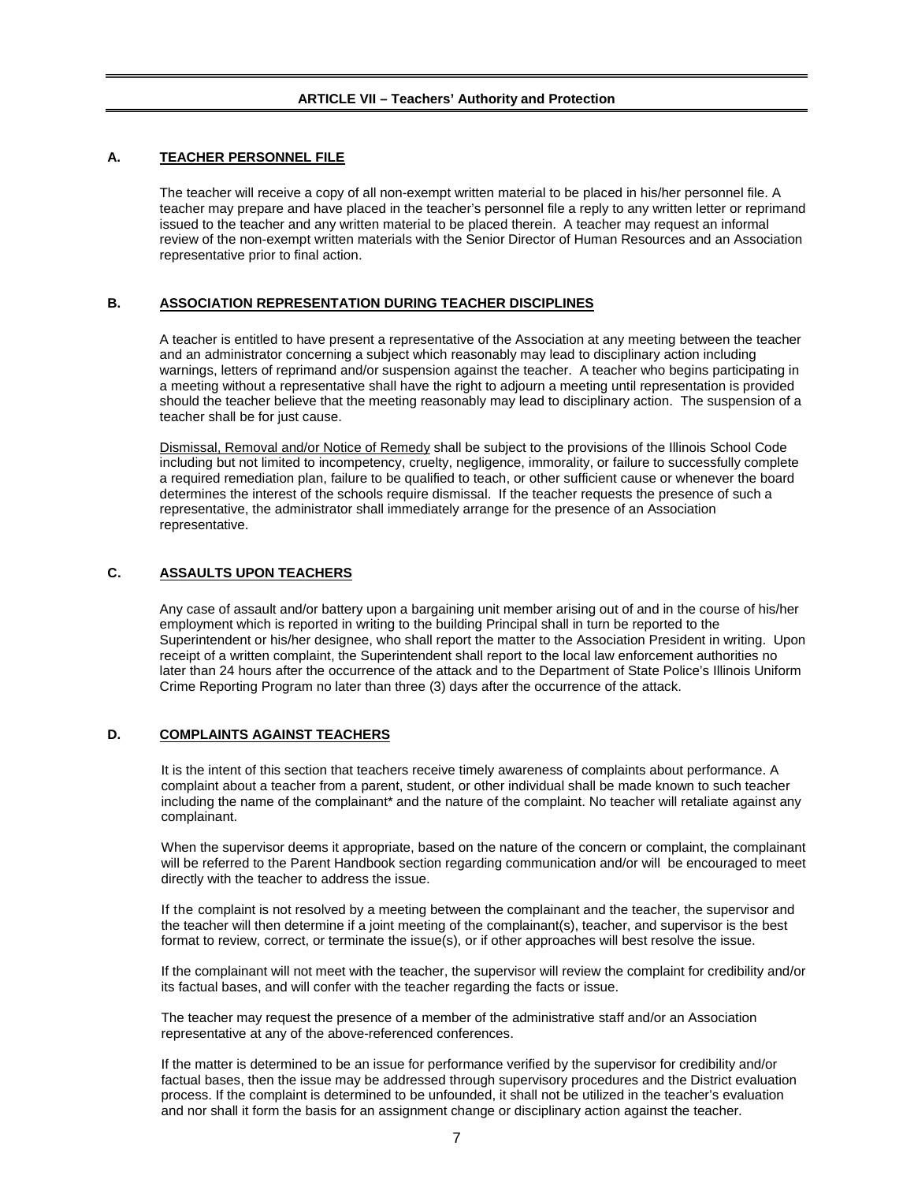## ARTICLE VII – Teachers' Authority and Protection

### A. TEACHER PERSONNEL FILE

The teacher will receive a copy of all non-exempt written material to be placed in his/her personnel file. A teacher may prepare and have placed in the teacher's personnel file a reply to any written letter or reprimand issued to the teacher and any written material to be placed therein. A teacher may request an informal review of the non-exempt written materials with the Senior Director of Human Resources and an Association representative prior to final action.

### B. ASSOCIATION REPRESENTATION DURING TEACHER DISCIPLINES

A teacher is entitled to have present a representative of the Association at any meeting between the teacher and an administrator concerning a subject which reasonably may lead to disciplinary action including warnings, letters of reprimand and/or suspension against the teacher. A teacher who begins participating in a meeting without a representative shall have the right to adjourn a meeting until representation is provided should the teacher believe that the meeting reasonably may lead to disciplinary action. The suspension of a teacher shall be for just cause.

Dismissal, Removal and/or Notice of Remedy shall be subject to the provisions of the Illinois School Code including but not limited to incompetency, cruelty, negligence, immorality, or failure to successfully complete a required remediation plan, failure to be qualified to teach, or other sufficient cause or whenever the board determines the interest of the schools require dismissal. If the teacher requests the presence of such a representative, the administrator shall immediately arrange for the presence of an Association representative.

### C. ASSAULTS UPON TEACHERS

Any case of assault and/or battery upon a bargaining unit member arising out of and in the course of his/her employment which is reported in writing to the building Principal shall in turn be reported to the Superintendent or his/her designee, who shall report the matter to the Association President in writing. Upon receipt of a written complaint, the Superintendent shall report to the local law enforcement authorities no later than 24 hours after the occurrence of the attack and to the Department of State Police's Illinois Uniform Crime Reporting Program no later than three (3) days after the occurrence of the attack.

### D. COMPLAINTS AGAINST TEACHERS

It is the intent of this section that teachers receive timely awareness of complaints about performance. A complaint about a teacher from a parent, student, or other individual shall be made known to such teacher including the name of the complainant* and the nature of the complaint. No teacher will retaliate against any complainant.

When the supervisor deems it appropriate, based on the nature of the concern or complaint, the complainant will be referred to the Parent Handbook section regarding communication and/or will be encouraged to meet directly with the teacher to address the issue.

If the complaint is not resolved by a meeting between the complainant and the teacher, the supervisor and the teacher will then determine if a joint meeting of the complainant(s), teacher, and supervisor is the best format to review, correct, or terminate the issue(s), or if other approaches will best resolve the issue.

If the complainant will not meet with the teacher, the supervisor will review the complaint for credibility and/or its factual bases, and will confer with the teacher regarding the facts or issue.

The teacher may request the presence of a member of the administrative staff and/or an Association representative at any of the above-referenced conferences.

If the matter is determined to be an issue for performance verified by the supervisor for credibility and/or factual bases, then the issue may be addressed through supervisory procedures and the District evaluation process. If the complaint is determined to be unfounded, it shall not be utilized in the teacher's evaluation and nor shall it form the basis for an assignment change or disciplinary action against the teacher.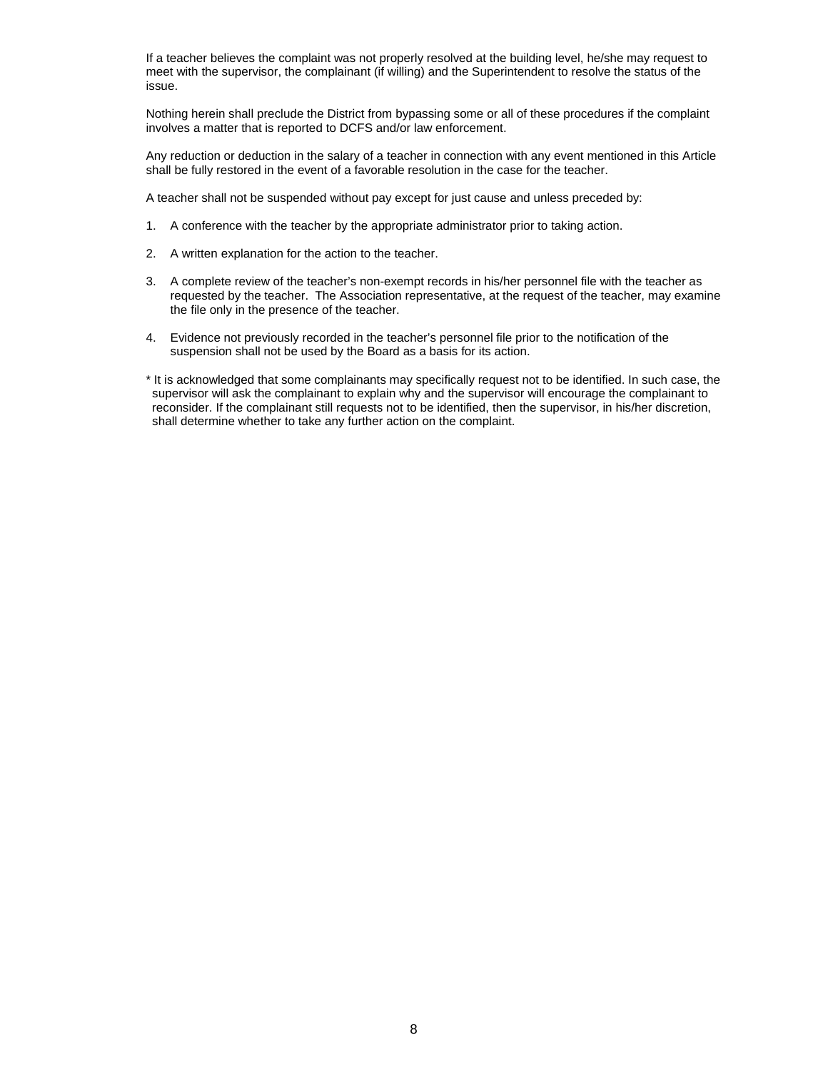If a teacher believes the complaint was not properly resolved at the building level, he/she may request to meet with the supervisor, the complainant (if willing) and the Superintendent to resolve the status of the issue.

Nothing herein shall preclude the District from bypassing some or all of these procedures if the complaint involves a matter that is reported to DCFS and/or law enforcement.

Any reduction or deduction in the salary of a teacher in connection with any event mentioned in this Article shall be fully restored in the event of a favorable resolution in the case for the teacher.

A teacher shall not be suspended without pay except for just cause and unless preceded by:

1. A conference with the teacher by the appropriate administrator prior to taking action.

2. A written explanation for the action to the teacher.

3. A complete review of the teacher's non-exempt records in his/her personnel file with the teacher as requested by the teacher. The Association representative, at the request of the teacher, may examine the file only in the presence of the teacher.

4. Evidence not previously recorded in the teacher's personnel file prior to the notification of the suspension shall not be used by the Board as a basis for its action.

* It is acknowledged that some complainants may specifically request not to be identified. In such case, the supervisor will ask the complainant to explain why and the supervisor will encourage the complainant to reconsider. If the complainant still requests not to be identified, then the supervisor, in his/her discretion, shall determine whether to take any further action on the complaint.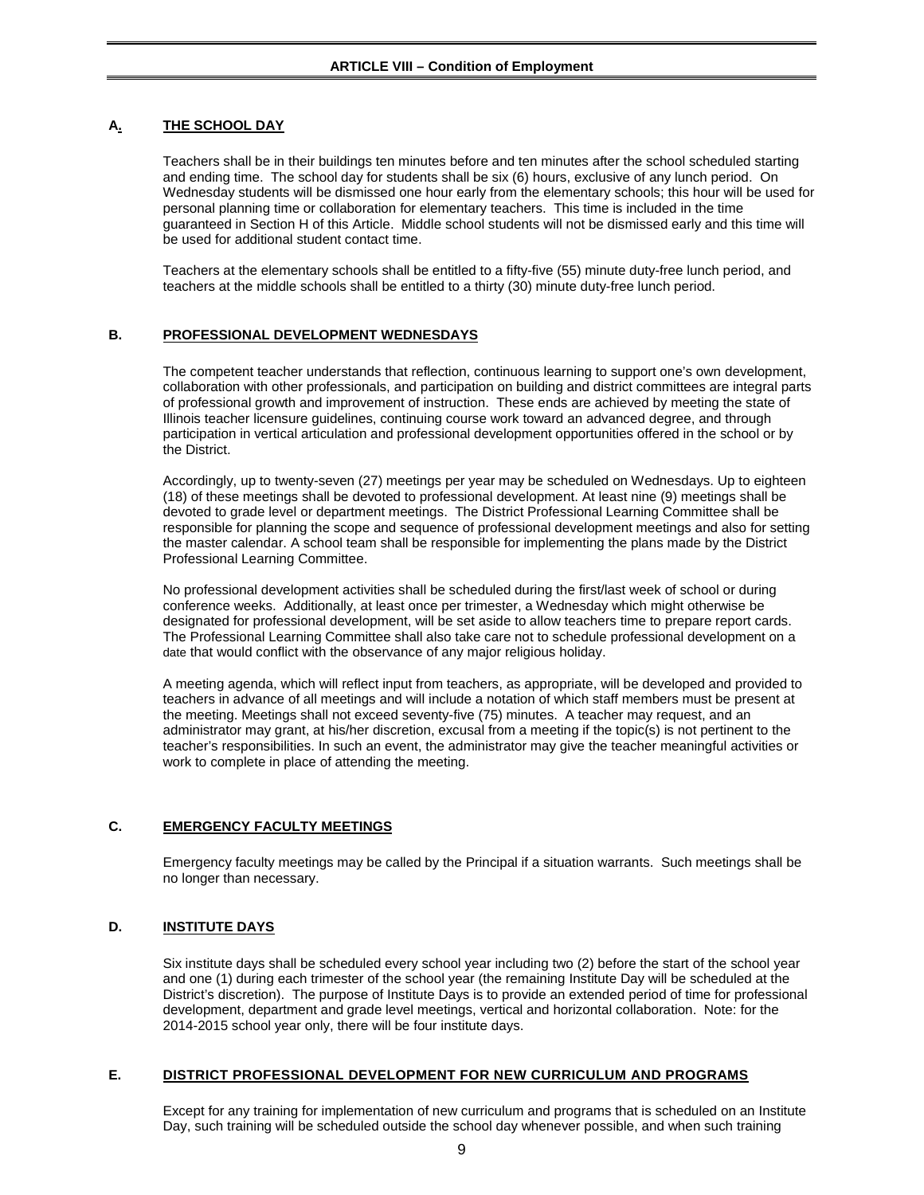## ARTICLE VIII – Condition of Employment

### A. THE SCHOOL DAY

Teachers shall be in their buildings ten minutes before and ten minutes after the school scheduled starting and ending time. The school day for students shall be six (6) hours, exclusive of any lunch period. On Wednesday students will be dismissed one hour early from the elementary schools; this hour will be used for personal planning time or collaboration for elementary teachers. This time is included in the time guaranteed in Section H of this Article. Middle school students will not be dismissed early and this time will be used for additional student contact time.

Teachers at the elementary schools shall be entitled to a fifty-five (55) minute duty-free lunch period, and teachers at the middle schools shall be entitled to a thirty (30) minute duty-free lunch period.

### B. PROFESSIONAL DEVELOPMENT WEDNESDAYS

The competent teacher understands that reflection, continuous learning to support one's own development, collaboration with other professionals, and participation on building and district committees are integral parts of professional growth and improvement of instruction. These ends are achieved by meeting the state of Illinois teacher licensure guidelines, continuing course work toward an advanced degree, and through participation in vertical articulation and professional development opportunities offered in the school or by the District.

Accordingly, up to twenty-seven (27) meetings per year may be scheduled on Wednesdays. Up to eighteen (18) of these meetings shall be devoted to professional development. At least nine (9) meetings shall be devoted to grade level or department meetings. The District Professional Learning Committee shall be responsible for planning the scope and sequence of professional development meetings and also for setting the master calendar. A school team shall be responsible for implementing the plans made by the District Professional Learning Committee.

No professional development activities shall be scheduled during the first/last week of school or during conference weeks. Additionally, at least once per trimester, a Wednesday which might otherwise be designated for professional development, will be set aside to allow teachers time to prepare report cards. The Professional Learning Committee shall also take care not to schedule professional development on a date that would conflict with the observance of any major religious holiday.

A meeting agenda, which will reflect input from teachers, as appropriate, will be developed and provided to teachers in advance of all meetings and will include a notation of which staff members must be present at the meeting. Meetings shall not exceed seventy-five (75) minutes. A teacher may request, and an administrator may grant, at his/her discretion, excusal from a meeting if the topic(s) is not pertinent to the teacher's responsibilities. In such an event, the administrator may give the teacher meaningful activities or work to complete in place of attending the meeting.

### C. EMERGENCY FACULTY MEETINGS

Emergency faculty meetings may be called by the Principal if a situation warrants. Such meetings shall be no longer than necessary.

### D. INSTITUTE DAYS

Six institute days shall be scheduled every school year including two (2) before the start of the school year and one (1) during each trimester of the school year (the remaining Institute Day will be scheduled at the District's discretion). The purpose of Institute Days is to provide an extended period of time for professional development, department and grade level meetings, vertical and horizontal collaboration. Note: for the 2014-2015 school year only, there will be four institute days.

### E. DISTRICT PROFESSIONAL DEVELOPMENT FOR NEW CURRICULUM AND PROGRAMS

Except for any training for implementation of new curriculum and programs that is scheduled on an Institute Day, such training will be scheduled outside the school day whenever possible, and when such training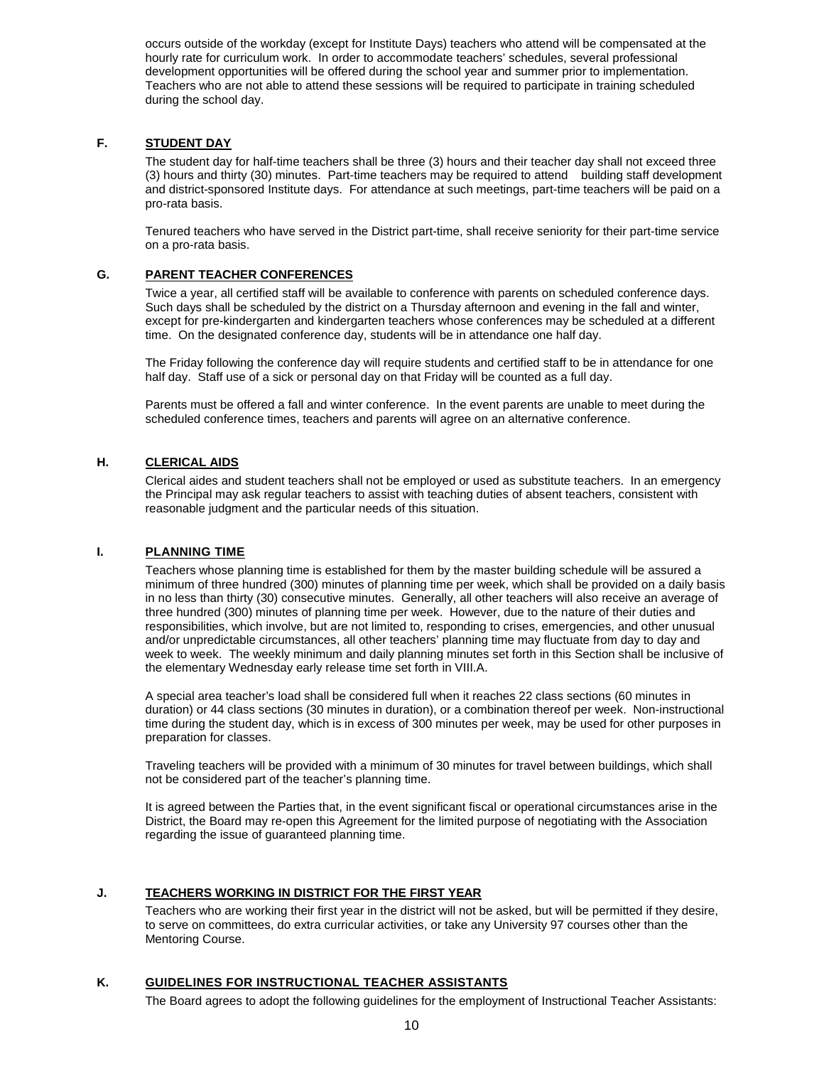occurs outside of the workday (except for Institute Days) teachers who attend will be compensated at the hourly rate for curriculum work. In order to accommodate teachers' schedules, several professional development opportunities will be offered during the school year and summer prior to implementation. Teachers who are not able to attend these sessions will be required to participate in training scheduled during the school day.

### F. STUDENT DAY

The student day for half-time teachers shall be three (3) hours and their teacher day shall not exceed three (3) hours and thirty (30) minutes. Part-time teachers may be required to attend building staff development and district-sponsored Institute days. For attendance at such meetings, part-time teachers will be paid on a pro-rata basis.

Tenured teachers who have served in the District part-time, shall receive seniority for their part-time service on a pro-rata basis.

### G. PARENT TEACHER CONFERENCES

Twice a year, all certified staff will be available to conference with parents on scheduled conference days. Such days shall be scheduled by the district on a Thursday afternoon and evening in the fall and winter, except for pre-kindergarten and kindergarten teachers whose conferences may be scheduled at a different time. On the designated conference day, students will be in attendance one half day.

The Friday following the conference day will require students and certified staff to be in attendance for one half day. Staff use of a sick or personal day on that Friday will be counted as a full day.

Parents must be offered a fall and winter conference. In the event parents are unable to meet during the scheduled conference times, teachers and parents will agree on an alternative conference.

### H. CLERICAL AIDS

Clerical aides and student teachers shall not be employed or used as substitute teachers. In an emergency the Principal may ask regular teachers to assist with teaching duties of absent teachers, consistent with reasonable judgment and the particular needs of this situation.

### I. PLANNING TIME

Teachers whose planning time is established for them by the master building schedule will be assured a minimum of three hundred (300) minutes of planning time per week, which shall be provided on a daily basis in no less than thirty (30) consecutive minutes. Generally, all other teachers will also receive an average of three hundred (300) minutes of planning time per week. However, due to the nature of their duties and responsibilities, which involve, but are not limited to, responding to crises, emergencies, and other unusual and/or unpredictable circumstances, all other teachers' planning time may fluctuate from day to day and week to week. The weekly minimum and daily planning minutes set forth in this Section shall be inclusive of the elementary Wednesday early release time set forth in VIII.A.

A special area teacher's load shall be considered full when it reaches 22 class sections (60 minutes in duration) or 44 class sections (30 minutes in duration), or a combination thereof per week. Non-instructional time during the student day, which is in excess of 300 minutes per week, may be used for other purposes in preparation for classes.

Traveling teachers will be provided with a minimum of 30 minutes for travel between buildings, which shall not be considered part of the teacher's planning time.

It is agreed between the Parties that, in the event significant fiscal or operational circumstances arise in the District, the Board may re-open this Agreement for the limited purpose of negotiating with the Association regarding the issue of guaranteed planning time.

### J. TEACHERS WORKING IN DISTRICT FOR THE FIRST YEAR

Teachers who are working their first year in the district will not be asked, but will be permitted if they desire, to serve on committees, do extra curricular activities, or take any University 97 courses other than the Mentoring Course.

### K. GUIDELINES FOR INSTRUCTIONAL TEACHER ASSISTANTS

The Board agrees to adopt the following guidelines for the employment of Instructional Teacher Assistants: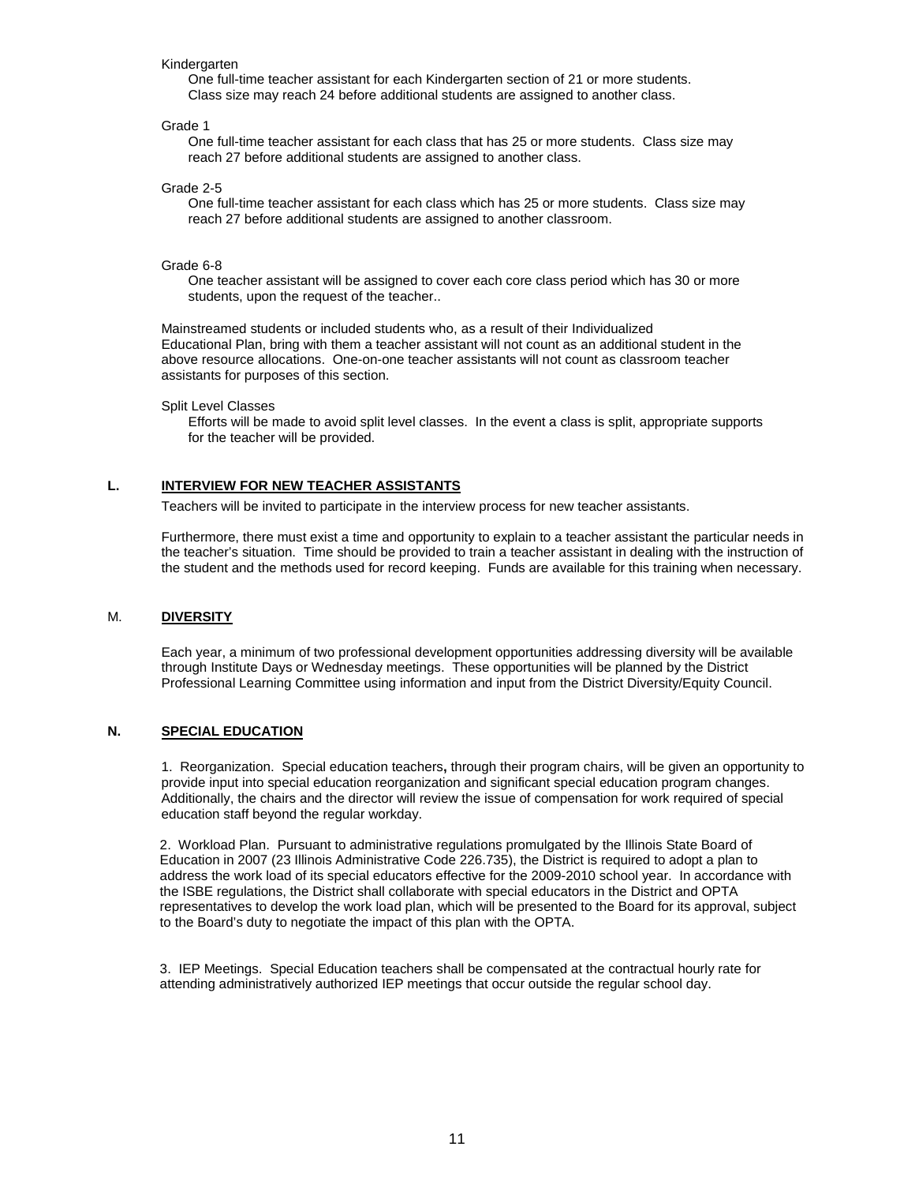Kindergarten

One full-time teacher assistant for each Kindergarten section of 21 or more students. Class size may reach 24 before additional students are assigned to another class.

Grade 1

One full-time teacher assistant for each class that has 25 or more students. Class size may reach 27 before additional students are assigned to another class.

Grade 2-5

One full-time teacher assistant for each class which has 25 or more students. Class size may reach 27 before additional students are assigned to another classroom.

Grade 6-8

One teacher assistant will be assigned to cover each core class period which has 30 or more students, upon the request of the teacher..

Mainstreamed students or included students who, as a result of their Individualized Educational Plan, bring with them a teacher assistant will not count as an additional student in the above resource allocations. One-on-one teacher assistants will not count as classroom teacher assistants for purposes of this section.

Split Level Classes

Efforts will be made to avoid split level classes. In the event a class is split, appropriate supports for the teacher will be provided.

## L. INTERVIEW FOR NEW TEACHER ASSISTANTS

Teachers will be invited to participate in the interview process for new teacher assistants.

Furthermore, there must exist a time and opportunity to explain to a teacher assistant the particular needs in the teacher's situation. Time should be provided to train a teacher assistant in dealing with the instruction of the student and the methods used for record keeping. Funds are available for this training when necessary.

## M. DIVERSITY

Each year, a minimum of two professional development opportunities addressing diversity will be available through Institute Days or Wednesday meetings. These opportunities will be planned by the District Professional Learning Committee using information and input from the District Diversity/Equity Council.

## N. SPECIAL EDUCATION

1. Reorganization. Special education teachers**,** through their program chairs, will be given an opportunity to provide input into special education reorganization and significant special education program changes. Additionally, the chairs and the director will review the issue of compensation for work required of special education staff beyond the regular workday.

2. Workload Plan. Pursuant to administrative regulations promulgated by the Illinois State Board of Education in 2007 (23 Illinois Administrative Code 226.735), the District is required to adopt a plan to address the work load of its special educators effective for the 2009-2010 school year. In accordance with the ISBE regulations, the District shall collaborate with special educators in the District and OPTA representatives to develop the work load plan, which will be presented to the Board for its approval, subject to the Board's duty to negotiate the impact of this plan with the OPTA.

3. IEP Meetings. Special Education teachers shall be compensated at the contractual hourly rate for attending administratively authorized IEP meetings that occur outside the regular school day.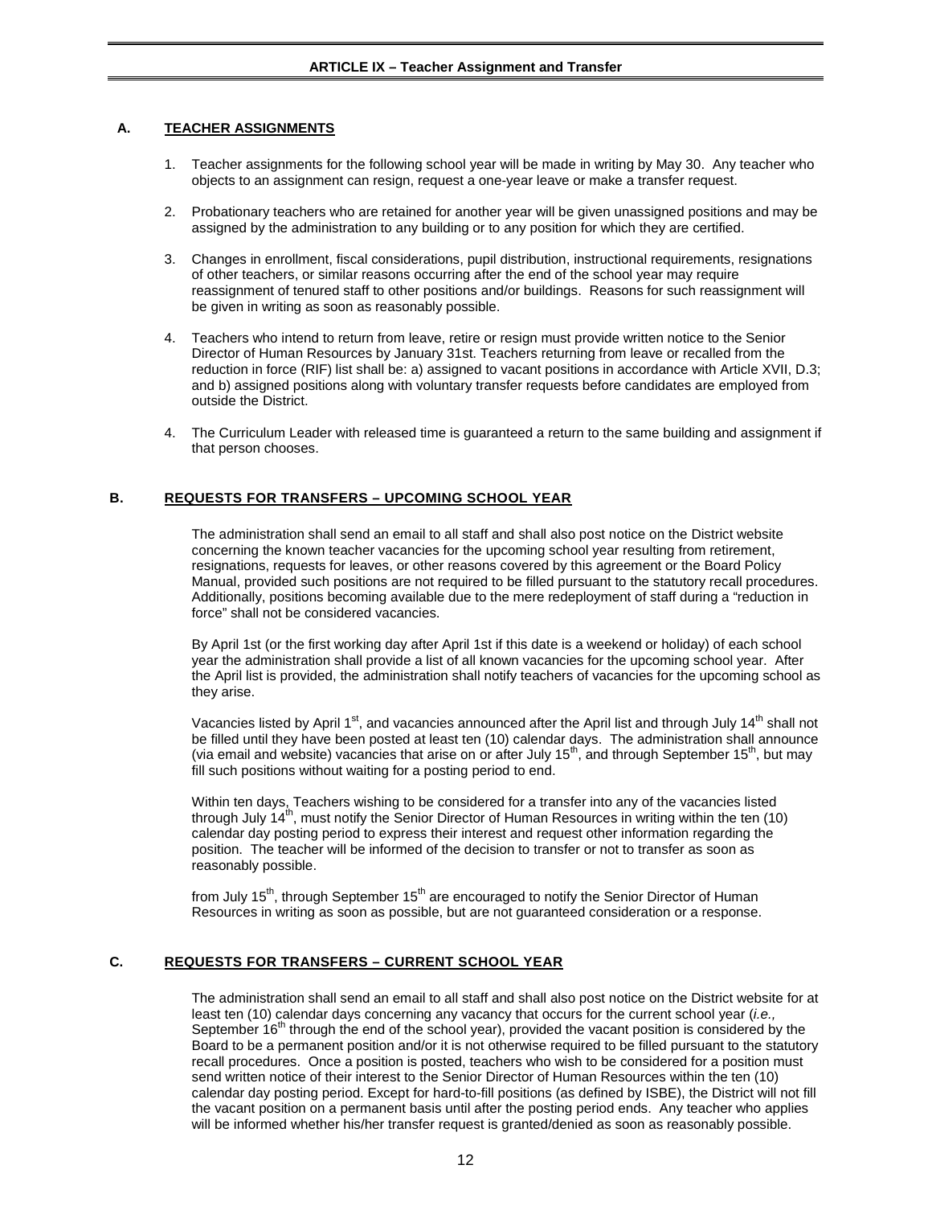# ARTICLE IX – Teacher Assignment and Transfer

## A. TEACHER ASSIGNMENTS

1. Teacher assignments for the following school year will be made in writing by May 30. Any teacher who objects to an assignment can resign, request a one-year leave or make a transfer request.

2. Probationary teachers who are retained for another year will be given unassigned positions and may be assigned by the administration to any building or to any position for which they are certified.

3. Changes in enrollment, fiscal considerations, pupil distribution, instructional requirements, resignations of other teachers, or similar reasons occurring after the end of the school year may require reassignment of tenured staff to other positions and/or buildings. Reasons for such reassignment will be given in writing as soon as reasonably possible.

4. Teachers who intend to return from leave, retire or resign must provide written notice to the Senior Director of Human Resources by January 31st. Teachers returning from leave or recalled from the reduction in force (RIF) list shall be: a) assigned to vacant positions in accordance with Article XVII, D.3; and b) assigned positions along with voluntary transfer requests before candidates are employed from outside the District.

4. The Curriculum Leader with released time is guaranteed a return to the same building and assignment if that person chooses.

## B. REQUESTS FOR TRANSFERS – UPCOMING SCHOOL YEAR

The administration shall send an email to all staff and shall also post notice on the District website concerning the known teacher vacancies for the upcoming school year resulting from retirement, resignations, requests for leaves, or other reasons covered by this agreement or the Board Policy Manual, provided such positions are not required to be filled pursuant to the statutory recall procedures. Additionally, positions becoming available due to the mere redeployment of staff during a "reduction in force" shall not be considered vacancies.

By April 1st (or the first working day after April 1st if this date is a weekend or holiday) of each school year the administration shall provide a list of all known vacancies for the upcoming school year. After the April list is provided, the administration shall notify teachers of vacancies for the upcoming school as they arise.

Vacancies listed by April 1st, and vacancies announced after the April list and through July 14th shall not be filled until they have been posted at least ten (10) calendar days. The administration shall announce (via email and website) vacancies that arise on or after July 15th, and through September 15th, but may fill such positions without waiting for a posting period to end.

Within ten days, Teachers wishing to be considered for a transfer into any of the vacancies listed through July 14th, must notify the Senior Director of Human Resources in writing within the ten (10) calendar day posting period to express their interest and request other information regarding the position. The teacher will be informed of the decision to transfer or not to transfer as soon as reasonably possible.

from July 15th, through September 15th are encouraged to notify the Senior Director of Human Resources in writing as soon as possible, but are not guaranteed consideration or a response.

## C. REQUESTS FOR TRANSFERS – CURRENT SCHOOL YEAR

The administration shall send an email to all staff and shall also post notice on the District website for at least ten (10) calendar days concerning any vacancy that occurs for the current school year (*i.e.,* September 16th through the end of the school year), provided the vacant position is considered by the Board to be a permanent position and/or it is not otherwise required to be filled pursuant to the statutory recall procedures. Once a position is posted, teachers who wish to be considered for a position must send written notice of their interest to the Senior Director of Human Resources within the ten (10) calendar day posting period. Except for hard-to-fill positions (as defined by ISBE), the District will not fill the vacant position on a permanent basis until after the posting period ends. Any teacher who applies will be informed whether his/her transfer request is granted/denied as soon as reasonably possible.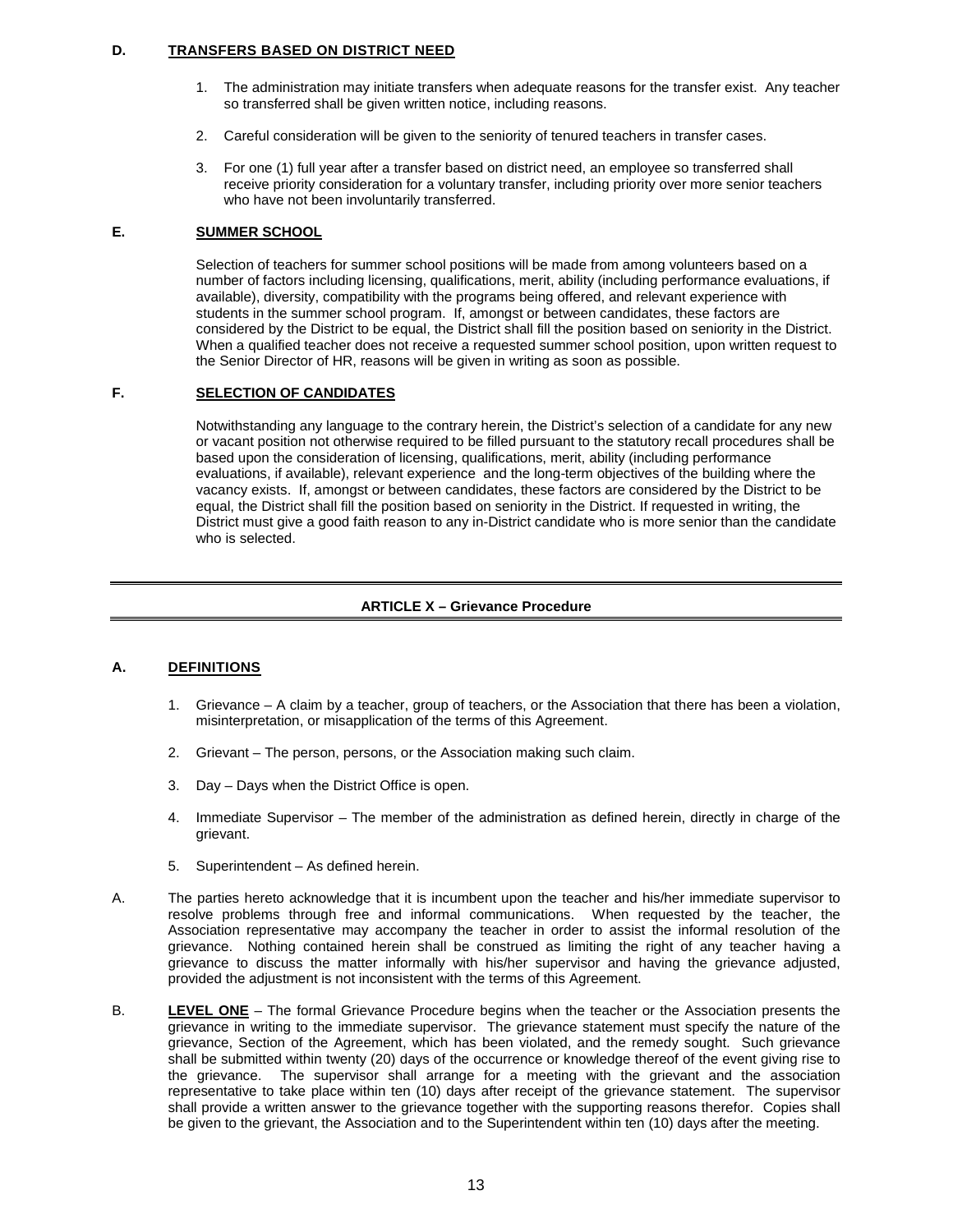### D. **TRANSFERS BASED ON DISTRICT NEED**

1. The administration may initiate transfers when adequate reasons for the transfer exist. Any teacher so transferred shall be given written notice, including reasons.

2. Careful consideration will be given to the seniority of tenured teachers in transfer cases.

3. For one (1) full year after a transfer based on district need, an employee so transferred shall receive priority consideration for a voluntary transfer, including priority over more senior teachers who have not been involuntarily transferred.

### E. **SUMMER SCHOOL**

Selection of teachers for summer school positions will be made from among volunteers based on a number of factors including licensing, qualifications, merit, ability (including performance evaluations, if available), diversity, compatibility with the programs being offered, and relevant experience with students in the summer school program. If, amongst or between candidates, these factors are considered by the District to be equal, the District shall fill the position based on seniority in the District. When a qualified teacher does not receive a requested summer school position, upon written request to the Senior Director of HR, reasons will be given in writing as soon as possible.

### F. **SELECTION OF CANDIDATES**

Notwithstanding any language to the contrary herein, the District's selection of a candidate for any new or vacant position not otherwise required to be filled pursuant to the statutory recall procedures shall be based upon the consideration of licensing, qualifications, merit, ability (including performance evaluations, if available), relevant experience and the long-term objectives of the building where the vacancy exists. If, amongst or between candidates, these factors are considered by the District to be equal, the District shall fill the position based on seniority in the District. If requested in writing, the District must give a good faith reason to any in-District candidate who is more senior than the candidate who is selected.

---

## ARTICLE X – Grievance Procedure

---

### A. **DEFINITIONS**

1. Grievance – A claim by a teacher, group of teachers, or the Association that there has been a violation, misinterpretation, or misapplication of the terms of this Agreement.

2. Grievant – The person, persons, or the Association making such claim.

3. Day – Days when the District Office is open.

4. Immediate Supervisor – The member of the administration as defined herein, directly in charge of the grievant.

5. Superintendent – As defined herein.

A. The parties hereto acknowledge that it is incumbent upon the teacher and his/her immediate supervisor to resolve problems through free and informal communications. When requested by the teacher, the Association representative may accompany the teacher in order to assist the informal resolution of the grievance. Nothing contained herein shall be construed as limiting the right of any teacher having a grievance to discuss the matter informally with his/her supervisor and having the grievance adjusted, provided the adjustment is not inconsistent with the terms of this Agreement.

B. **LEVEL ONE** – The formal Grievance Procedure begins when the teacher or the Association presents the grievance in writing to the immediate supervisor. The grievance statement must specify the nature of the grievance, Section of the Agreement, which has been violated, and the remedy sought. Such grievance shall be submitted within twenty (20) days of the occurrence or knowledge thereof of the event giving rise to the grievance. The supervisor shall arrange for a meeting with the grievant and the association representative to take place within ten (10) days after receipt of the grievance statement. The supervisor shall provide a written answer to the grievance together with the supporting reasons therefor. Copies shall be given to the grievant, the Association and to the Superintendent within ten (10) days after the meeting.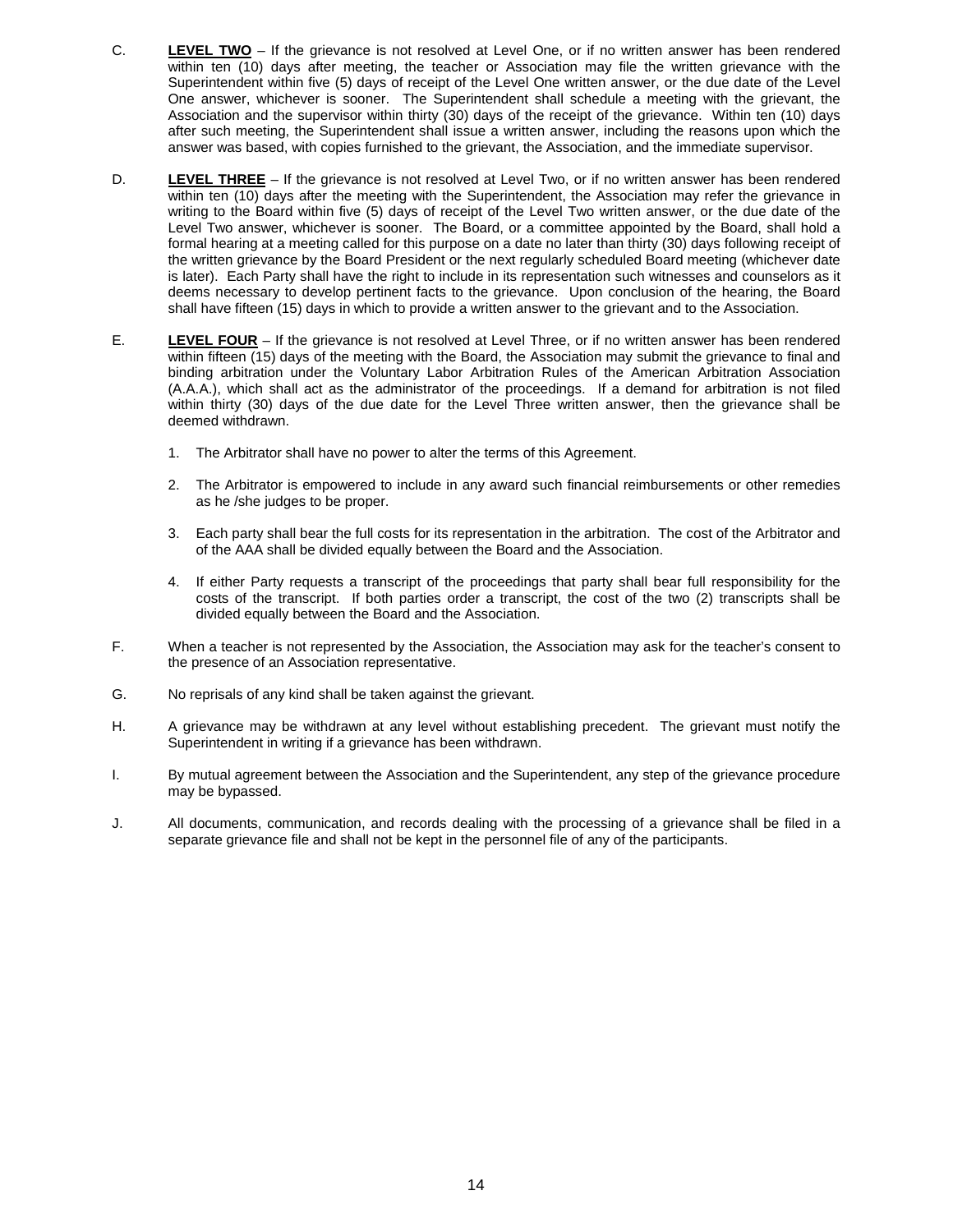C. **LEVEL TWO** – If the grievance is not resolved at Level One, or if no written answer has been rendered within ten (10) days after meeting, the teacher or Association may file the written grievance with the Superintendent within five (5) days of receipt of the Level One written answer, or the due date of the Level One answer, whichever is sooner. The Superintendent shall schedule a meeting with the grievant, the Association and the supervisor within thirty (30) days of the receipt of the grievance. Within ten (10) days after such meeting, the Superintendent shall issue a written answer, including the reasons upon which the answer was based, with copies furnished to the grievant, the Association, and the immediate supervisor.

D. **LEVEL THREE** – If the grievance is not resolved at Level Two, or if no written answer has been rendered within ten (10) days after the meeting with the Superintendent, the Association may refer the grievance in writing to the Board within five (5) days of receipt of the Level Two written answer, or the due date of the Level Two answer, whichever is sooner. The Board, or a committee appointed by the Board, shall hold a formal hearing at a meeting called for this purpose on a date no later than thirty (30) days following receipt of the written grievance by the Board President or the next regularly scheduled Board meeting (whichever date is later). Each Party shall have the right to include in its representation such witnesses and counselors as it deems necessary to develop pertinent facts to the grievance. Upon conclusion of the hearing, the Board shall have fifteen (15) days in which to provide a written answer to the grievant and to the Association.

E. **LEVEL FOUR** – If the grievance is not resolved at Level Three, or if no written answer has been rendered within fifteen (15) days of the meeting with the Board, the Association may submit the grievance to final and binding arbitration under the Voluntary Labor Arbitration Rules of the American Arbitration Association (A.A.A.), which shall act as the administrator of the proceedings. If a demand for arbitration is not filed within thirty (30) days of the due date for the Level Three written answer, then the grievance shall be deemed withdrawn.

1. The Arbitrator shall have no power to alter the terms of this Agreement.

2. The Arbitrator is empowered to include in any award such financial reimbursements or other remedies as he /she judges to be proper.

3. Each party shall bear the full costs for its representation in the arbitration. The cost of the Arbitrator and of the AAA shall be divided equally between the Board and the Association.

4. If either Party requests a transcript of the proceedings that party shall bear full responsibility for the costs of the transcript. If both parties order a transcript, the cost of the two (2) transcripts shall be divided equally between the Board and the Association.

F. When a teacher is not represented by the Association, the Association may ask for the teacher's consent to the presence of an Association representative.

G. No reprisals of any kind shall be taken against the grievant.

H. A grievance may be withdrawn at any level without establishing precedent. The grievant must notify the Superintendent in writing if a grievance has been withdrawn.

I. By mutual agreement between the Association and the Superintendent, any step of the grievance procedure may be bypassed.

J. All documents, communication, and records dealing with the processing of a grievance shall be filed in a separate grievance file and shall not be kept in the personnel file of any of the participants.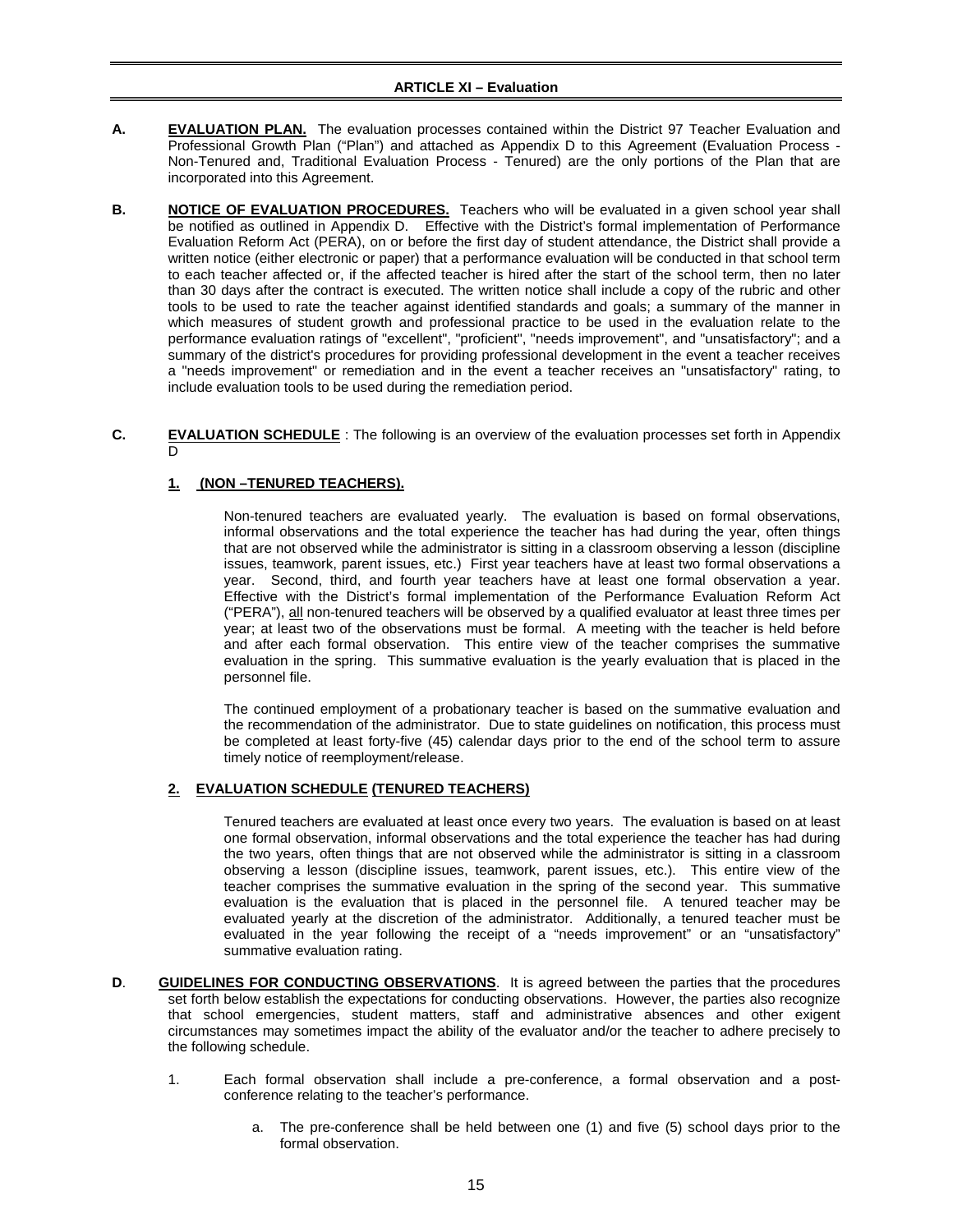## ARTICLE XI – Evaluation

**A. EVALUATION PLAN.** The evaluation processes contained within the District 97 Teacher Evaluation and Professional Growth Plan ("Plan") and attached as Appendix D to this Agreement (Evaluation Process - Non-Tenured and, Traditional Evaluation Process - Tenured) are the only portions of the Plan that are incorporated into this Agreement.

**B. NOTICE OF EVALUATION PROCEDURES.** Teachers who will be evaluated in a given school year shall be notified as outlined in Appendix D. Effective with the District's formal implementation of Performance Evaluation Reform Act (PERA), on or before the first day of student attendance, the District shall provide a written notice (either electronic or paper) that a performance evaluation will be conducted in that school term to each teacher affected or, if the affected teacher is hired after the start of the school term, then no later than 30 days after the contract is executed. The written notice shall include a copy of the rubric and other tools to be used to rate the teacher against identified standards and goals; a summary of the manner in which measures of student growth and professional practice to be used in the evaluation relate to the performance evaluation ratings of "excellent", "proficient", "needs improvement", and "unsatisfactory"; and a summary of the district's procedures for providing professional development in the event a teacher receives a "needs improvement" or remediation and in the event a teacher receives an "unsatisfactory" rating, to include evaluation tools to be used during the remediation period.

**C. EVALUATION SCHEDULE** : The following is an overview of the evaluation processes set forth in Appendix D

**1. (NON –TENURED TEACHERS).**

Non-tenured teachers are evaluated yearly. The evaluation is based on formal observations, informal observations and the total experience the teacher has had during the year, often things that are not observed while the administrator is sitting in a classroom observing a lesson (discipline issues, teamwork, parent issues, etc.) First year teachers have at least two formal observations a year. Second, third, and fourth year teachers have at least one formal observation a year. Effective with the District's formal implementation of the Performance Evaluation Reform Act ("PERA"), all non-tenured teachers will be observed by a qualified evaluator at least three times per year; at least two of the observations must be formal. A meeting with the teacher is held before and after each formal observation. This entire view of the teacher comprises the summative evaluation in the spring. This summative evaluation is the yearly evaluation that is placed in the personnel file.

The continued employment of a probationary teacher is based on the summative evaluation and the recommendation of the administrator. Due to state guidelines on notification, this process must be completed at least forty-five (45) calendar days prior to the end of the school term to assure timely notice of reemployment/release.

**2. EVALUATION SCHEDULE (TENURED TEACHERS)**

Tenured teachers are evaluated at least once every two years. The evaluation is based on at least one formal observation, informal observations and the total experience the teacher has had during the two years, often things that are not observed while the administrator is sitting in a classroom observing a lesson (discipline issues, teamwork, parent issues, etc.). This entire view of the teacher comprises the summative evaluation in the spring of the second year. This summative evaluation is the evaluation that is placed in the personnel file. A tenured teacher may be evaluated yearly at the discretion of the administrator. Additionally, a tenured teacher must be evaluated in the year following the receipt of a "needs improvement" or an "unsatisfactory" summative evaluation rating.

**D. GUIDELINES FOR CONDUCTING OBSERVATIONS.** It is agreed between the parties that the procedures set forth below establish the expectations for conducting observations. However, the parties also recognize that school emergencies, student matters, staff and administrative absences and other exigent circumstances may sometimes impact the ability of the evaluator and/or the teacher to adhere precisely to the following schedule.

1. Each formal observation shall include a pre-conference, a formal observation and a post-conference relating to the teacher's performance.

   a. The pre-conference shall be held between one (1) and five (5) school days prior to the formal observation.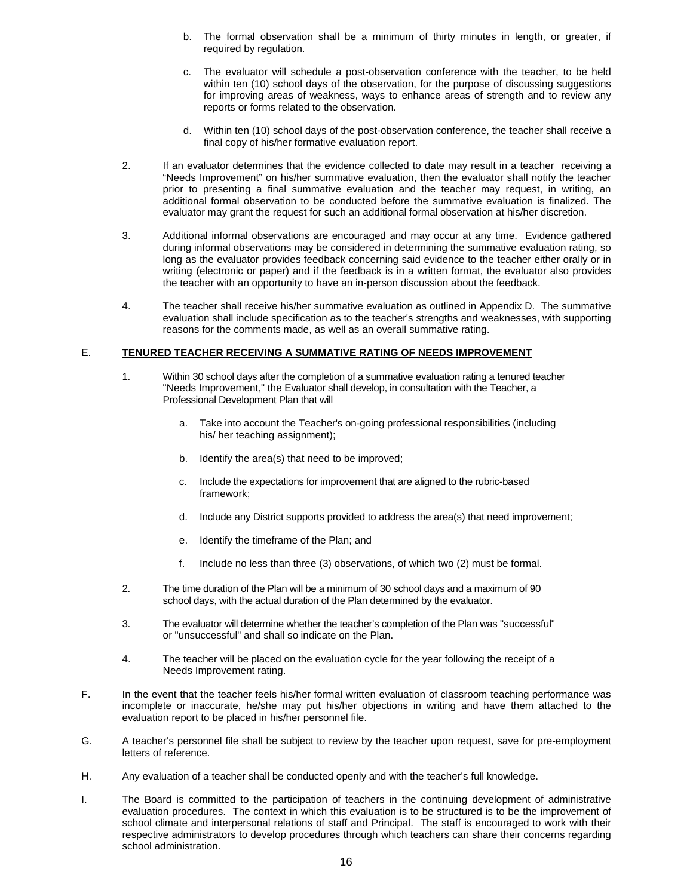b. The formal observation shall be a minimum of thirty minutes in length, or greater, if required by regulation.

c. The evaluator will schedule a post-observation conference with the teacher, to be held within ten (10) school days of the observation, for the purpose of discussing suggestions for improving areas of weakness, ways to enhance areas of strength and to review any reports or forms related to the observation.

d. Within ten (10) school days of the post-observation conference, the teacher shall receive a final copy of his/her formative evaluation report.

2. If an evaluator determines that the evidence collected to date may result in a teacher receiving a "Needs Improvement" on his/her summative evaluation, then the evaluator shall notify the teacher prior to presenting a final summative evaluation and the teacher may request, in writing, an additional formal observation to be conducted before the summative evaluation is finalized. The evaluator may grant the request for such an additional formal observation at his/her discretion.

3. Additional informal observations are encouraged and may occur at any time. Evidence gathered during informal observations may be considered in determining the summative evaluation rating, so long as the evaluator provides feedback concerning said evidence to the teacher either orally or in writing (electronic or paper) and if the feedback is in a written format, the evaluator also provides the teacher with an opportunity to have an in-person discussion about the feedback.

4. The teacher shall receive his/her summative evaluation as outlined in Appendix D. The summative evaluation shall include specification as to the teacher's strengths and weaknesses, with supporting reasons for the comments made, as well as an overall summative rating.

E. **TENURED TEACHER RECEIVING A SUMMATIVE RATING OF NEEDS IMPROVEMENT**

1. Within 30 school days after the completion of a summative evaluation rating a tenured teacher "Needs Improvement," the Evaluator shall develop, in consultation with the Teacher, a Professional Development Plan that will

   a. Take into account the Teacher's on-going professional responsibilities (including his/ her teaching assignment);

   b. Identify the area(s) that need to be improved;

   c. Include the expectations for improvement that are aligned to the rubric-based framework;

   d. Include any District supports provided to address the area(s) that need improvement;

   e. Identify the timeframe of the Plan; and

   f. Include no less than three (3) observations, of which two (2) must be formal.

2. The time duration of the Plan will be a minimum of 30 school days and a maximum of 90 school days, with the actual duration of the Plan determined by the evaluator.

3. The evaluator will determine whether the teacher's completion of the Plan was "successful" or "unsuccessful" and shall so indicate on the Plan.

4. The teacher will be placed on the evaluation cycle for the year following the receipt of a Needs Improvement rating.

F. In the event that the teacher feels his/her formal written evaluation of classroom teaching performance was incomplete or inaccurate, he/she may put his/her objections in writing and have them attached to the evaluation report to be placed in his/her personnel file.

G. A teacher's personnel file shall be subject to review by the teacher upon request, save for pre-employment letters of reference.

H. Any evaluation of a teacher shall be conducted openly and with the teacher's full knowledge.

I. The Board is committed to the participation of teachers in the continuing development of administrative evaluation procedures. The context in which this evaluation is to be structured is to be the improvement of school climate and interpersonal relations of staff and Principal. The staff is encouraged to work with their respective administrators to develop procedures through which teachers can share their concerns regarding school administration.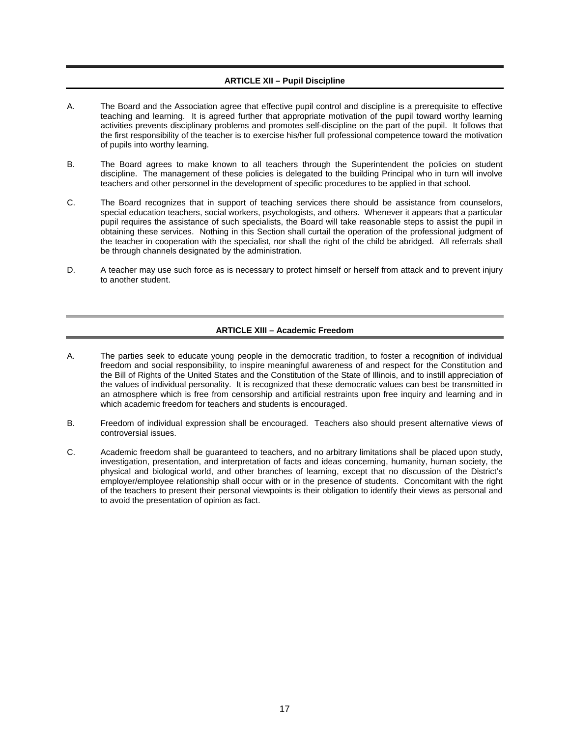## ARTICLE XII – Pupil Discipline

A. The Board and the Association agree that effective pupil control and discipline is a prerequisite to effective teaching and learning. It is agreed further that appropriate motivation of the pupil toward worthy learning activities prevents disciplinary problems and promotes self-discipline on the part of the pupil. It follows that the first responsibility of the teacher is to exercise his/her full professional competence toward the motivation of pupils into worthy learning.

B. The Board agrees to make known to all teachers through the Superintendent the policies on student discipline. The management of these policies is delegated to the building Principal who in turn will involve teachers and other personnel in the development of specific procedures to be applied in that school.

C. The Board recognizes that in support of teaching services there should be assistance from counselors, special education teachers, social workers, psychologists, and others. Whenever it appears that a particular pupil requires the assistance of such specialists, the Board will take reasonable steps to assist the pupil in obtaining these services. Nothing in this Section shall curtail the operation of the professional judgment of the teacher in cooperation with the specialist, nor shall the right of the child be abridged. All referrals shall be through channels designated by the administration.

D. A teacher may use such force as is necessary to protect himself or herself from attack and to prevent injury to another student.

## ARTICLE XIII – Academic Freedom

A. The parties seek to educate young people in the democratic tradition, to foster a recognition of individual freedom and social responsibility, to inspire meaningful awareness of and respect for the Constitution and the Bill of Rights of the United States and the Constitution of the State of Illinois, and to instill appreciation of the values of individual personality. It is recognized that these democratic values can best be transmitted in an atmosphere which is free from censorship and artificial restraints upon free inquiry and learning and in which academic freedom for teachers and students is encouraged.

B. Freedom of individual expression shall be encouraged. Teachers also should present alternative views of controversial issues.

C. Academic freedom shall be guaranteed to teachers, and no arbitrary limitations shall be placed upon study, investigation, presentation, and interpretation of facts and ideas concerning, humanity, human society, the physical and biological world, and other branches of learning, except that no discussion of the District's employer/employee relationship shall occur with or in the presence of students. Concomitant with the right of the teachers to present their personal viewpoints is their obligation to identify their views as personal and to avoid the presentation of opinion as fact.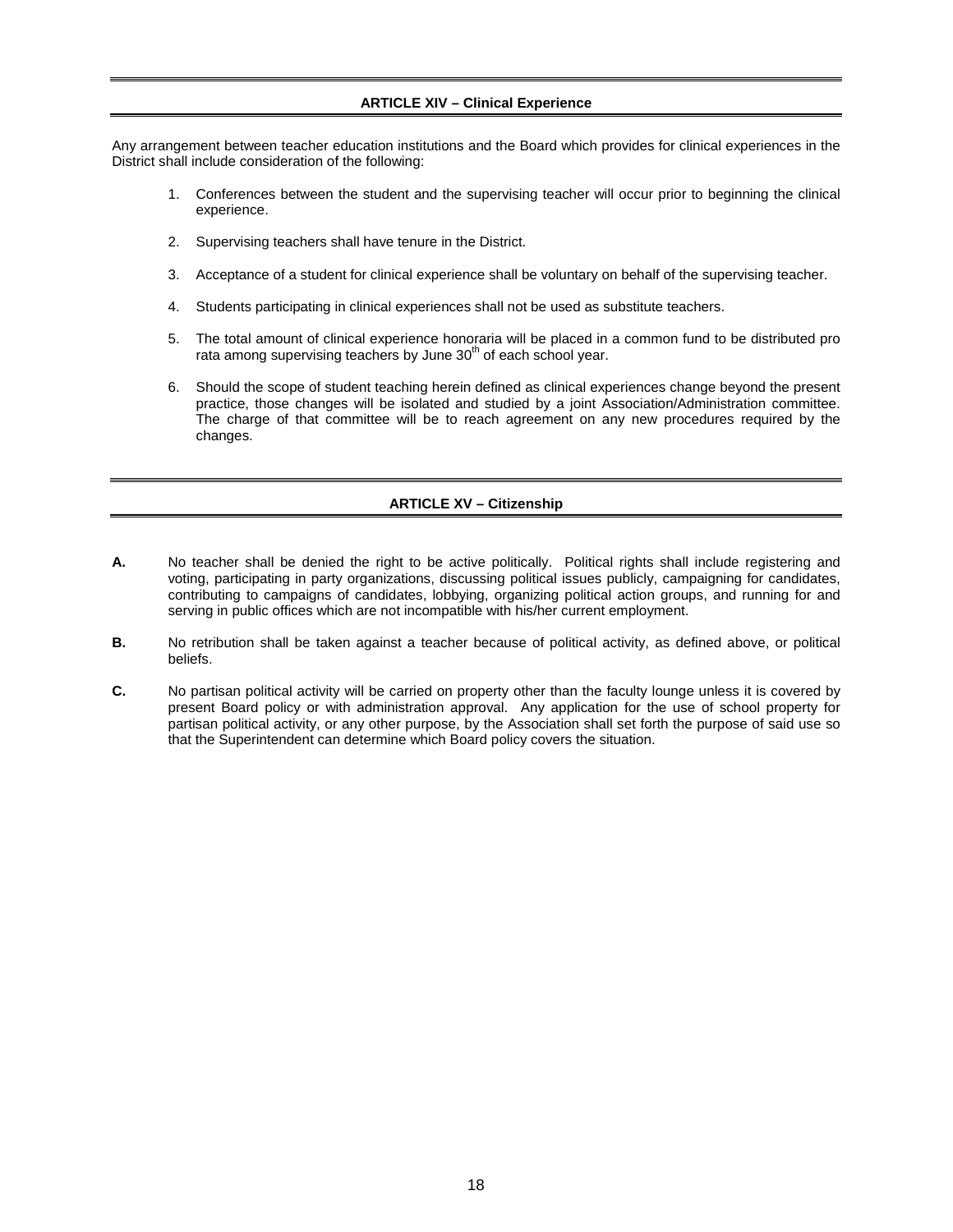## ARTICLE XIV – Clinical Experience

Any arrangement between teacher education institutions and the Board which provides for clinical experiences in the District shall include consideration of the following:

1. Conferences between the student and the supervising teacher will occur prior to beginning the clinical experience.

2. Supervising teachers shall have tenure in the District.

3. Acceptance of a student for clinical experience shall be voluntary on behalf of the supervising teacher.

4. Students participating in clinical experiences shall not be used as substitute teachers.

5. The total amount of clinical experience honoraria will be placed in a common fund to be distributed pro rata among supervising teachers by June 30th of each school year.

6. Should the scope of student teaching herein defined as clinical experiences change beyond the present practice, those changes will be isolated and studied by a joint Association/Administration committee. The charge of that committee will be to reach agreement on any new procedures required by the changes.

## ARTICLE XV – Citizenship

**A.** No teacher shall be denied the right to be active politically. Political rights shall include registering and voting, participating in party organizations, discussing political issues publicly, campaigning for candidates, contributing to campaigns of candidates, lobbying, organizing political action groups, and running for and serving in public offices which are not incompatible with his/her current employment.

**B.** No retribution shall be taken against a teacher because of political activity, as defined above, or political beliefs.

**C.** No partisan political activity will be carried on property other than the faculty lounge unless it is covered by present Board policy or with administration approval. Any application for the use of school property for partisan political activity, or any other purpose, by the Association shall set forth the purpose of said use so that the Superintendent can determine which Board policy covers the situation.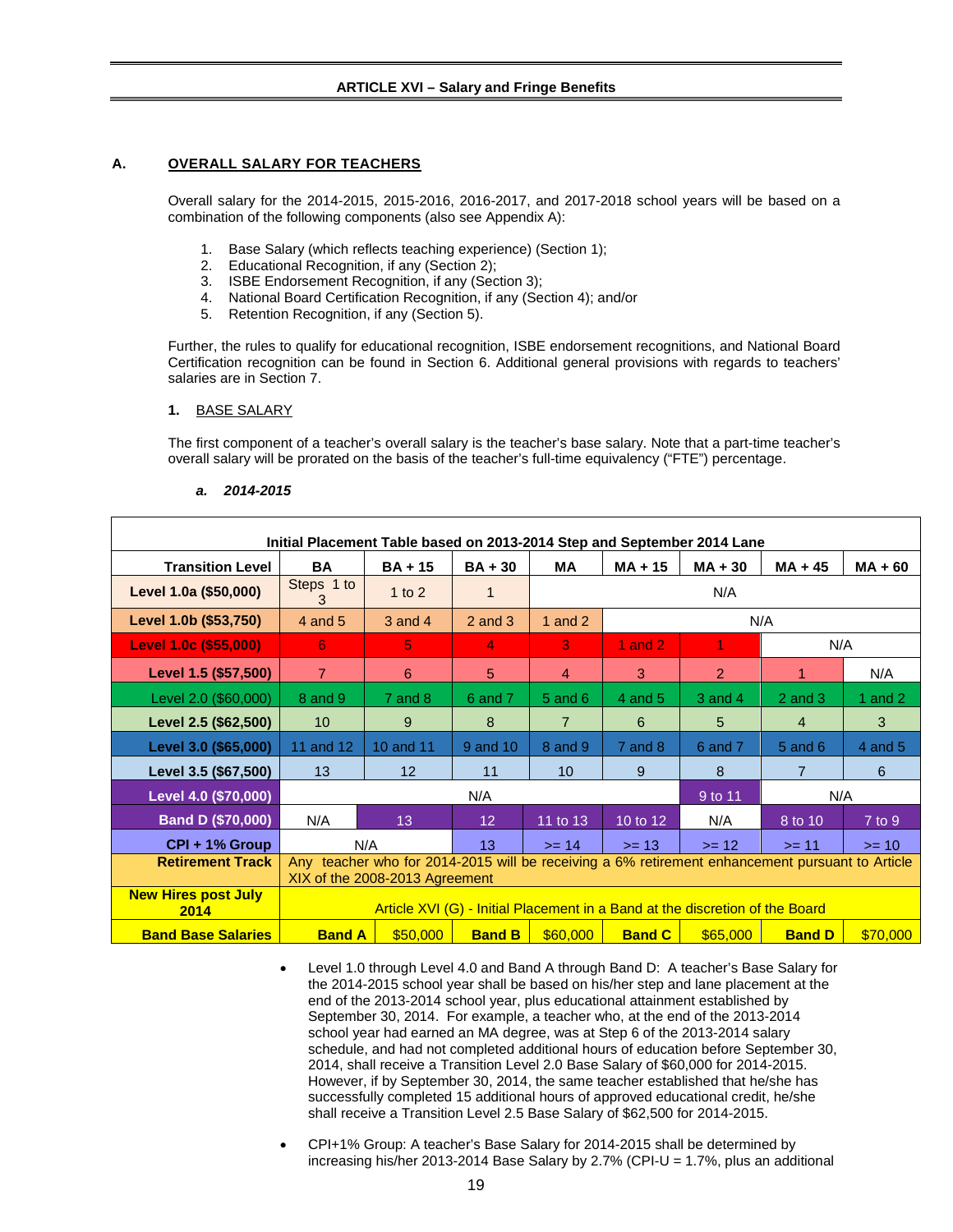## ARTICLE XVI – Salary and Fringe Benefits

### A. OVERALL SALARY FOR TEACHERS

Overall salary for the 2014-2015, 2015-2016, 2016-2017, and 2017-2018 school years will be based on a combination of the following components (also see Appendix A):

1. Base Salary (which reflects teaching experience) (Section 1);
2. Educational Recognition, if any (Section 2);
3. ISBE Endorsement Recognition, if any (Section 3);
4. National Board Certification Recognition, if any (Section 4); and/or
5. Retention Recognition, if any (Section 5).

Further, the rules to qualify for educational recognition, ISBE endorsement recognitions, and National Board Certification recognition can be found in Section 6. Additional general provisions with regards to teachers' salaries are in Section 7.

#### 1. BASE SALARY

The first component of a teacher's overall salary is the teacher's base salary. Note that a part-time teacher's overall salary will be prorated on the basis of the teacher's full-time equivalency ("FTE") percentage.

##### *a. 2014-2015*

**Initial Placement Table based on 2013-2014 Step and September 2014 Lane**

| Transition Level | BA | BA + 15 | BA + 30 | MA | MA + 15 | MA + 30 | MA + 45 | MA + 60 |
|---|---|---|---|---|---|---|---|---|
| Level 1.0a ($50,000) | Steps 1 to 3 | 1 to 2 | 1 | N/A | | | | |
| Level 1.0b ($53,750) | 4 and 5 | 3 and 4 | 2 and 3 | 1 and 2 | N/A | | | |
| Level 1.0c ($55,000) | 6 | 5 | 4 | 3 | 1 and 2 | 1 | N/A | |
| Level 1.5 ($57,500) | 7 | 6 | 5 | 4 | 3 | 2 | 1 | N/A |
| Level 2.0 ($60,000) | 8 and 9 | 7 and 8 | 6 and 7 | 5 and 6 | 4 and 5 | 3 and 4 | 2 and 3 | 1 and 2 |
| Level 2.5 ($62,500) | 10 | 9 | 8 | 7 | 6 | 5 | 4 | 3 |
| Level 3.0 ($65,000) | 11 and 12 | 10 and 11 | 9 and 10 | 8 and 9 | 7 and 8 | 6 and 7 | 5 and 6 | 4 and 5 |
| Level 3.5 ($67,500) | 13 | 12 | 11 | 10 | 9 | 8 | 7 | 6 |
| Level 4.0 ($70,000) | N/A | | | | | 9 to 11 | N/A | |
| Band D ($70,000) | N/A | 13 | 12 | 11 to 13 | 10 to 12 | N/A | 8 to 10 | 7 to 9 |
| CPI + 1% Group | N/A | | 13 | >= 14 | >= 13 | >= 12 | >= 11 | >= 10 |
| Retirement Track | Any teacher who for 2014-2015 will be receiving a 6% retirement enhancement pursuant to Article XIX of the 2008-2013 Agreement | | | | | | | |
| New Hires post July 2014 | Article XVI (G) - Initial Placement in a Band at the discretion of the Board | | | | | | | |
| Band Base Salaries | Band A | $50,000 | Band B | $60,000 | Band C | $65,000 | Band D | $70,000 |

- Level 1.0 through Level 4.0 and Band A through Band D: A teacher's Base Salary for the 2014-2015 school year shall be based on his/her step and lane placement at the end of the 2013-2014 school year, plus educational attainment established by September 30, 2014. For example, a teacher who, at the end of the 2013-2014 school year had earned an MA degree, was at Step 6 of the 2013-2014 salary schedule, and had not completed additional hours of education before September 30, 2014, shall receive a Transition Level 2.0 Base Salary of $60,000 for 2014-2015. However, if by September 30, 2014, the same teacher established that he/she has successfully completed 15 additional hours of approved educational credit, he/she shall receive a Transition Level 2.5 Base Salary of $62,500 for 2014-2015.

- CPI+1% Group: A teacher's Base Salary for 2014-2015 shall be determined by increasing his/her 2013-2014 Base Salary by 2.7% (CPI-U = 1.7%, plus an additional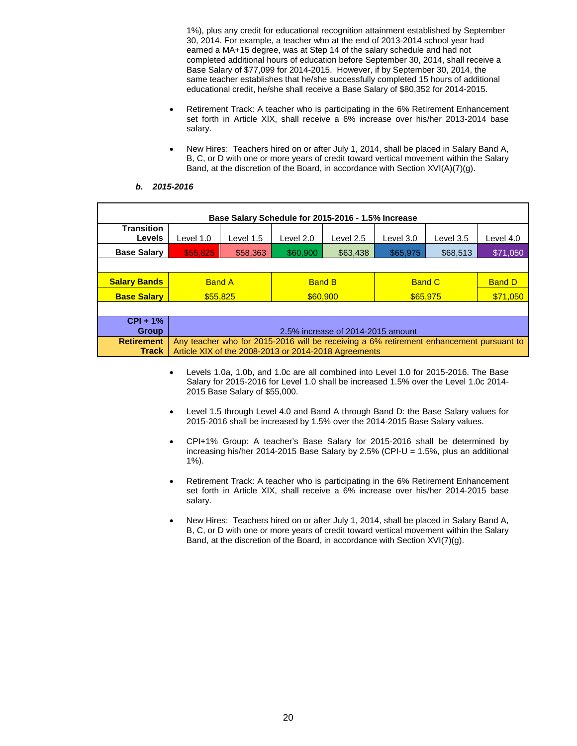1%), plus any credit for educational recognition attainment established by September 30, 2014. For example, a teacher who at the end of 2013-2014 school year had earned a MA+15 degree, was at Step 14 of the salary schedule and had not completed additional hours of education before September 30, 2014, shall receive a Base Salary of $77,099 for 2014-2015. However, if by September 30, 2014, the same teacher establishes that he/she successfully completed 15 hours of additional educational credit, he/she shall receive a Base Salary of $80,352 for 2014-2015.

- Retirement Track: A teacher who is participating in the 6% Retirement Enhancement set forth in Article XIX, shall receive a 6% increase over his/her 2013-2014 base salary.

- New Hires: Teachers hired on or after July 1, 2014, shall be placed in Salary Band A, B, C, or D with one or more years of credit toward vertical movement within the Salary Band, at the discretion of the Board, in accordance with Section XVI(A)(7)(g).

***b. 2015-2016***

| **Base Salary Schedule for 2015-2016 - 1.5% Increase** | | | | | | | |
|---|---|---|---|---|---|---|---|
| **Transition Levels** | Level 1.0 | Level 1.5 | Level 2.0 | Level 2.5 | Level 3.0 | Level 3.5 | Level 4.0 |
| **Base Salary** | $55,825 | $58,363 | $60,900 | $63,438 | $65,975 | $68,513 | $71,050 |
| | | | | | | | |
| **Salary Bands** | Band A | | Band B | | Band C | | Band D |
| **Base Salary** | $55,825 | | $60,900 | | $65,975 | | $71,050 |
| | | | | | | | |
| **CPI + 1% Group** | 2.5% increase of 2014-2015 amount | | | | | | |
| **Retirement Track** | Any teacher who for 2015-2016 will be receiving a 6% retirement enhancement pursuant to Article XIX of the 2008-2013 or 2014-2018 Agreements | | | | | | |

- Levels 1.0a, 1.0b, and 1.0c are all combined into Level 1.0 for 2015-2016. The Base Salary for 2015-2016 for Level 1.0 shall be increased 1.5% over the Level 1.0c 2014-2015 Base Salary of $55,000.

- Level 1.5 through Level 4.0 and Band A through Band D: the Base Salary values for 2015-2016 shall be increased by 1.5% over the 2014-2015 Base Salary values.

- CPI+1% Group: A teacher's Base Salary for 2015-2016 shall be determined by increasing his/her 2014-2015 Base Salary by 2.5% (CPI-U = 1.5%, plus an additional 1%).

- Retirement Track: A teacher who is participating in the 6% Retirement Enhancement set forth in Article XIX, shall receive a 6% increase over his/her 2014-2015 base salary.

- New Hires: Teachers hired on or after July 1, 2014, shall be placed in Salary Band A, B, C, or D with one or more years of credit toward vertical movement within the Salary Band, at the discretion of the Board, in accordance with Section XVI(7)(g).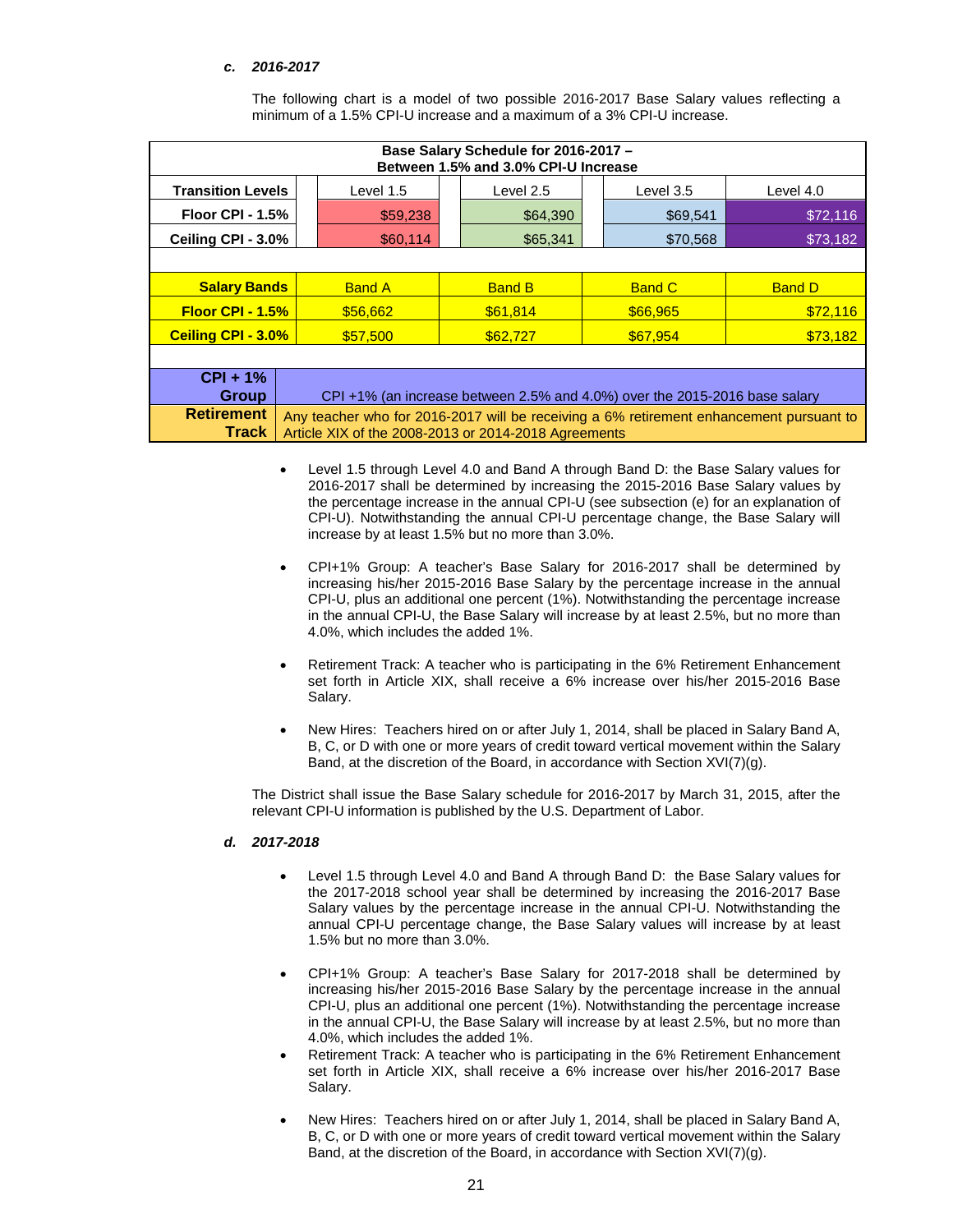***c. 2016-2017***

The following chart is a model of two possible 2016-2017 Base Salary values reflecting a minimum of a 1.5% CPI-U increase and a maximum of a 3% CPI-U increase.

| **Base Salary Schedule for 2016-2017 – Between 1.5% and 3.0% CPI-U Increase** | | | | |
|---|---|---|---|---|
| **Transition Levels** | Level 1.5 | Level 2.5 | Level 3.5 | Level 4.0 |
| **Floor CPI - 1.5%** | $59,238 | $64,390 | $69,541 | $72,116 |
| **Ceiling CPI - 3.0%** | $60,114 | $65,341 | $70,568 | $73,182 |
| | | | | |
| **Salary Bands** | Band A | Band B | Band C | Band D |
| **Floor CPI - 1.5%** | $56,662 | $61,814 | $66,965 | $72,116 |
| **Ceiling CPI - 3.0%** | $57,500 | $62,727 | $67,954 | $73,182 |
| | | | | |
| **CPI + 1% Group** | CPI +1% (an increase between 2.5% and 4.0%) over the 2015-2016 base salary | | | |
| **Retirement Track** | Any teacher who for 2016-2017 will be receiving a 6% retirement enhancement pursuant to Article XIX of the 2008-2013 or 2014-2018 Agreements | | | |

- Level 1.5 through Level 4.0 and Band A through Band D: the Base Salary values for 2016-2017 shall be determined by increasing the 2015-2016 Base Salary values by the percentage increase in the annual CPI-U (see subsection (e) for an explanation of CPI-U). Notwithstanding the annual CPI-U percentage change, the Base Salary will increase by at least 1.5% but no more than 3.0%.

- CPI+1% Group: A teacher's Base Salary for 2016-2017 shall be determined by increasing his/her 2015-2016 Base Salary by the percentage increase in the annual CPI-U, plus an additional one percent (1%). Notwithstanding the percentage increase in the annual CPI-U, the Base Salary will increase by at least 2.5%, but no more than 4.0%, which includes the added 1%.

- Retirement Track: A teacher who is participating in the 6% Retirement Enhancement set forth in Article XIX, shall receive a 6% increase over his/her 2015-2016 Base Salary.

- New Hires: Teachers hired on or after July 1, 2014, shall be placed in Salary Band A, B, C, or D with one or more years of credit toward vertical movement within the Salary Band, at the discretion of the Board, in accordance with Section XVI(7)(g).

The District shall issue the Base Salary schedule for 2016-2017 by March 31, 2015, after the relevant CPI-U information is published by the U.S. Department of Labor.

***d. 2017-2018***

- Level 1.5 through Level 4.0 and Band A through Band D: the Base Salary values for the 2017-2018 school year shall be determined by increasing the 2016-2017 Base Salary values by the percentage increase in the annual CPI-U. Notwithstanding the annual CPI-U percentage change, the Base Salary values will increase by at least 1.5% but no more than 3.0%.

- CPI+1% Group: A teacher's Base Salary for 2017-2018 shall be determined by increasing his/her 2015-2016 Base Salary by the percentage increase in the annual CPI-U, plus an additional one percent (1%). Notwithstanding the percentage increase in the annual CPI-U, the Base Salary will increase by at least 2.5%, but no more than 4.0%, which includes the added 1%.
- Retirement Track: A teacher who is participating in the 6% Retirement Enhancement set forth in Article XIX, shall receive a 6% increase over his/her 2016-2017 Base Salary.

- New Hires: Teachers hired on or after July 1, 2014, shall be placed in Salary Band A, B, C, or D with one or more years of credit toward vertical movement within the Salary Band, at the discretion of the Board, in accordance with Section XVI(7)(g).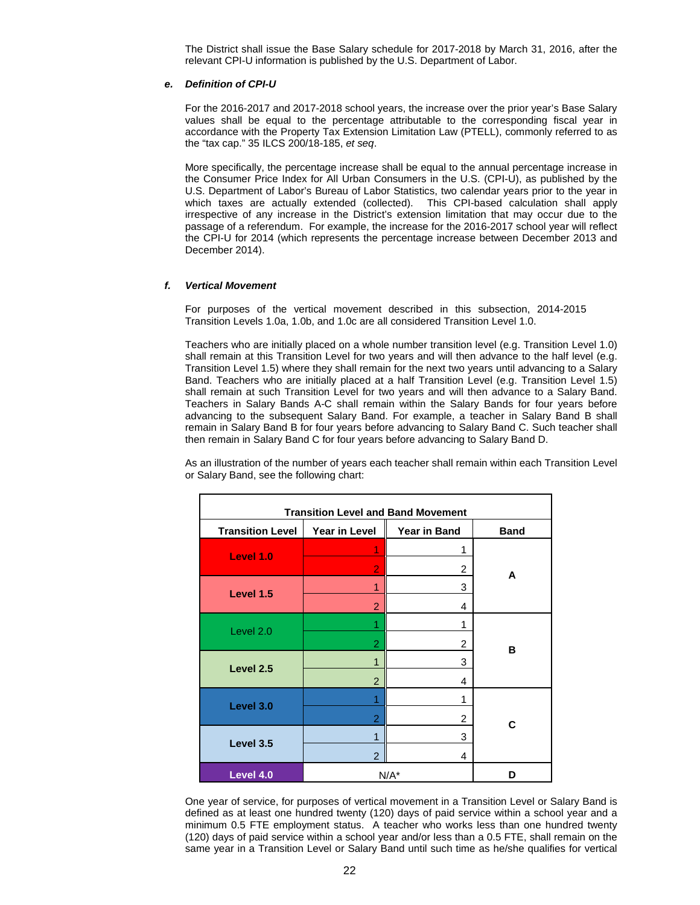The District shall issue the Base Salary schedule for 2017-2018 by March 31, 2016, after the relevant CPI-U information is published by the U.S. Department of Labor.

***e. Definition of CPI-U***

For the 2016-2017 and 2017-2018 school years, the increase over the prior year's Base Salary values shall be equal to the percentage attributable to the corresponding fiscal year in accordance with the Property Tax Extension Limitation Law (PTELL), commonly referred to as the "tax cap." 35 ILCS 200/18-185, *et seq*.

More specifically, the percentage increase shall be equal to the annual percentage increase in the Consumer Price Index for All Urban Consumers in the U.S. (CPI-U), as published by the U.S. Department of Labor's Bureau of Labor Statistics, two calendar years prior to the year in which taxes are actually extended (collected). This CPI-based calculation shall apply irrespective of any increase in the District's extension limitation that may occur due to the passage of a referendum. For example, the increase for the 2016-2017 school year will reflect the CPI-U for 2014 (which represents the percentage increase between December 2013 and December 2014).

***f. Vertical Movement***

For purposes of the vertical movement described in this subsection, 2014-2015 Transition Levels 1.0a, 1.0b, and 1.0c are all considered Transition Level 1.0.

Teachers who are initially placed on a whole number transition level (e.g. Transition Level 1.0) shall remain at this Transition Level for two years and will then advance to the half level (e.g. Transition Level 1.5) where they shall remain for the next two years until advancing to a Salary Band. Teachers who are initially placed at a half Transition Level (e.g. Transition Level 1.5) shall remain at such Transition Level for two years and will then advance to a Salary Band. Teachers in Salary Bands A-C shall remain within the Salary Bands for four years before advancing to the subsequent Salary Band. For example, a teacher in Salary Band B shall remain in Salary Band B for four years before advancing to Salary Band C. Such teacher shall then remain in Salary Band C for four years before advancing to Salary Band D.

As an illustration of the number of years each teacher shall remain within each Transition Level or Salary Band, see the following chart:

**Transition Level and Band Movement**

| Transition Level | Year in Level | Year in Band | Band |
|---|---|---|---|
| Level 1.0 | 1 | 1 | A |
| | 2 | 2 | |
| Level 1.5 | 1 | 3 | |
| | 2 | 4 | |
| Level 2.0 | 1 | 1 | B |
| | 2 | 2 | |
| Level 2.5 | 1 | 3 | |
| | 2 | 4 | |
| Level 3.0 | 1 | 1 | C |
| | 2 | 2 | |
| Level 3.5 | 1 | 3 | |
| | 2 | 4 | |
| Level 4.0 | N/A* | | D |

One year of service, for purposes of vertical movement in a Transition Level or Salary Band is defined as at least one hundred twenty (120) days of paid service within a school year and a minimum 0.5 FTE employment status. A teacher who works less than one hundred twenty (120) days of paid service within a school year and/or less than a 0.5 FTE, shall remain on the same year in a Transition Level or Salary Band until such time as he/she qualifies for vertical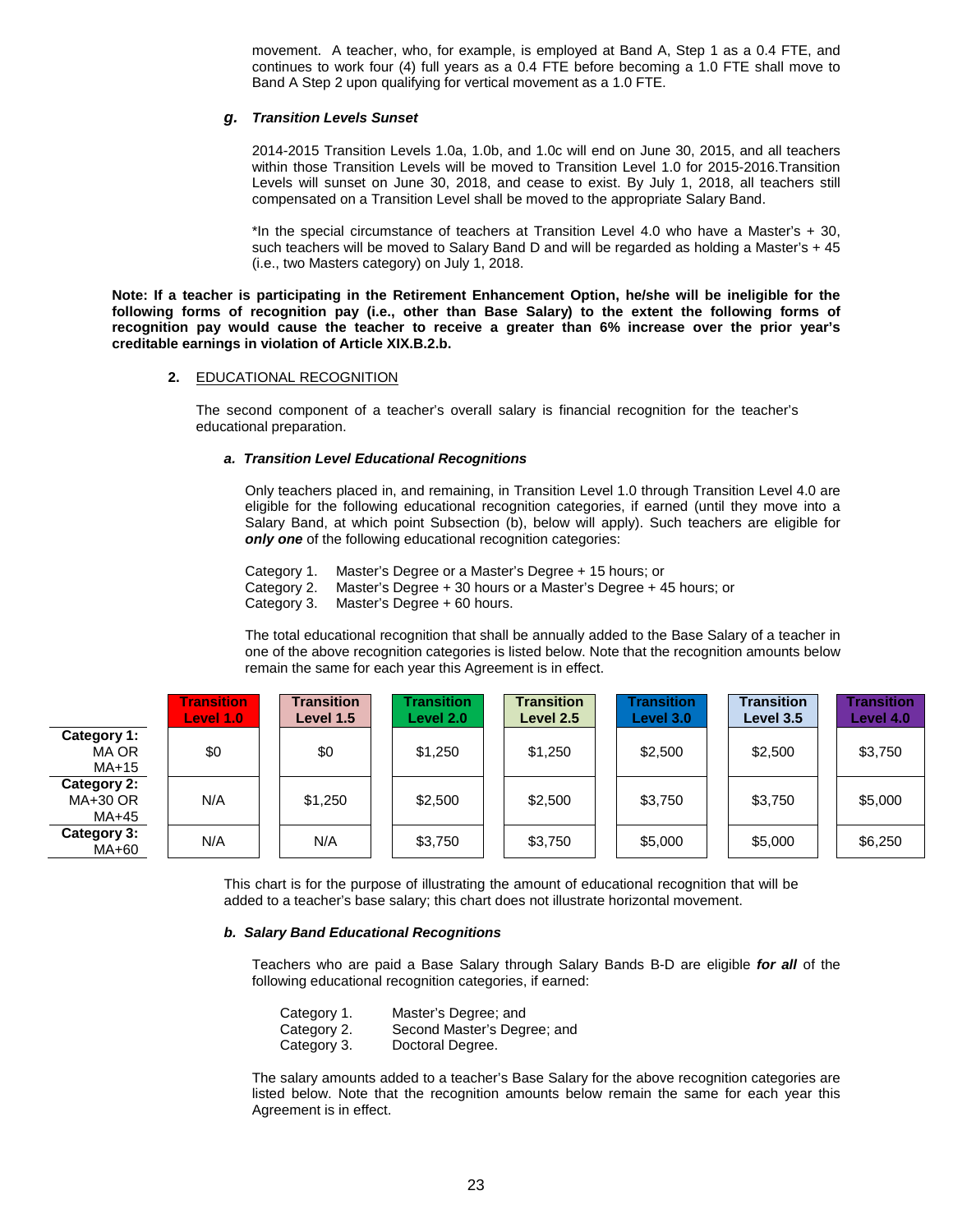movement. A teacher, who, for example, is employed at Band A, Step 1 as a 0.4 FTE, and continues to work four (4) full years as a 0.4 FTE before becoming a 1.0 FTE shall move to Band A Step 2 upon qualifying for vertical movement as a 1.0 FTE.

#### g. *Transition Levels Sunset*

2014-2015 Transition Levels 1.0a, 1.0b, and 1.0c will end on June 30, 2015, and all teachers within those Transition Levels will be moved to Transition Level 1.0 for 2015-2016.Transition Levels will sunset on June 30, 2018, and cease to exist. By July 1, 2018, all teachers still compensated on a Transition Level shall be moved to the appropriate Salary Band.

*In the special circumstance of teachers at Transition Level 4.0 who have a Master's + 30, such teachers will be moved to Salary Band D and will be regarded as holding a Master's + 45 (i.e., two Masters category) on July 1, 2018.

**Note: If a teacher is participating in the Retirement Enhancement Option, he/she will be ineligible for the following forms of recognition pay (i.e., other than Base Salary) to the extent the following forms of recognition pay would cause the teacher to receive a greater than 6% increase over the prior year's creditable earnings in violation of Article XIX.B.2.b.**

### 2. EDUCATIONAL RECOGNITION

The second component of a teacher's overall salary is financial recognition for the teacher's educational preparation.

#### a. *Transition Level Educational Recognitions*

Only teachers placed in, and remaining, in Transition Level 1.0 through Transition Level 4.0 are eligible for the following educational recognition categories, if earned (until they move into a Salary Band, at which point Subsection (b), below will apply). Such teachers are eligible for ***only one*** of the following educational recognition categories:

Category 1. Master's Degree or a Master's Degree + 15 hours; or
Category 2. Master's Degree + 30 hours or a Master's Degree + 45 hours; or
Category 3. Master's Degree + 60 hours.

The total educational recognition that shall be annually added to the Base Salary of a teacher in one of the above recognition categories is listed below. Note that the recognition amounts below remain the same for each year this Agreement is in effect.

| | Transition Level 1.0 | Transition Level 1.5 | Transition Level 2.0 | Transition Level 2.5 | Transition Level 3.0 | Transition Level 3.5 | Transition Level 4.0 |
|---|---|---|---|---|---|---|---|
| **Category 1:** MA OR MA+15 | $0 | $0 | $1,250 | $1,250 | $2,500 | $2,500 | $3,750 |
| **Category 2:** MA+30 OR MA+45 | N/A | $1,250 | $2,500 | $2,500 | $3,750 | $3,750 | $5,000 |
| **Category 3:** MA+60 | N/A | N/A | $3,750 | $3,750 | $5,000 | $5,000 | $6,250 |

This chart is for the purpose of illustrating the amount of educational recognition that will be added to a teacher's base salary; this chart does not illustrate horizontal movement.

#### b. *Salary Band Educational Recognitions*

Teachers who are paid a Base Salary through Salary Bands B-D are eligible ***for all*** of the following educational recognition categories, if earned:

Category 1. Master's Degree; and
Category 2. Second Master's Degree; and
Category 3. Doctoral Degree.

The salary amounts added to a teacher's Base Salary for the above recognition categories are listed below. Note that the recognition amounts below remain the same for each year this Agreement is in effect.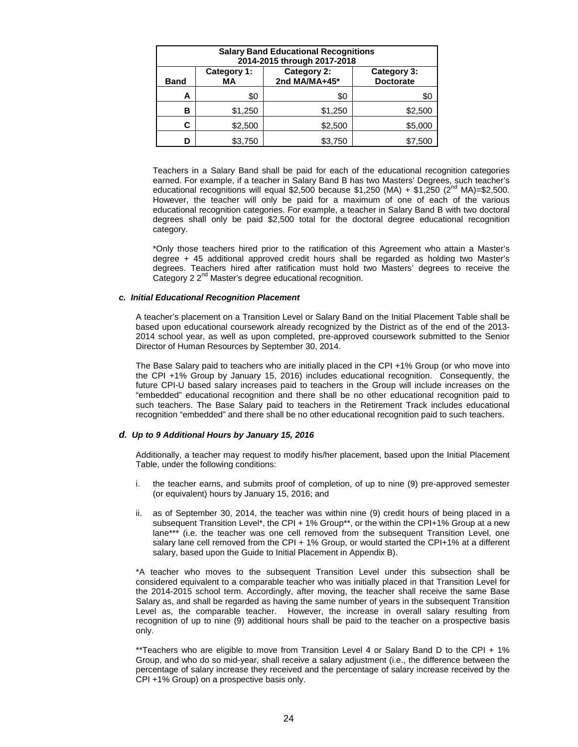| Salary Band Educational Recognitions 2014-2015 through 2017-2018 | | | |
|---|---|---|---|
| **Band** | **Category 1: MA** | **Category 2: 2nd MA/MA+45*** | **Category 3: Doctorate** |
| **A** | $0 | $0 | $0 |
| **B** | $1,250 | $1,250 | $2,500 |
| **C** | $2,500 | $2,500 | $5,000 |
| **D** | $3,750 | $3,750 | $7,500 |

Teachers in a Salary Band shall be paid for each of the educational recognition categories earned. For example, if a teacher in Salary Band B has two Masters' Degrees, such teacher's educational recognitions will equal $2,500 because $1,250 (MA) + $1,250 (2nd MA)=$2,500. However, the teacher will only be paid for a maximum of one of each of the various educational recognition categories. For example, a teacher in Salary Band B with two doctoral degrees shall only be paid $2,500 total for the doctoral degree educational recognition category.

*Only those teachers hired prior to the ratification of this Agreement who attain a Master's degree + 45 additional approved credit hours shall be regarded as holding two Master's degrees. Teachers hired after ratification must hold two Masters' degrees to receive the Category 2 2nd Master's degree educational recognition.

#### *c. Initial Educational Recognition Placement*

A teacher's placement on a Transition Level or Salary Band on the Initial Placement Table shall be based upon educational coursework already recognized by the District as of the end of the 2013-2014 school year, as well as upon completed, pre-approved coursework submitted to the Senior Director of Human Resources by September 30, 2014.

The Base Salary paid to teachers who are initially placed in the CPI +1% Group (or who move into the CPI +1% Group by January 15, 2016) includes educational recognition. Consequently, the future CPI-U based salary increases paid to teachers in the Group will include increases on the "embedded" educational recognition and there shall be no other educational recognition paid to such teachers. The Base Salary paid to teachers in the Retirement Track includes educational recognition "embedded" and there shall be no other educational recognition paid to such teachers.

#### *d. Up to 9 Additional Hours by January 15, 2016*

Additionally, a teacher may request to modify his/her placement, based upon the Initial Placement Table, under the following conditions:

i. the teacher earns, and submits proof of completion, of up to nine (9) pre-approved semester (or equivalent) hours by January 15, 2016; and

ii. as of September 30, 2014, the teacher was within nine (9) credit hours of being placed in a subsequent Transition Level*, the CPI + 1% Group**, or the within the CPI+1% Group at a new lane*** (i.e. the teacher was one cell removed from the subsequent Transition Level, one salary lane cell removed from the CPI + 1% Group, or would started the CPI+1% at a different salary, based upon the Guide to Initial Placement in Appendix B).

*A teacher who moves to the subsequent Transition Level under this subsection shall be considered equivalent to a comparable teacher who was initially placed in that Transition Level for the 2014-2015 school term. Accordingly, after moving, the teacher shall receive the same Base Salary as, and shall be regarded as having the same number of years in the subsequent Transition Level as, the comparable teacher. However, the increase in overall salary resulting from recognition of up to nine (9) additional hours shall be paid to the teacher on a prospective basis only.

**Teachers who are eligible to move from Transition Level 4 or Salary Band D to the CPI + 1% Group, and who do so mid-year, shall receive a salary adjustment (i.e., the difference between the percentage of salary increase they received and the percentage of salary increase received by the CPI +1% Group) on a prospective basis only.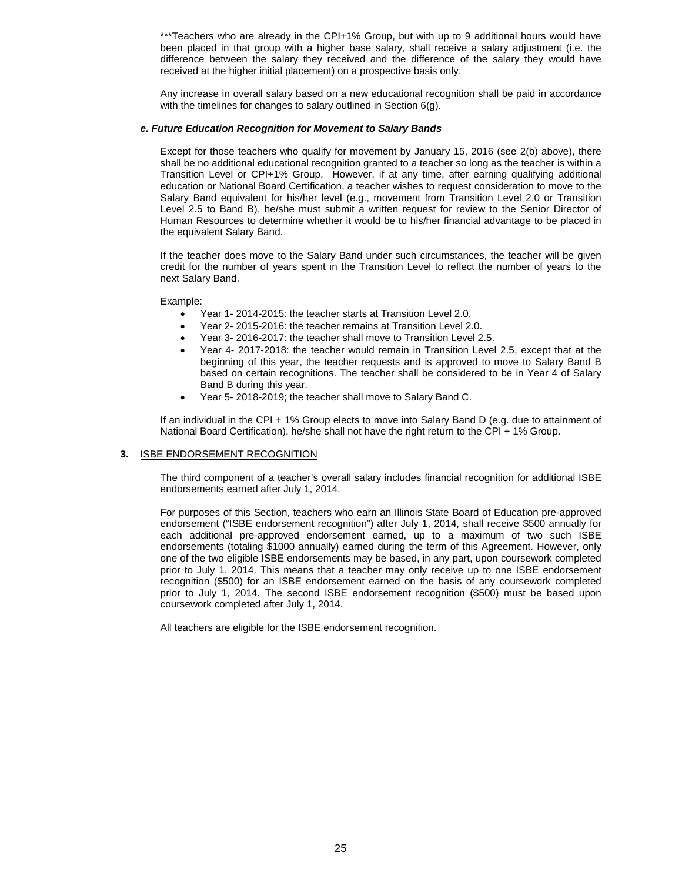***Teachers who are already in the CPI+1% Group, but with up to 9 additional hours would have been placed in that group with a higher base salary, shall receive a salary adjustment (i.e. the difference between the salary they received and the difference of the salary they would have received at the higher initial placement) on a prospective basis only.

Any increase in overall salary based on a new educational recognition shall be paid in accordance with the timelines for changes to salary outlined in Section 6(g).

***e. Future Education Recognition for Movement to Salary Bands***

Except for those teachers who qualify for movement by January 15, 2016 (see 2(b) above), there shall be no additional educational recognition granted to a teacher so long as the teacher is within a Transition Level or CPI+1% Group. However, if at any time, after earning qualifying additional education or National Board Certification, a teacher wishes to request consideration to move to the Salary Band equivalent for his/her level (e.g., movement from Transition Level 2.0 or Transition Level 2.5 to Band B), he/she must submit a written request for review to the Senior Director of Human Resources to determine whether it would be to his/her financial advantage to be placed in the equivalent Salary Band.

If the teacher does move to the Salary Band under such circumstances, the teacher will be given credit for the number of years spent in the Transition Level to reflect the number of years to the next Salary Band.

Example:

- Year 1- 2014-2015: the teacher starts at Transition Level 2.0.
- Year 2- 2015-2016: the teacher remains at Transition Level 2.0.
- Year 3- 2016-2017: the teacher shall move to Transition Level 2.5.
- Year 4- 2017-2018: the teacher would remain in Transition Level 2.5, except that at the beginning of this year, the teacher requests and is approved to move to Salary Band B based on certain recognitions. The teacher shall be considered to be in Year 4 of Salary Band B during this year.
- Year 5- 2018-2019; the teacher shall move to Salary Band C.

If an individual in the CPI + 1% Group elects to move into Salary Band D (e.g. due to attainment of National Board Certification), he/she shall not have the right return to the CPI + 1% Group.

**3.** ISBE ENDORSEMENT RECOGNITION

The third component of a teacher's overall salary includes financial recognition for additional ISBE endorsements earned after July 1, 2014.

For purposes of this Section, teachers who earn an Illinois State Board of Education pre-approved endorsement ("ISBE endorsement recognition") after July 1, 2014, shall receive $500 annually for each additional pre-approved endorsement earned, up to a maximum of two such ISBE endorsements (totaling $1000 annually) earned during the term of this Agreement. However, only one of the two eligible ISBE endorsements may be based, in any part, upon coursework completed prior to July 1, 2014. This means that a teacher may only receive up to one ISBE endorsement recognition ($500) for an ISBE endorsement earned on the basis of any coursework completed prior to July 1, 2014. The second ISBE endorsement recognition ($500) must be based upon coursework completed after July 1, 2014.

All teachers are eligible for the ISBE endorsement recognition.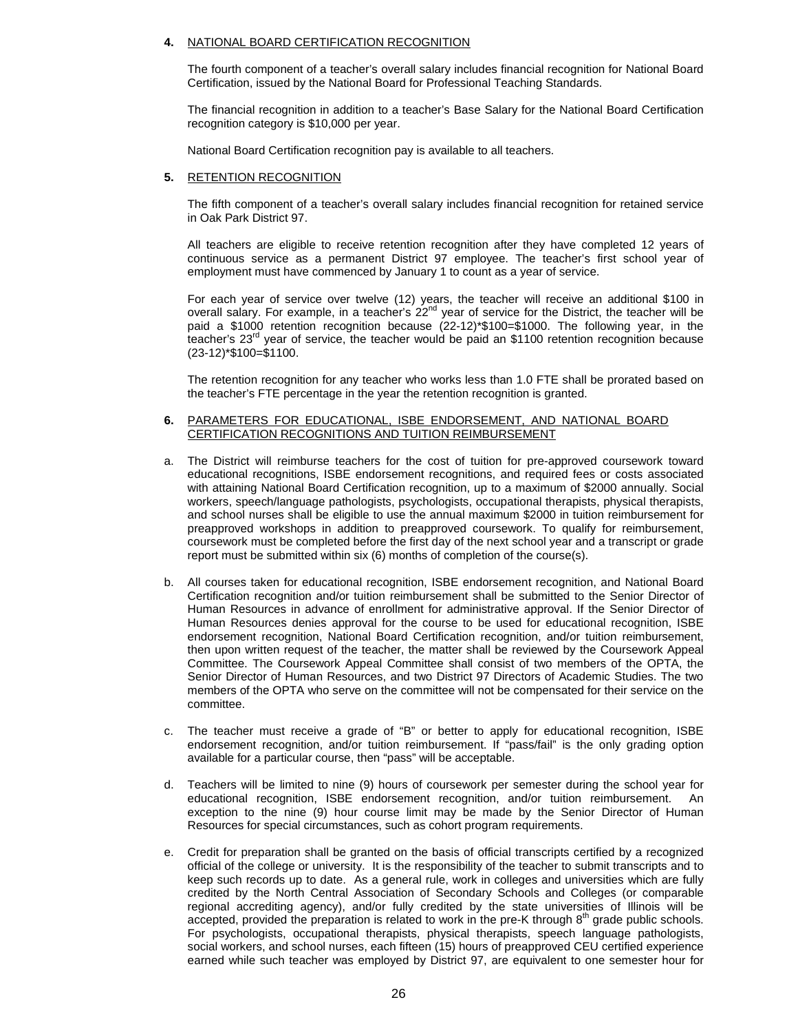**4.** NATIONAL BOARD CERTIFICATION RECOGNITION

The fourth component of a teacher's overall salary includes financial recognition for National Board Certification, issued by the National Board for Professional Teaching Standards.

The financial recognition in addition to a teacher's Base Salary for the National Board Certification recognition category is $10,000 per year.

National Board Certification recognition pay is available to all teachers.

**5.** RETENTION RECOGNITION

The fifth component of a teacher's overall salary includes financial recognition for retained service in Oak Park District 97.

All teachers are eligible to receive retention recognition after they have completed 12 years of continuous service as a permanent District 97 employee. The teacher's first school year of employment must have commenced by January 1 to count as a year of service.

For each year of service over twelve (12) years, the teacher will receive an additional $100 in overall salary. For example, in a teacher's 22nd year of service for the District, the teacher will be paid a $1000 retention recognition because (22-12)*$100=$1000. The following year, in the teacher's 23rd year of service, the teacher would be paid an $1100 retention recognition because (23-12)*$100=$1100.

The retention recognition for any teacher who works less than 1.0 FTE shall be prorated based on the teacher's FTE percentage in the year the retention recognition is granted.

**6.** PARAMETERS FOR EDUCATIONAL, ISBE ENDORSEMENT, AND NATIONAL BOARD CERTIFICATION RECOGNITIONS AND TUITION REIMBURSEMENT

a. The District will reimburse teachers for the cost of tuition for pre-approved coursework toward educational recognitions, ISBE endorsement recognitions, and required fees or costs associated with attaining National Board Certification recognition, up to a maximum of $2000 annually. Social workers, speech/language pathologists, psychologists, occupational therapists, physical therapists, and school nurses shall be eligible to use the annual maximum $2000 in tuition reimbursement for preapproved workshops in addition to preapproved coursework. To qualify for reimbursement, coursework must be completed before the first day of the next school year and a transcript or grade report must be submitted within six (6) months of completion of the course(s).

b. All courses taken for educational recognition, ISBE endorsement recognition, and National Board Certification recognition and/or tuition reimbursement shall be submitted to the Senior Director of Human Resources in advance of enrollment for administrative approval. If the Senior Director of Human Resources denies approval for the course to be used for educational recognition, ISBE endorsement recognition, National Board Certification recognition, and/or tuition reimbursement, then upon written request of the teacher, the matter shall be reviewed by the Coursework Appeal Committee. The Coursework Appeal Committee shall consist of two members of the OPTA, the Senior Director of Human Resources, and two District 97 Directors of Academic Studies. The two members of the OPTA who serve on the committee will not be compensated for their service on the committee.

c. The teacher must receive a grade of "B" or better to apply for educational recognition, ISBE endorsement recognition, and/or tuition reimbursement. If "pass/fail" is the only grading option available for a particular course, then "pass" will be acceptable.

d. Teachers will be limited to nine (9) hours of coursework per semester during the school year for educational recognition, ISBE endorsement recognition, and/or tuition reimbursement. An exception to the nine (9) hour course limit may be made by the Senior Director of Human Resources for special circumstances, such as cohort program requirements.

e. Credit for preparation shall be granted on the basis of official transcripts certified by a recognized official of the college or university. It is the responsibility of the teacher to submit transcripts and to keep such records up to date. As a general rule, work in colleges and universities which are fully credited by the North Central Association of Secondary Schools and Colleges (or comparable regional accrediting agency), and/or fully credited by the state universities of Illinois will be accepted, provided the preparation is related to work in the pre-K through 8th grade public schools. For psychologists, occupational therapists, physical therapists, speech language pathologists, social workers, and school nurses, each fifteen (15) hours of preapproved CEU certified experience earned while such teacher was employed by District 97, are equivalent to one semester hour for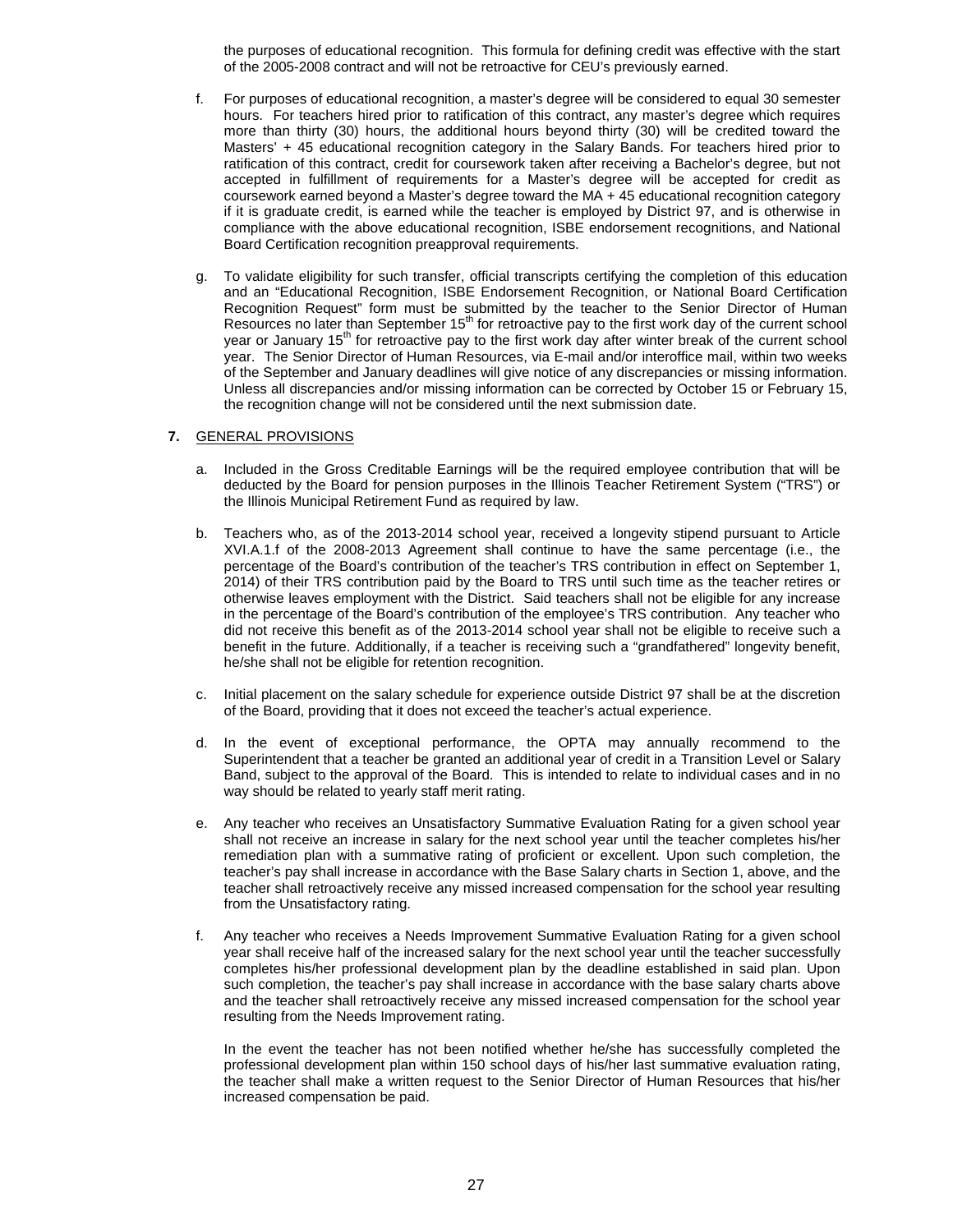the purposes of educational recognition. This formula for defining credit was effective with the start of the 2005-2008 contract and will not be retroactive for CEU's previously earned.

f. For purposes of educational recognition, a master's degree will be considered to equal 30 semester hours. For teachers hired prior to ratification of this contract, any master's degree which requires more than thirty (30) hours, the additional hours beyond thirty (30) will be credited toward the Masters' + 45 educational recognition category in the Salary Bands. For teachers hired prior to ratification of this contract, credit for coursework taken after receiving a Bachelor's degree, but not accepted in fulfillment of requirements for a Master's degree will be accepted for credit as coursework earned beyond a Master's degree toward the MA + 45 educational recognition category if it is graduate credit, is earned while the teacher is employed by District 97, and is otherwise in compliance with the above educational recognition, ISBE endorsement recognitions, and National Board Certification recognition preapproval requirements.

g. To validate eligibility for such transfer, official transcripts certifying the completion of this education and an "Educational Recognition, ISBE Endorsement Recognition, or National Board Certification Recognition Request" form must be submitted by the teacher to the Senior Director of Human Resources no later than September 15th for retroactive pay to the first work day of the current school year or January 15th for retroactive pay to the first work day after winter break of the current school year. The Senior Director of Human Resources, via E-mail and/or interoffice mail, within two weeks of the September and January deadlines will give notice of any discrepancies or missing information. Unless all discrepancies and/or missing information can be corrected by October 15 or February 15, the recognition change will not be considered until the next submission date.

**7.** GENERAL PROVISIONS

a. Included in the Gross Creditable Earnings will be the required employee contribution that will be deducted by the Board for pension purposes in the Illinois Teacher Retirement System ("TRS") or the Illinois Municipal Retirement Fund as required by law.

b. Teachers who, as of the 2013-2014 school year, received a longevity stipend pursuant to Article XVI.A.1.f of the 2008-2013 Agreement shall continue to have the same percentage (i.e., the percentage of the Board's contribution of the teacher's TRS contribution in effect on September 1, 2014) of their TRS contribution paid by the Board to TRS until such time as the teacher retires or otherwise leaves employment with the District. Said teachers shall not be eligible for any increase in the percentage of the Board's contribution of the employee's TRS contribution. Any teacher who did not receive this benefit as of the 2013-2014 school year shall not be eligible to receive such a benefit in the future. Additionally, if a teacher is receiving such a "grandfathered" longevity benefit, he/she shall not be eligible for retention recognition.

c. Initial placement on the salary schedule for experience outside District 97 shall be at the discretion of the Board, providing that it does not exceed the teacher's actual experience.

d. In the event of exceptional performance, the OPTA may annually recommend to the Superintendent that a teacher be granted an additional year of credit in a Transition Level or Salary Band, subject to the approval of the Board. This is intended to relate to individual cases and in no way should be related to yearly staff merit rating.

e. Any teacher who receives an Unsatisfactory Summative Evaluation Rating for a given school year shall not receive an increase in salary for the next school year until the teacher completes his/her remediation plan with a summative rating of proficient or excellent. Upon such completion, the teacher's pay shall increase in accordance with the Base Salary charts in Section 1, above, and the teacher shall retroactively receive any missed increased compensation for the school year resulting from the Unsatisfactory rating.

f. Any teacher who receives a Needs Improvement Summative Evaluation Rating for a given school year shall receive half of the increased salary for the next school year until the teacher successfully completes his/her professional development plan by the deadline established in said plan. Upon such completion, the teacher's pay shall increase in accordance with the base salary charts above and the teacher shall retroactively receive any missed increased compensation for the school year resulting from the Needs Improvement rating.

In the event the teacher has not been notified whether he/she has successfully completed the professional development plan within 150 school days of his/her last summative evaluation rating, the teacher shall make a written request to the Senior Director of Human Resources that his/her increased compensation be paid.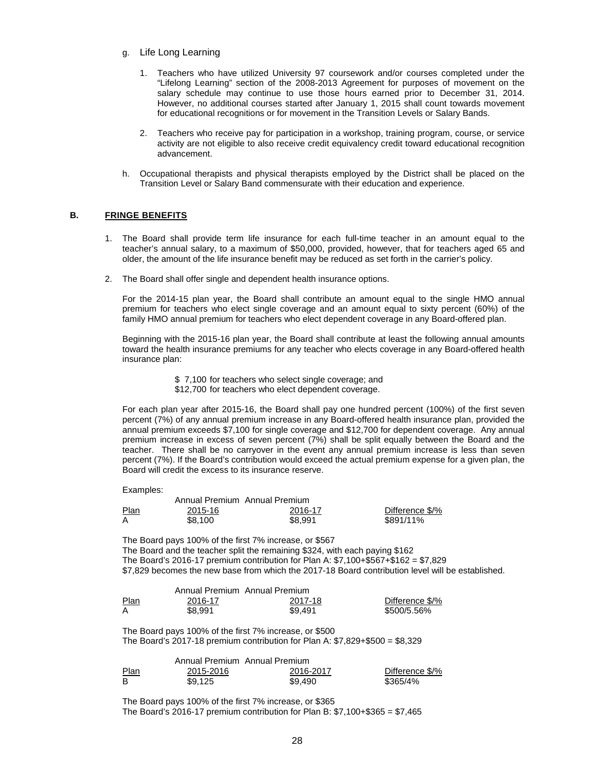g. Life Long Learning

   1. Teachers who have utilized University 97 coursework and/or courses completed under the "Lifelong Learning" section of the 2008-2013 Agreement for purposes of movement on the salary schedule may continue to use those hours earned prior to December 31, 2014. However, no additional courses started after January 1, 2015 shall count towards movement for educational recognitions or for movement in the Transition Levels or Salary Bands.

   2. Teachers who receive pay for participation in a workshop, training program, course, or service activity are not eligible to also receive credit equivalency credit toward educational recognition advancement.

h. Occupational therapists and physical therapists employed by the District shall be placed on the Transition Level or Salary Band commensurate with their education and experience.

## B. FRINGE BENEFITS

1. The Board shall provide term life insurance for each full-time teacher in an amount equal to the teacher's annual salary, to a maximum of $50,000, provided, however, that for teachers aged 65 and older, the amount of the life insurance benefit may be reduced as set forth in the carrier's policy.

2. The Board shall offer single and dependent health insurance options.

   For the 2014-15 plan year, the Board shall contribute an amount equal to the single HMO annual premium for teachers who elect single coverage and an amount equal to sixty percent (60%) of the family HMO annual premium for teachers who elect dependent coverage in any Board-offered plan.

   Beginning with the 2015-16 plan year, the Board shall contribute at least the following annual amounts toward the health insurance premiums for any teacher who elects coverage in any Board-offered health insurance plan:

   $ 7,100 for teachers who select single coverage; and
   $12,700 for teachers who elect dependent coverage.

   For each plan year after 2015-16, the Board shall pay one hundred percent (100%) of the first seven percent (7%) of any annual premium increase in any Board-offered health insurance plan, provided the annual premium exceeds $7,100 for single coverage and $12,700 for dependent coverage. Any annual premium increase in excess of seven percent (7%) shall be split equally between the Board and the teacher. There shall be no carryover in the event any annual premium increase is less than seven percent (7%). If the Board's contribution would exceed the actual premium expense for a given plan, the Board will credit the excess to its insurance reserve.

   Examples:

   | Plan | Annual Premium 2015-16 | Annual Premium 2016-17 | Difference $/% |
   |---|---|---|---|
   | A | $8,100 | $8,991 | $891/11% |

   The Board pays 100% of the first 7% increase, or $567
   The Board and the teacher split the remaining $324, with each paying $162
   The Board's 2016-17 premium contribution for Plan A: $7,100+$567+$162 = $7,829
   $7,829 becomes the new base from which the 2017-18 Board contribution level will be established.

   | Plan | Annual Premium 2016-17 | Annual Premium 2017-18 | Difference $/% |
   |---|---|---|---|
   | A | $8,991 | $9,491 | $500/5.56% |

   The Board pays 100% of the first 7% increase, or $500
   The Board's 2017-18 premium contribution for Plan A: $7,829+$500 = $8,329

   | Plan | Annual Premium 2015-2016 | Annual Premium 2016-2017 | Difference $/% |
   |---|---|---|---|
   | B | $9,125 | $9,490 | $365/4% |

   The Board pays 100% of the first 7% increase, or $365
   The Board's 2016-17 premium contribution for Plan B: $7,100+$365 = $7,465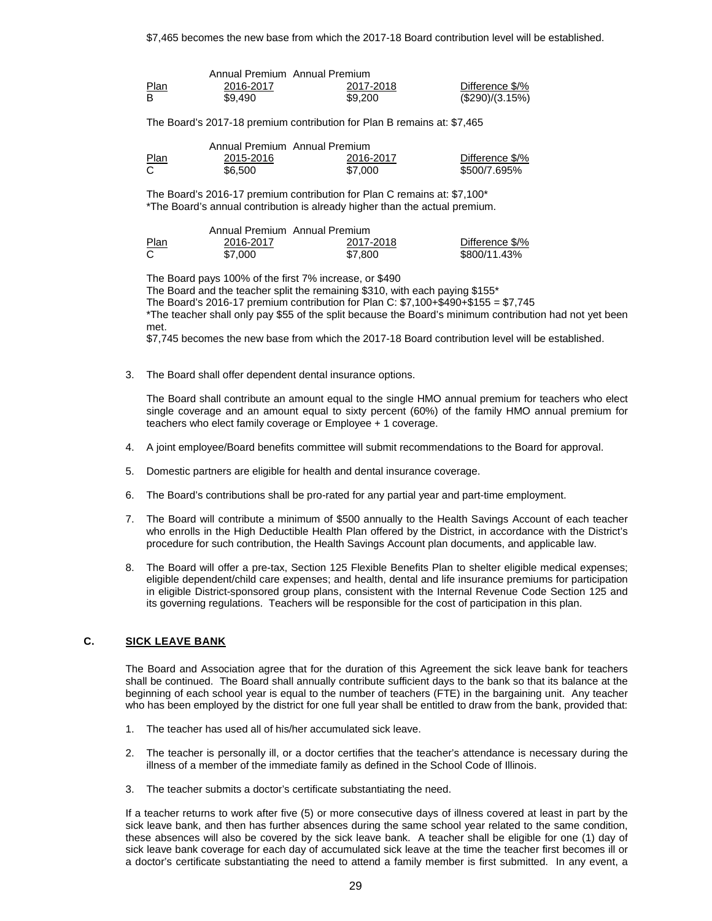$7,465 becomes the new base from which the 2017-18 Board contribution level will be established.

| Plan | Annual Premium 2016-2017 | Annual Premium 2017-2018 | Difference $/% |
|---|---|---|---|
| B | $9,490 | $9,200 | ($290)/(3.15%) |

The Board's 2017-18 premium contribution for Plan B remains at: $7,465

| Plan | Annual Premium 2015-2016 | Annual Premium 2016-2017 | Difference $/% |
|---|---|---|---|
| C | $6,500 | $7,000 | $500/7.695% |

The Board's 2016-17 premium contribution for Plan C remains at: $7,100*
*The Board's annual contribution is already higher than the actual premium.

| Plan | Annual Premium 2016-2017 | Annual Premium 2017-2018 | Difference $/% |
|---|---|---|---|
| C | $7,000 | $7,800 | $800/11.43% |

The Board pays 100% of the first 7% increase, or $490
The Board and the teacher split the remaining $310, with each paying $155*
The Board's 2016-17 premium contribution for Plan C: $7,100+$490+$155 = $7,745
*The teacher shall only pay $55 of the split because the Board's minimum contribution had not yet been met.
$7,745 becomes the new base from which the 2017-18 Board contribution level will be established.

3. The Board shall offer dependent dental insurance options.

   The Board shall contribute an amount equal to the single HMO annual premium for teachers who elect single coverage and an amount equal to sixty percent (60%) of the family HMO annual premium for teachers who elect family coverage or Employee + 1 coverage.

4. A joint employee/Board benefits committee will submit recommendations to the Board for approval.

5. Domestic partners are eligible for health and dental insurance coverage.

6. The Board's contributions shall be pro-rated for any partial year and part-time employment.

7. The Board will contribute a minimum of $500 annually to the Health Savings Account of each teacher who enrolls in the High Deductible Health Plan offered by the District, in accordance with the District's procedure for such contribution, the Health Savings Account plan documents, and applicable law.

8. The Board will offer a pre-tax, Section 125 Flexible Benefits Plan to shelter eligible medical expenses; eligible dependent/child care expenses; and health, dental and life insurance premiums for participation in eligible District-sponsored group plans, consistent with the Internal Revenue Code Section 125 and its governing regulations. Teachers will be responsible for the cost of participation in this plan.

## C. SICK LEAVE BANK

The Board and Association agree that for the duration of this Agreement the sick leave bank for teachers shall be continued. The Board shall annually contribute sufficient days to the bank so that its balance at the beginning of each school year is equal to the number of teachers (FTE) in the bargaining unit. Any teacher who has been employed by the district for one full year shall be entitled to draw from the bank, provided that:

1. The teacher has used all of his/her accumulated sick leave.

2. The teacher is personally ill, or a doctor certifies that the teacher's attendance is necessary during the illness of a member of the immediate family as defined in the School Code of Illinois.

3. The teacher submits a doctor's certificate substantiating the need.

If a teacher returns to work after five (5) or more consecutive days of illness covered at least in part by the sick leave bank, and then has further absences during the same school year related to the same condition, these absences will also be covered by the sick leave bank. A teacher shall be eligible for one (1) day of sick leave bank coverage for each day of accumulated sick leave at the time the teacher first becomes ill or a doctor's certificate substantiating the need to attend a family member is first submitted. In any event, a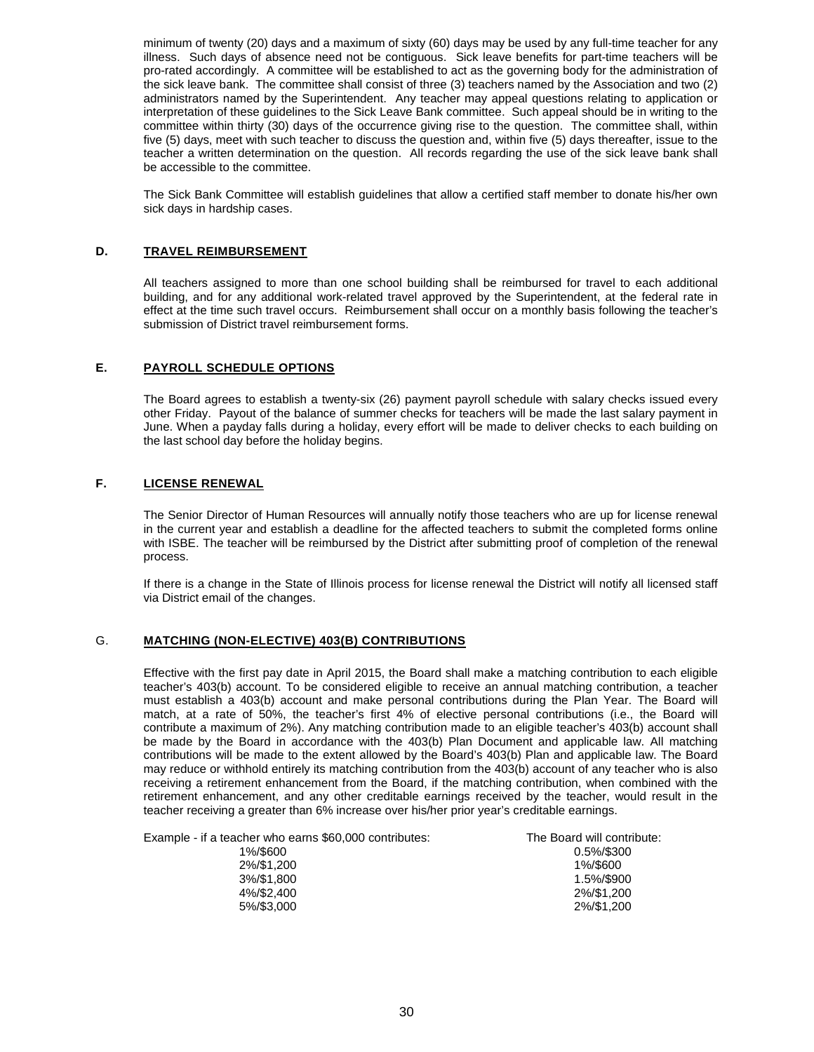minimum of twenty (20) days and a maximum of sixty (60) days may be used by any full-time teacher for any illness. Such days of absence need not be contiguous. Sick leave benefits for part-time teachers will be pro-rated accordingly. A committee will be established to act as the governing body for the administration of the sick leave bank. The committee shall consist of three (3) teachers named by the Association and two (2) administrators named by the Superintendent. Any teacher may appeal questions relating to application or interpretation of these guidelines to the Sick Leave Bank committee. Such appeal should be in writing to the committee within thirty (30) days of the occurrence giving rise to the question. The committee shall, within five (5) days, meet with such teacher to discuss the question and, within five (5) days thereafter, issue to the teacher a written determination on the question. All records regarding the use of the sick leave bank shall be accessible to the committee.

The Sick Bank Committee will establish guidelines that allow a certified staff member to donate his/her own sick days in hardship cases.

## D. TRAVEL REIMBURSEMENT

All teachers assigned to more than one school building shall be reimbursed for travel to each additional building, and for any additional work-related travel approved by the Superintendent, at the federal rate in effect at the time such travel occurs. Reimbursement shall occur on a monthly basis following the teacher's submission of District travel reimbursement forms.

## E. PAYROLL SCHEDULE OPTIONS

The Board agrees to establish a twenty-six (26) payment payroll schedule with salary checks issued every other Friday. Payout of the balance of summer checks for teachers will be made the last salary payment in June. When a payday falls during a holiday, every effort will be made to deliver checks to each building on the last school day before the holiday begins.

## F. LICENSE RENEWAL

The Senior Director of Human Resources will annually notify those teachers who are up for license renewal in the current year and establish a deadline for the affected teachers to submit the completed forms online with ISBE. The teacher will be reimbursed by the District after submitting proof of completion of the renewal process.

If there is a change in the State of Illinois process for license renewal the District will notify all licensed staff via District email of the changes.

## G. MATCHING (NON-ELECTIVE) 403(B) CONTRIBUTIONS

Effective with the first pay date in April 2015, the Board shall make a matching contribution to each eligible teacher's 403(b) account. To be considered eligible to receive an annual matching contribution, a teacher must establish a 403(b) account and make personal contributions during the Plan Year. The Board will match, at a rate of 50%, the teacher's first 4% of elective personal contributions (i.e., the Board will contribute a maximum of 2%). Any matching contribution made to an eligible teacher's 403(b) account shall be made by the Board in accordance with the 403(b) Plan Document and applicable law. All matching contributions will be made to the extent allowed by the Board's 403(b) Plan and applicable law. The Board may reduce or withhold entirely its matching contribution from the 403(b) account of any teacher who is also receiving a retirement enhancement from the Board, if the matching contribution, when combined with the retirement enhancement, and any other creditable earnings received by the teacher, would result in the teacher receiving a greater than 6% increase over his/her prior year's creditable earnings.

| Example - if a teacher who earns $60,000 contributes: | The Board will contribute: |
|---|---|
| 1%/$600 | 0.5%/$300 |
| 2%/$1,200 | 1%/$600 |
| 3%/$1,800 | 1.5%/$900 |
| 4%/$2,400 | 2%/$1,200 |
| 5%/$3,000 | 2%/$1,200 |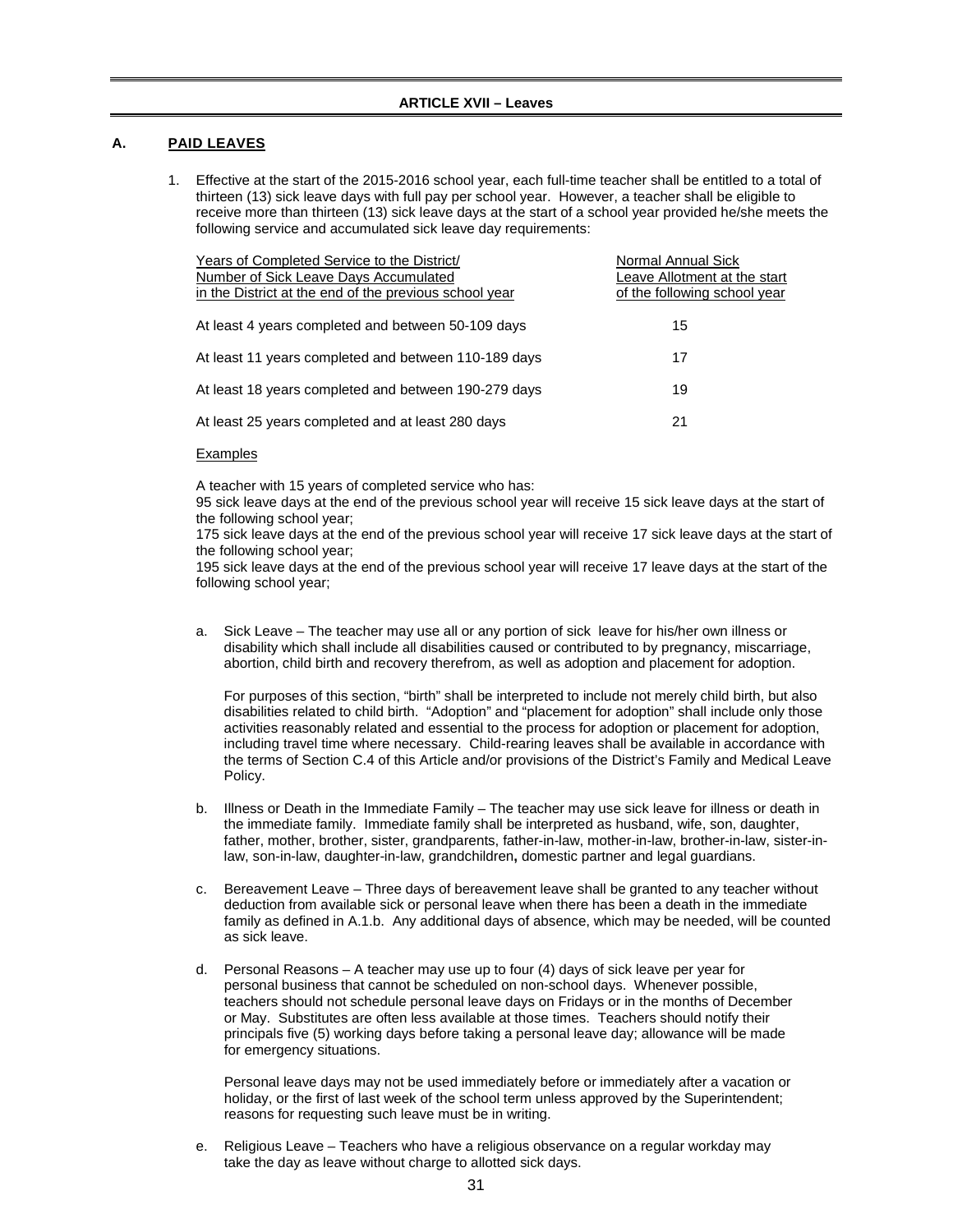## ARTICLE XVII – Leaves

### A. PAID LEAVES

1. Effective at the start of the 2015-2016 school year, each full-time teacher shall be entitled to a total of thirteen (13) sick leave days with full pay per school year. However, a teacher shall be eligible to receive more than thirteen (13) sick leave days at the start of a school year provided he/she meets the following service and accumulated sick leave day requirements:

| Years of Completed Service to the District/ Number of Sick Leave Days Accumulated in the District at the end of the previous school year | Normal Annual Sick Leave Allotment at the start of the following school year |
|---|---|
| At least 4 years completed and between 50-109 days | 15 |
| At least 11 years completed and between 110-189 days | 17 |
| At least 18 years completed and between 190-279 days | 19 |
| At least 25 years completed and at least 280 days | 21 |

<u>Examples</u>

A teacher with 15 years of completed service who has:
95 sick leave days at the end of the previous school year will receive 15 sick leave days at the start of the following school year;
175 sick leave days at the end of the previous school year will receive 17 sick leave days at the start of the following school year;
195 sick leave days at the end of the previous school year will receive 17 leave days at the start of the following school year;

a. Sick Leave – The teacher may use all or any portion of sick leave for his/her own illness or disability which shall include all disabilities caused or contributed to by pregnancy, miscarriage, abortion, child birth and recovery therefrom, as well as adoption and placement for adoption.

   For purposes of this section, "birth" shall be interpreted to include not merely child birth, but also disabilities related to child birth. "Adoption" and "placement for adoption" shall include only those activities reasonably related and essential to the process for adoption or placement for adoption, including travel time where necessary. Child-rearing leaves shall be available in accordance with the terms of Section C.4 of this Article and/or provisions of the District's Family and Medical Leave Policy.

b. Illness or Death in the Immediate Family – The teacher may use sick leave for illness or death in the immediate family. Immediate family shall be interpreted as husband, wife, son, daughter, father, mother, brother, sister, grandparents, father-in-law, mother-in-law, brother-in-law, sister-in-law, son-in-law, daughter-in-law, grandchildren**,** domestic partner and legal guardians.

c. Bereavement Leave – Three days of bereavement leave shall be granted to any teacher without deduction from available sick or personal leave when there has been a death in the immediate family as defined in A.1.b. Any additional days of absence, which may be needed, will be counted as sick leave.

d. Personal Reasons – A teacher may use up to four (4) days of sick leave per year for personal business that cannot be scheduled on non-school days. Whenever possible, teachers should not schedule personal leave days on Fridays or in the months of December or May. Substitutes are often less available at those times. Teachers should notify their principals five (5) working days before taking a personal leave day; allowance will be made for emergency situations.

   Personal leave days may not be used immediately before or immediately after a vacation or holiday, or the first of last week of the school term unless approved by the Superintendent; reasons for requesting such leave must be in writing.

e. Religious Leave – Teachers who have a religious observance on a regular workday may take the day as leave without charge to allotted sick days.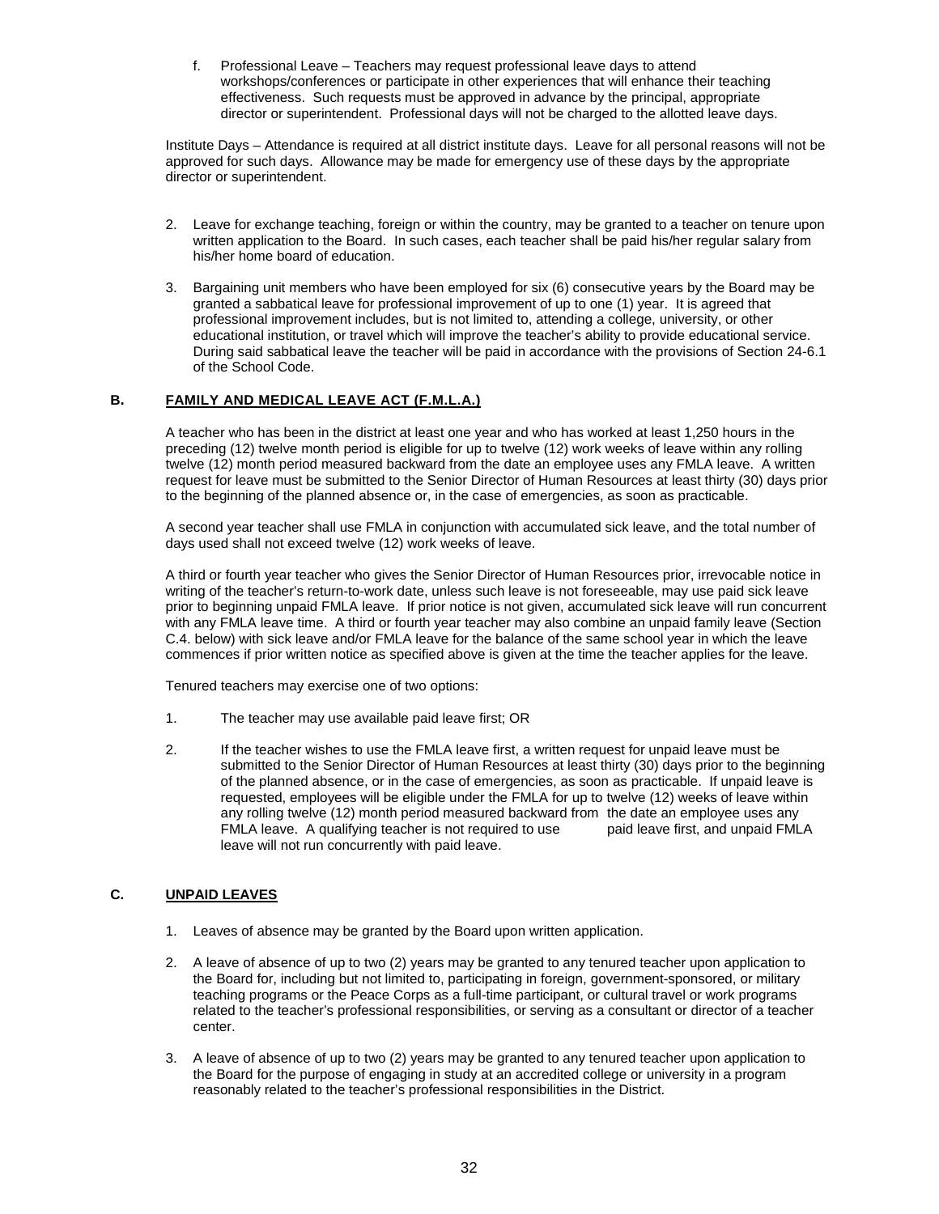f. Professional Leave – Teachers may request professional leave days to attend workshops/conferences or participate in other experiences that will enhance their teaching effectiveness. Such requests must be approved in advance by the principal, appropriate director or superintendent. Professional days will not be charged to the allotted leave days.

Institute Days – Attendance is required at all district institute days. Leave for all personal reasons will not be approved for such days. Allowance may be made for emergency use of these days by the appropriate director or superintendent.

2. Leave for exchange teaching, foreign or within the country, may be granted to a teacher on tenure upon written application to the Board. In such cases, each teacher shall be paid his/her regular salary from his/her home board of education.

3. Bargaining unit members who have been employed for six (6) consecutive years by the Board may be granted a sabbatical leave for professional improvement of up to one (1) year. It is agreed that professional improvement includes, but is not limited to, attending a college, university, or other educational institution, or travel which will improve the teacher's ability to provide educational service. During said sabbatical leave the teacher will be paid in accordance with the provisions of Section 24-6.1 of the School Code.

### B. FAMILY AND MEDICAL LEAVE ACT (F.M.L.A.)

A teacher who has been in the district at least one year and who has worked at least 1,250 hours in the preceding (12) twelve month period is eligible for up to twelve (12) work weeks of leave within any rolling twelve (12) month period measured backward from the date an employee uses any FMLA leave. A written request for leave must be submitted to the Senior Director of Human Resources at least thirty (30) days prior to the beginning of the planned absence or, in the case of emergencies, as soon as practicable.

A second year teacher shall use FMLA in conjunction with accumulated sick leave, and the total number of days used shall not exceed twelve (12) work weeks of leave.

A third or fourth year teacher who gives the Senior Director of Human Resources prior, irrevocable notice in writing of the teacher's return-to-work date, unless such leave is not foreseeable, may use paid sick leave prior to beginning unpaid FMLA leave. If prior notice is not given, accumulated sick leave will run concurrent with any FMLA leave time. A third or fourth year teacher may also combine an unpaid family leave (Section C.4. below) with sick leave and/or FMLA leave for the balance of the same school year in which the leave commences if prior written notice as specified above is given at the time the teacher applies for the leave.

Tenured teachers may exercise one of two options:

1. The teacher may use available paid leave first; OR

2. If the teacher wishes to use the FMLA leave first, a written request for unpaid leave must be submitted to the Senior Director of Human Resources at least thirty (30) days prior to the beginning of the planned absence, or in the case of emergencies, as soon as practicable. If unpaid leave is requested, employees will be eligible under the FMLA for up to twelve (12) weeks of leave within any rolling twelve (12) month period measured backward from the date an employee uses any FMLA leave. A qualifying teacher is not required to use paid leave first, and unpaid FMLA leave will not run concurrently with paid leave.

### C. UNPAID LEAVES

1. Leaves of absence may be granted by the Board upon written application.

2. A leave of absence of up to two (2) years may be granted to any tenured teacher upon application to the Board for, including but not limited to, participating in foreign, government-sponsored, or military teaching programs or the Peace Corps as a full-time participant, or cultural travel or work programs related to the teacher's professional responsibilities, or serving as a consultant or director of a teacher center.

3. A leave of absence of up to two (2) years may be granted to any tenured teacher upon application to the Board for the purpose of engaging in study at an accredited college or university in a program reasonably related to the teacher's professional responsibilities in the District.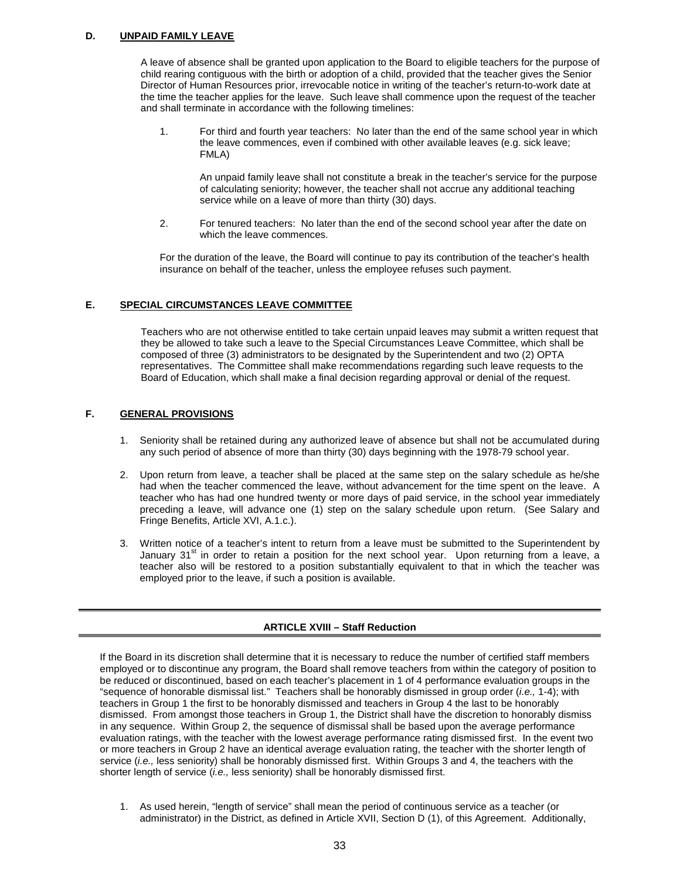### D. UNPAID FAMILY LEAVE

A leave of absence shall be granted upon application to the Board to eligible teachers for the purpose of child rearing contiguous with the birth or adoption of a child, provided that the teacher gives the Senior Director of Human Resources prior, irrevocable notice in writing of the teacher's return-to-work date at the time the teacher applies for the leave. Such leave shall commence upon the request of the teacher and shall terminate in accordance with the following timelines:

1. For third and fourth year teachers: No later than the end of the same school year in which the leave commences, even if combined with other available leaves (e.g. sick leave; FMLA)

   An unpaid family leave shall not constitute a break in the teacher's service for the purpose of calculating seniority; however, the teacher shall not accrue any additional teaching service while on a leave of more than thirty (30) days.

2. For tenured teachers: No later than the end of the second school year after the date on which the leave commences.

For the duration of the leave, the Board will continue to pay its contribution of the teacher's health insurance on behalf of the teacher, unless the employee refuses such payment.

### E. SPECIAL CIRCUMSTANCES LEAVE COMMITTEE

Teachers who are not otherwise entitled to take certain unpaid leaves may submit a written request that they be allowed to take such a leave to the Special Circumstances Leave Committee, which shall be composed of three (3) administrators to be designated by the Superintendent and two (2) OPTA representatives. The Committee shall make recommendations regarding such leave requests to the Board of Education, which shall make a final decision regarding approval or denial of the request.

### F. GENERAL PROVISIONS

1. Seniority shall be retained during any authorized leave of absence but shall not be accumulated during any such period of absence of more than thirty (30) days beginning with the 1978-79 school year.

2. Upon return from leave, a teacher shall be placed at the same step on the salary schedule as he/she had when the teacher commenced the leave, without advancement for the time spent on the leave. A teacher who has had one hundred twenty or more days of paid service, in the school year immediately preceding a leave, will advance one (1) step on the salary schedule upon return. (See Salary and Fringe Benefits, Article XVI, A.1.c.).

3. Written notice of a teacher's intent to return from a leave must be submitted to the Superintendent by January 31st in order to retain a position for the next school year. Upon returning from a leave, a teacher also will be restored to a position substantially equivalent to that in which the teacher was employed prior to the leave, if such a position is available.

## ARTICLE XVIII – Staff Reduction

If the Board in its discretion shall determine that it is necessary to reduce the number of certified staff members employed or to discontinue any program, the Board shall remove teachers from within the category of position to be reduced or discontinued, based on each teacher's placement in 1 of 4 performance evaluation groups in the "sequence of honorable dismissal list." Teachers shall be honorably dismissed in group order (*i.e.,* 1-4); with teachers in Group 1 the first to be honorably dismissed and teachers in Group 4 the last to be honorably dismissed. From amongst those teachers in Group 1, the District shall have the discretion to honorably dismiss in any sequence. Within Group 2, the sequence of dismissal shall be based upon the average performance evaluation ratings, with the teacher with the lowest average performance rating dismissed first. In the event two or more teachers in Group 2 have an identical average evaluation rating, the teacher with the shorter length of service (*i.e.,* less seniority) shall be honorably dismissed first. Within Groups 3 and 4, the teachers with the shorter length of service (*i.e.,* less seniority) shall be honorably dismissed first.

1. As used herein, "length of service" shall mean the period of continuous service as a teacher (or administrator) in the District, as defined in Article XVII, Section D (1), of this Agreement. Additionally,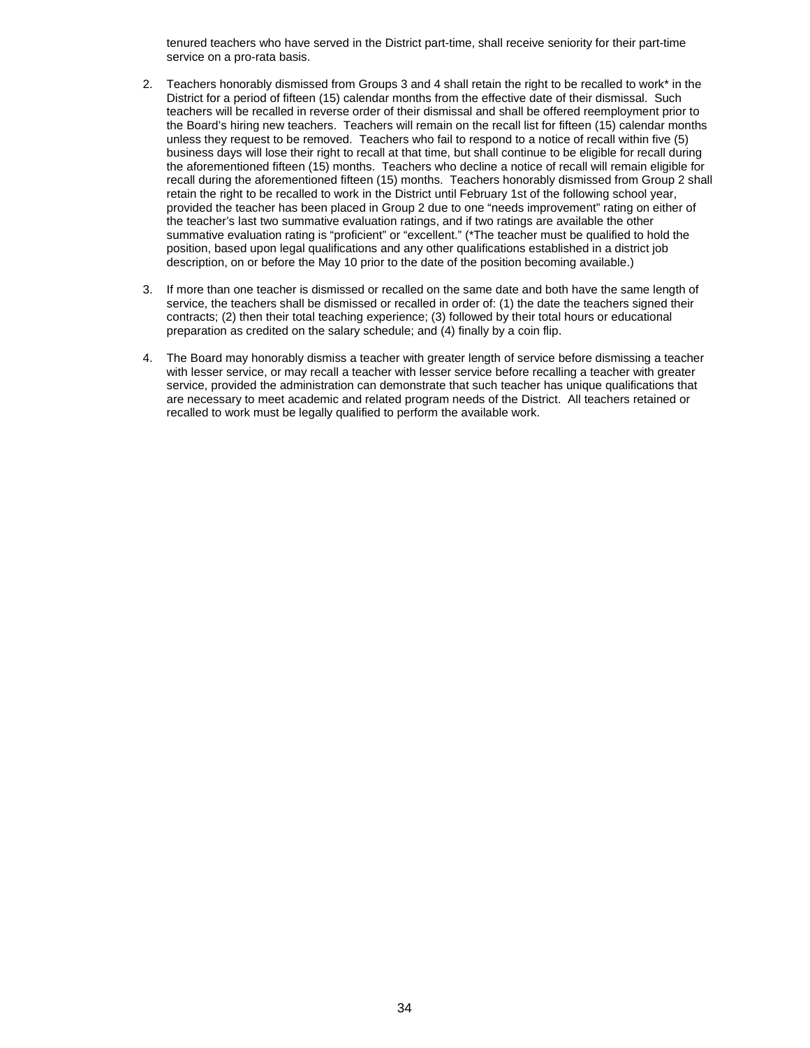tenured teachers who have served in the District part-time, shall receive seniority for their part-time service on a pro-rata basis.

2. Teachers honorably dismissed from Groups 3 and 4 shall retain the right to be recalled to work* in the District for a period of fifteen (15) calendar months from the effective date of their dismissal. Such teachers will be recalled in reverse order of their dismissal and shall be offered reemployment prior to the Board's hiring new teachers. Teachers will remain on the recall list for fifteen (15) calendar months unless they request to be removed. Teachers who fail to respond to a notice of recall within five (5) business days will lose their right to recall at that time, but shall continue to be eligible for recall during the aforementioned fifteen (15) months. Teachers who decline a notice of recall will remain eligible for recall during the aforementioned fifteen (15) months. Teachers honorably dismissed from Group 2 shall retain the right to be recalled to work in the District until February 1st of the following school year, provided the teacher has been placed in Group 2 due to one "needs improvement" rating on either of the teacher's last two summative evaluation ratings, and if two ratings are available the other summative evaluation rating is "proficient" or "excellent." (*The teacher must be qualified to hold the position, based upon legal qualifications and any other qualifications established in a district job description, on or before the May 10 prior to the date of the position becoming available.)

3. If more than one teacher is dismissed or recalled on the same date and both have the same length of service, the teachers shall be dismissed or recalled in order of: (1) the date the teachers signed their contracts; (2) then their total teaching experience; (3) followed by their total hours or educational preparation as credited on the salary schedule; and (4) finally by a coin flip.

4. The Board may honorably dismiss a teacher with greater length of service before dismissing a teacher with lesser service, or may recall a teacher with lesser service before recalling a teacher with greater service, provided the administration can demonstrate that such teacher has unique qualifications that are necessary to meet academic and related program needs of the District. All teachers retained or recalled to work must be legally qualified to perform the available work.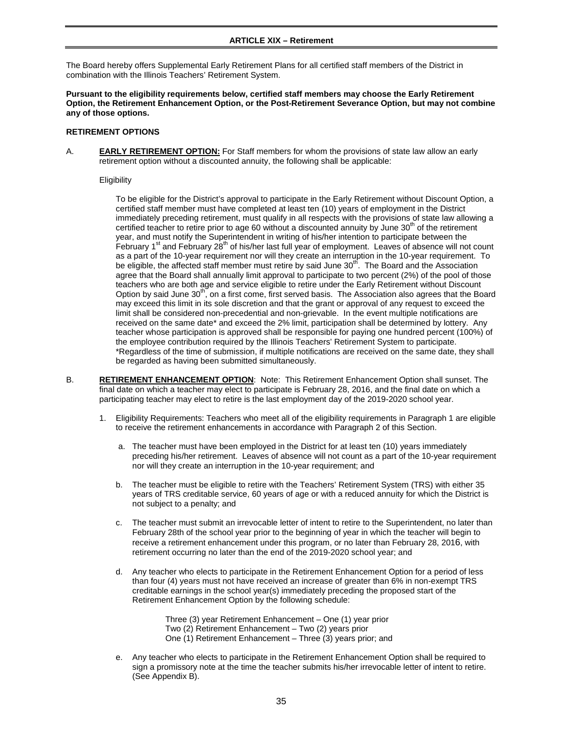## ARTICLE XIX – Retirement

The Board hereby offers Supplemental Early Retirement Plans for all certified staff members of the District in combination with the Illinois Teachers' Retirement System.

**Pursuant to the eligibility requirements below, certified staff members may choose the Early Retirement Option, the Retirement Enhancement Option, or the Post-Retirement Severance Option, but may not combine any of those options.**

### RETIREMENT OPTIONS

A. **EARLY RETIREMENT OPTION:** For Staff members for whom the provisions of state law allow an early retirement option without a discounted annuity, the following shall be applicable:

Eligibility

To be eligible for the District's approval to participate in the Early Retirement without Discount Option, a certified staff member must have completed at least ten (10) years of employment in the District immediately preceding retirement, must qualify in all respects with the provisions of state law allowing a certified teacher to retire prior to age 60 without a discounted annuity by June 30th of the retirement year, and must notify the Superintendent in writing of his/her intention to participate between the February 1st and February 28th of his/her last full year of employment. Leaves of absence will not count as a part of the 10-year requirement nor will they create an interruption in the 10-year requirement. To be eligible, the affected staff member must retire by said June 30th. The Board and the Association agree that the Board shall annually limit approval to participate to two percent (2%) of the pool of those teachers who are both age and service eligible to retire under the Early Retirement without Discount Option by said June 30th, on a first come, first served basis. The Association also agrees that the Board may exceed this limit in its sole discretion and that the grant or approval of any request to exceed the limit shall be considered non-precedential and non-grievable. In the event multiple notifications are received on the same date* and exceed the 2% limit, participation shall be determined by lottery. Any teacher whose participation is approved shall be responsible for paying one hundred percent (100%) of the employee contribution required by the Illinois Teachers' Retirement System to participate.
*Regardless of the time of submission, if multiple notifications are received on the same date, they shall be regarded as having been submitted simultaneously.

B. **RETIREMENT ENHANCEMENT OPTION**: Note: This Retirement Enhancement Option shall sunset. The final date on which a teacher may elect to participate is February 28, 2016, and the final date on which a participating teacher may elect to retire is the last employment day of the 2019-2020 school year.

1. Eligibility Requirements: Teachers who meet all of the eligibility requirements in Paragraph 1 are eligible to receive the retirement enhancements in accordance with Paragraph 2 of this Section.

   a. The teacher must have been employed in the District for at least ten (10) years immediately preceding his/her retirement. Leaves of absence will not count as a part of the 10-year requirement nor will they create an interruption in the 10-year requirement; and

   b. The teacher must be eligible to retire with the Teachers' Retirement System (TRS) with either 35 years of TRS creditable service, 60 years of age or with a reduced annuity for which the District is not subject to a penalty; and

   c. The teacher must submit an irrevocable letter of intent to retire to the Superintendent, no later than February 28th of the school year prior to the beginning of year in which the teacher will begin to receive a retirement enhancement under this program, or no later than February 28, 2016, with retirement occurring no later than the end of the 2019-2020 school year; and

   d. Any teacher who elects to participate in the Retirement Enhancement Option for a period of less than four (4) years must not have received an increase of greater than 6% in non-exempt TRS creditable earnings in the school year(s) immediately preceding the proposed start of the Retirement Enhancement Option by the following schedule:

      Three (3) year Retirement Enhancement – One (1) year prior
      Two (2) Retirement Enhancement – Two (2) years prior
      One (1) Retirement Enhancement – Three (3) years prior; and

   e. Any teacher who elects to participate in the Retirement Enhancement Option shall be required to sign a promissory note at the time the teacher submits his/her irrevocable letter of intent to retire. (See Appendix B).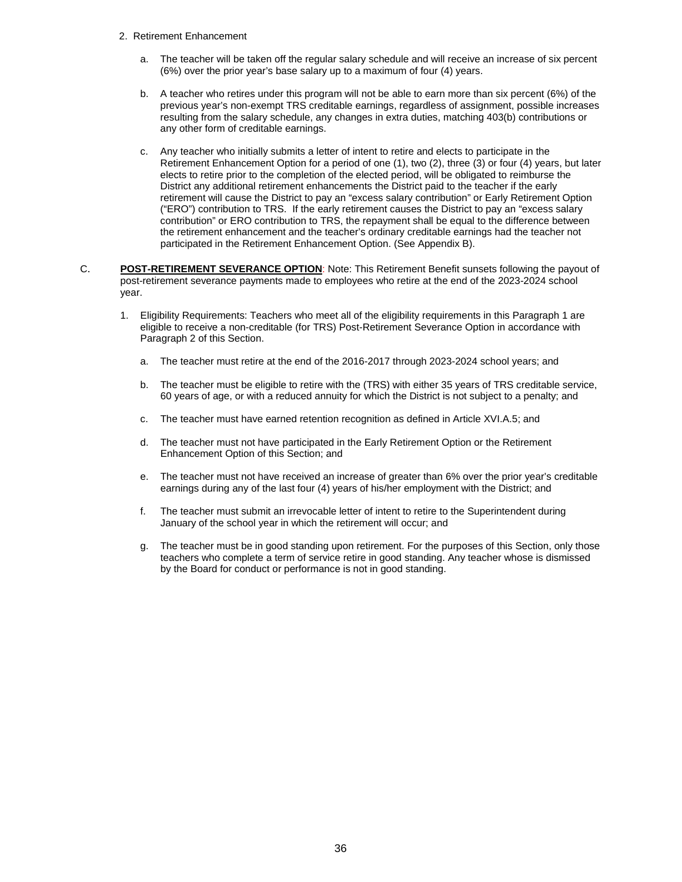2. Retirement Enhancement

   a. The teacher will be taken off the regular salary schedule and will receive an increase of six percent (6%) over the prior year's base salary up to a maximum of four (4) years.

   b. A teacher who retires under this program will not be able to earn more than six percent (6%) of the previous year's non-exempt TRS creditable earnings, regardless of assignment, possible increases resulting from the salary schedule, any changes in extra duties, matching 403(b) contributions or any other form of creditable earnings.

   c. Any teacher who initially submits a letter of intent to retire and elects to participate in the Retirement Enhancement Option for a period of one (1), two (2), three (3) or four (4) years, but later elects to retire prior to the completion of the elected period, will be obligated to reimburse the District any additional retirement enhancements the District paid to the teacher if the early retirement will cause the District to pay an "excess salary contribution" or Early Retirement Option ("ERO") contribution to TRS. If the early retirement causes the District to pay an "excess salary contribution" or ERO contribution to TRS, the repayment shall be equal to the difference between the retirement enhancement and the teacher's ordinary creditable earnings had the teacher not participated in the Retirement Enhancement Option. (See Appendix B).

C. **POST-RETIREMENT SEVERANCE OPTION**: Note: This Retirement Benefit sunsets following the payout of post-retirement severance payments made to employees who retire at the end of the 2023-2024 school year.

1. Eligibility Requirements: Teachers who meet all of the eligibility requirements in this Paragraph 1 are eligible to receive a non-creditable (for TRS) Post-Retirement Severance Option in accordance with Paragraph 2 of this Section.

   a. The teacher must retire at the end of the 2016-2017 through 2023-2024 school years; and

   b. The teacher must be eligible to retire with the (TRS) with either 35 years of TRS creditable service, 60 years of age, or with a reduced annuity for which the District is not subject to a penalty; and

   c. The teacher must have earned retention recognition as defined in Article XVI.A.5; and

   d. The teacher must not have participated in the Early Retirement Option or the Retirement Enhancement Option of this Section; and

   e. The teacher must not have received an increase of greater than 6% over the prior year's creditable earnings during any of the last four (4) years of his/her employment with the District; and

   f. The teacher must submit an irrevocable letter of intent to retire to the Superintendent during January of the school year in which the retirement will occur; and

   g. The teacher must be in good standing upon retirement. For the purposes of this Section, only those teachers who complete a term of service retire in good standing. Any teacher whose is dismissed by the Board for conduct or performance is not in good standing.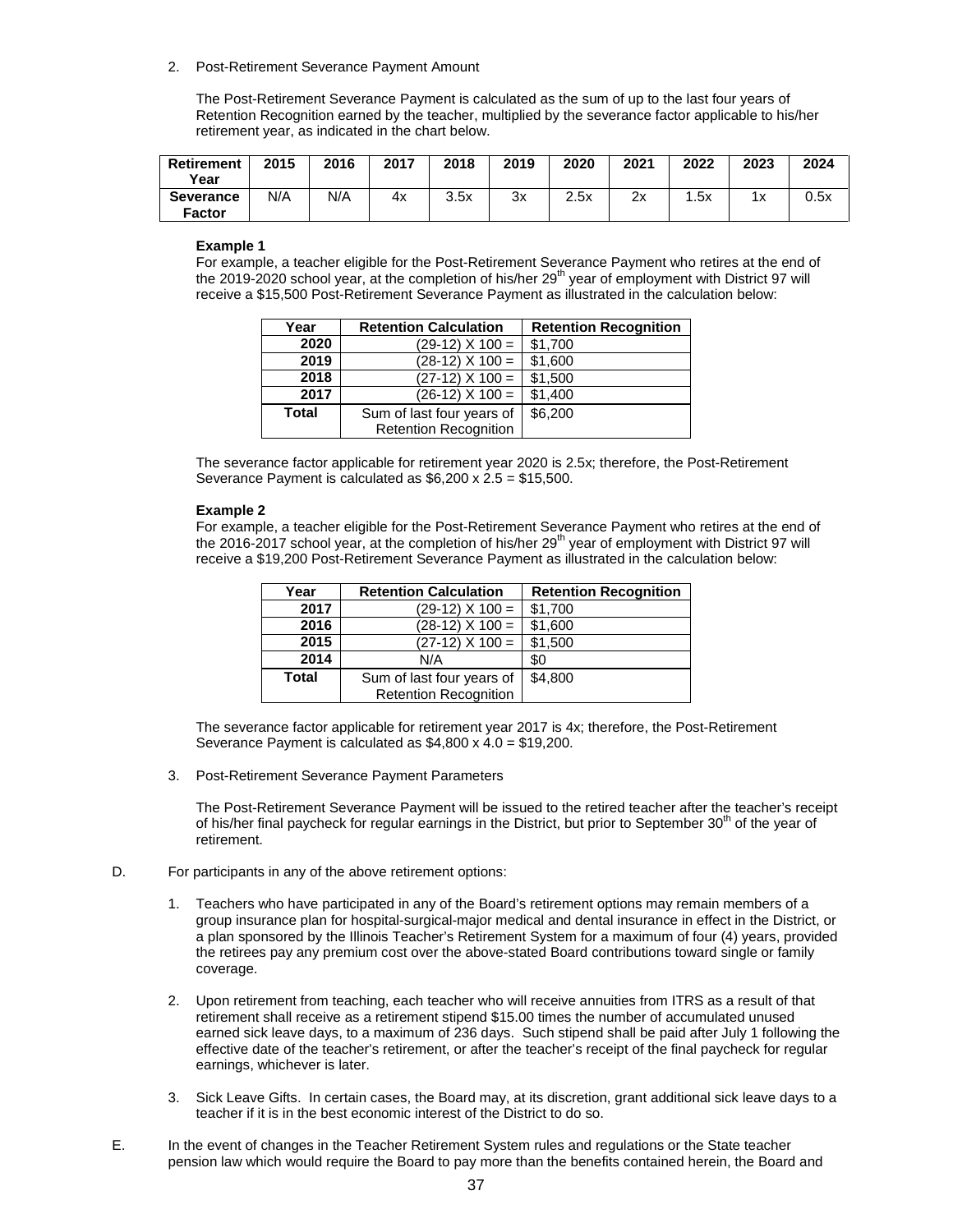2. Post-Retirement Severance Payment Amount

The Post-Retirement Severance Payment is calculated as the sum of up to the last four years of Retention Recognition earned by the teacher, multiplied by the severance factor applicable to his/her retirement year, as indicated in the chart below.

| Retirement Year | 2015 | 2016 | 2017 | 2018 | 2019 | 2020 | 2021 | 2022 | 2023 | 2024 |
|---|---|---|---|---|---|---|---|---|---|---|
| Severance Factor | N/A | N/A | 4x | 3.5x | 3x | 2.5x | 2x | 1.5x | 1x | 0.5x |

**Example 1**

For example, a teacher eligible for the Post-Retirement Severance Payment who retires at the end of the 2019-2020 school year, at the completion of his/her 29th year of employment with District 97 will receive a $15,500 Post-Retirement Severance Payment as illustrated in the calculation below:

| Year | Retention Calculation | Retention Recognition |
|---|---|---|
| 2020 | (29-12) X 100 = | $1,700 |
| 2019 | (28-12) X 100 = | $1,600 |
| 2018 | (27-12) X 100 = | $1,500 |
| 2017 | (26-12) X 100 = | $1,400 |
| Total | Sum of last four years of Retention Recognition | $6,200 |

The severance factor applicable for retirement year 2020 is 2.5x; therefore, the Post-Retirement Severance Payment is calculated as $6,200 x 2.5 = $15,500.

**Example 2**

For example, a teacher eligible for the Post-Retirement Severance Payment who retires at the end of the 2016-2017 school year, at the completion of his/her 29th year of employment with District 97 will receive a $19,200 Post-Retirement Severance Payment as illustrated in the calculation below:

| Year | Retention Calculation | Retention Recognition |
|---|---|---|
| 2017 | (29-12) X 100 = | $1,700 |
| 2016 | (28-12) X 100 = | $1,600 |
| 2015 | (27-12) X 100 = | $1,500 |
| 2014 | N/A | $0 |
| Total | Sum of last four years of Retention Recognition | $4,800 |

The severance factor applicable for retirement year 2017 is 4x; therefore, the Post-Retirement Severance Payment is calculated as $4,800 x 4.0 = $19,200.

3. Post-Retirement Severance Payment Parameters

The Post-Retirement Severance Payment will be issued to the retired teacher after the teacher's receipt of his/her final paycheck for regular earnings in the District, but prior to September 30th of the year of retirement.

D. For participants in any of the above retirement options:

1. Teachers who have participated in any of the Board's retirement options may remain members of a group insurance plan for hospital-surgical-major medical and dental insurance in effect in the District, or a plan sponsored by the Illinois Teacher's Retirement System for a maximum of four (4) years, provided the retirees pay any premium cost over the above-stated Board contributions toward single or family coverage.

2. Upon retirement from teaching, each teacher who will receive annuities from ITRS as a result of that retirement shall receive as a retirement stipend $15.00 times the number of accumulated unused earned sick leave days, to a maximum of 236 days. Such stipend shall be paid after July 1 following the effective date of the teacher's retirement, or after the teacher's receipt of the final paycheck for regular earnings, whichever is later.

3. Sick Leave Gifts. In certain cases, the Board may, at its discretion, grant additional sick leave days to a teacher if it is in the best economic interest of the District to do so.

E. In the event of changes in the Teacher Retirement System rules and regulations or the State teacher pension law which would require the Board to pay more than the benefits contained herein, the Board and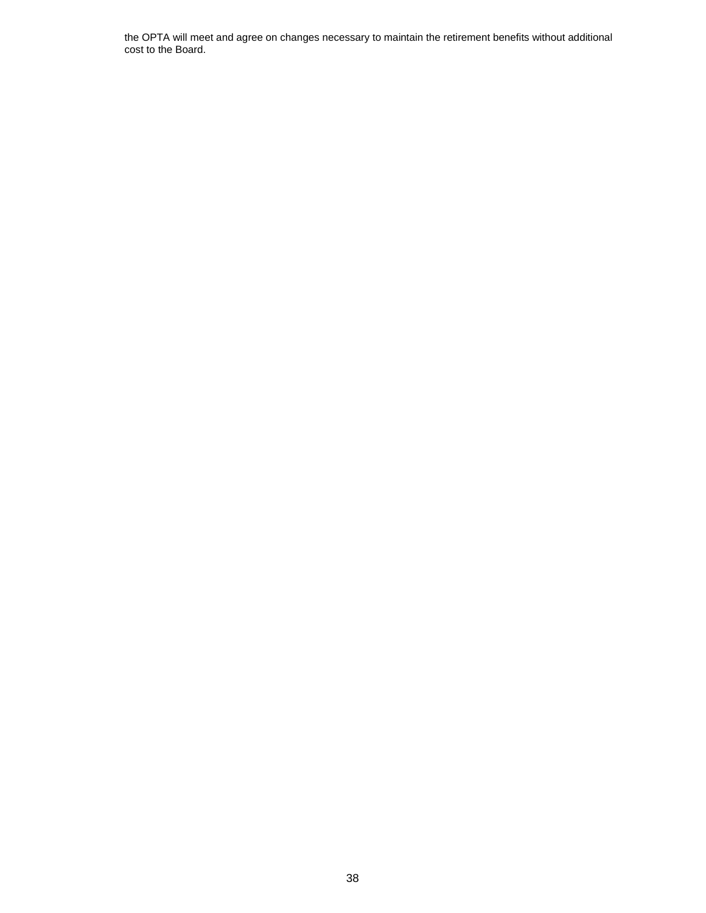the OPTA will meet and agree on changes necessary to maintain the retirement benefits without additional cost to the Board.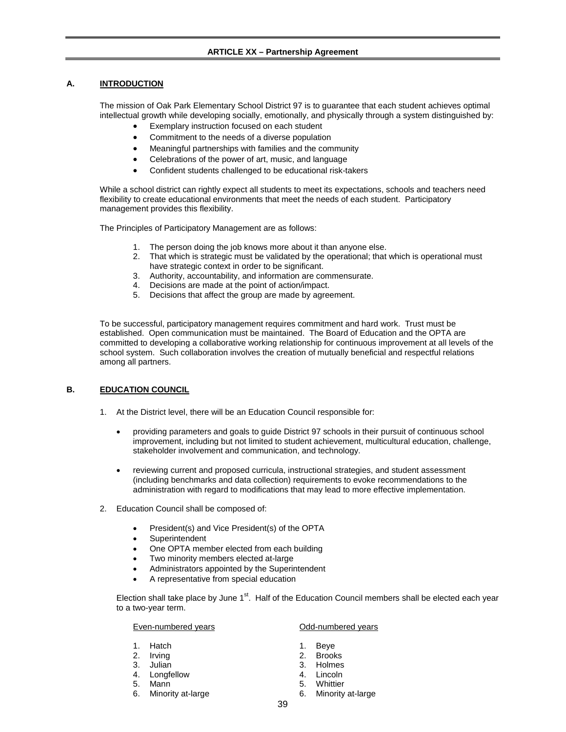## ARTICLE XX – Partnership Agreement

### A. INTRODUCTION

The mission of Oak Park Elementary School District 97 is to guarantee that each student achieves optimal intellectual growth while developing socially, emotionally, and physically through a system distinguished by:

- Exemplary instruction focused on each student
- Commitment to the needs of a diverse population
- Meaningful partnerships with families and the community
- Celebrations of the power of art, music, and language
- Confident students challenged to be educational risk-takers

While a school district can rightly expect all students to meet its expectations, schools and teachers need flexibility to create educational environments that meet the needs of each student. Participatory management provides this flexibility.

The Principles of Participatory Management are as follows:

1. The person doing the job knows more about it than anyone else.
2. That which is strategic must be validated by the operational; that which is operational must have strategic context in order to be significant.
3. Authority, accountability, and information are commensurate.
4. Decisions are made at the point of action/impact.
5. Decisions that affect the group are made by agreement.

To be successful, participatory management requires commitment and hard work. Trust must be established. Open communication must be maintained. The Board of Education and the OPTA are committed to developing a collaborative working relationship for continuous improvement at all levels of the school system. Such collaboration involves the creation of mutually beneficial and respectful relations among all partners.

### B. EDUCATION COUNCIL

1. At the District level, there will be an Education Council responsible for:

   - providing parameters and goals to guide District 97 schools in their pursuit of continuous school improvement, including but not limited to student achievement, multicultural education, challenge, stakeholder involvement and communication, and technology.

   - reviewing current and proposed curricula, instructional strategies, and student assessment (including benchmarks and data collection) requirements to evoke recommendations to the administration with regard to modifications that may lead to more effective implementation.

2. Education Council shall be composed of:

   - President(s) and Vice President(s) of the OPTA
   - Superintendent
   - One OPTA member elected from each building
   - Two minority members elected at-large
   - Administrators appointed by the Superintendent
   - A representative from special education

   Election shall take place by June 1st. Half of the Education Council members shall be elected each year to a two-year term.

| Even-numbered years | Odd-numbered years |
|---|---|
| 1. Hatch | 1. Beye |
| 2. Irving | 2. Brooks |
| 3. Julian | 3. Holmes |
| 4. Longfellow | 4. Lincoln |
| 5. Mann | 5. Whittier |
| 6. Minority at-large | 6. Minority at-large |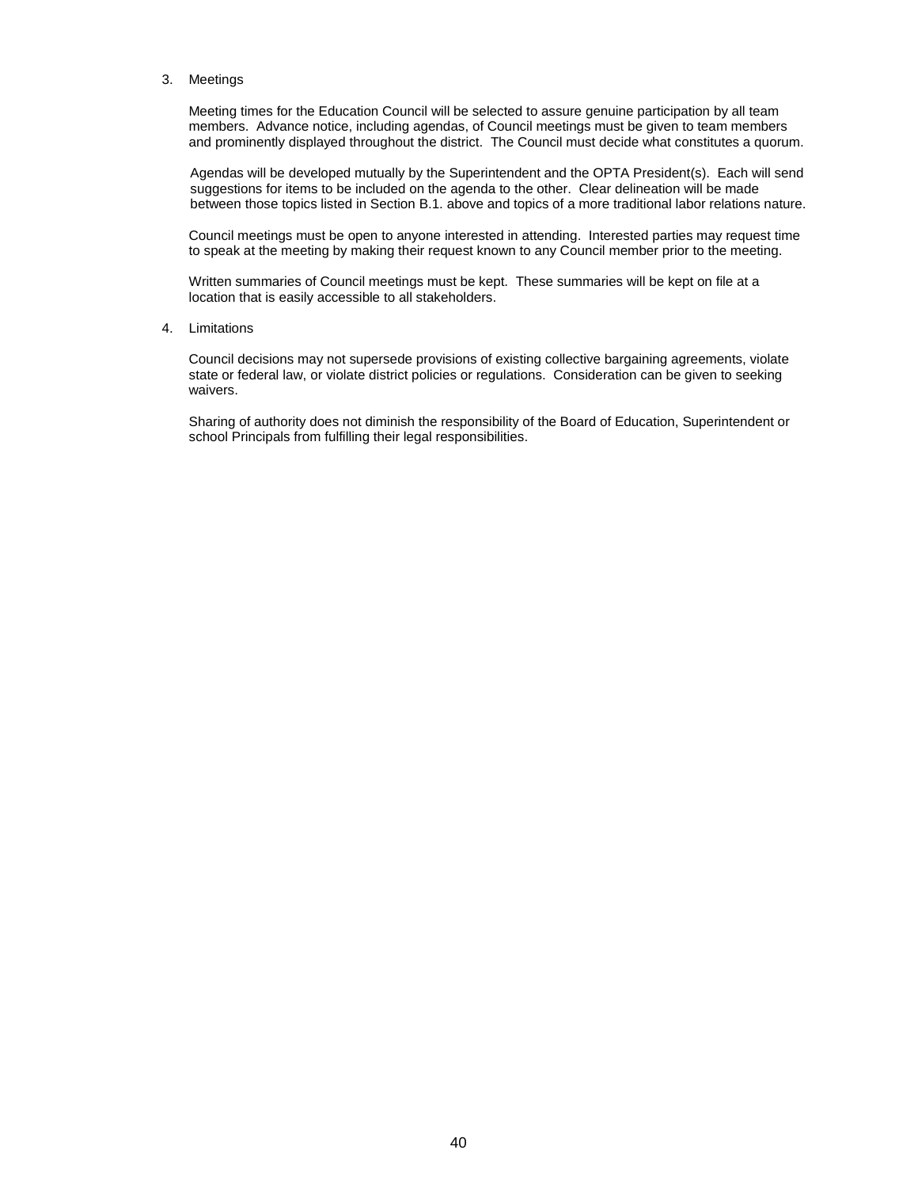3. Meetings

   Meeting times for the Education Council will be selected to assure genuine participation by all team members. Advance notice, including agendas, of Council meetings must be given to team members and prominently displayed throughout the district. The Council must decide what constitutes a quorum.

   Agendas will be developed mutually by the Superintendent and the OPTA President(s). Each will send suggestions for items to be included on the agenda to the other. Clear delineation will be made between those topics listed in Section B.1. above and topics of a more traditional labor relations nature.

   Council meetings must be open to anyone interested in attending. Interested parties may request time to speak at the meeting by making their request known to any Council member prior to the meeting.

   Written summaries of Council meetings must be kept. These summaries will be kept on file at a location that is easily accessible to all stakeholders.

4. Limitations

   Council decisions may not supersede provisions of existing collective bargaining agreements, violate state or federal law, or violate district policies or regulations. Consideration can be given to seeking waivers.

   Sharing of authority does not diminish the responsibility of the Board of Education, Superintendent or school Principals from fulfilling their legal responsibilities.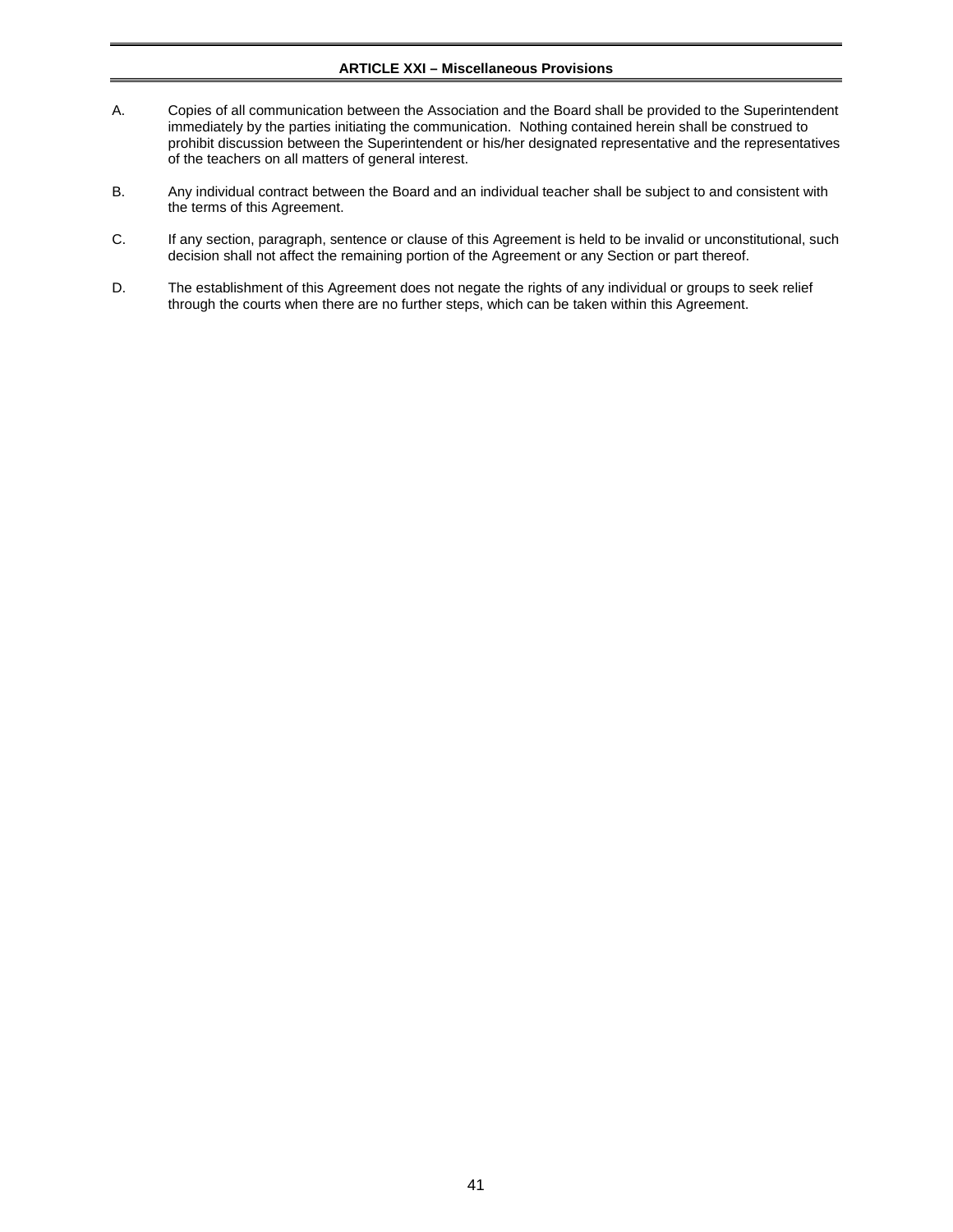## ARTICLE XXI – Miscellaneous Provisions

A. Copies of all communication between the Association and the Board shall be provided to the Superintendent immediately by the parties initiating the communication. Nothing contained herein shall be construed to prohibit discussion between the Superintendent or his/her designated representative and the representatives of the teachers on all matters of general interest.

B. Any individual contract between the Board and an individual teacher shall be subject to and consistent with the terms of this Agreement.

C. If any section, paragraph, sentence or clause of this Agreement is held to be invalid or unconstitutional, such decision shall not affect the remaining portion of the Agreement or any Section or part thereof.

D. The establishment of this Agreement does not negate the rights of any individual or groups to seek relief through the courts when there are no further steps, which can be taken within this Agreement.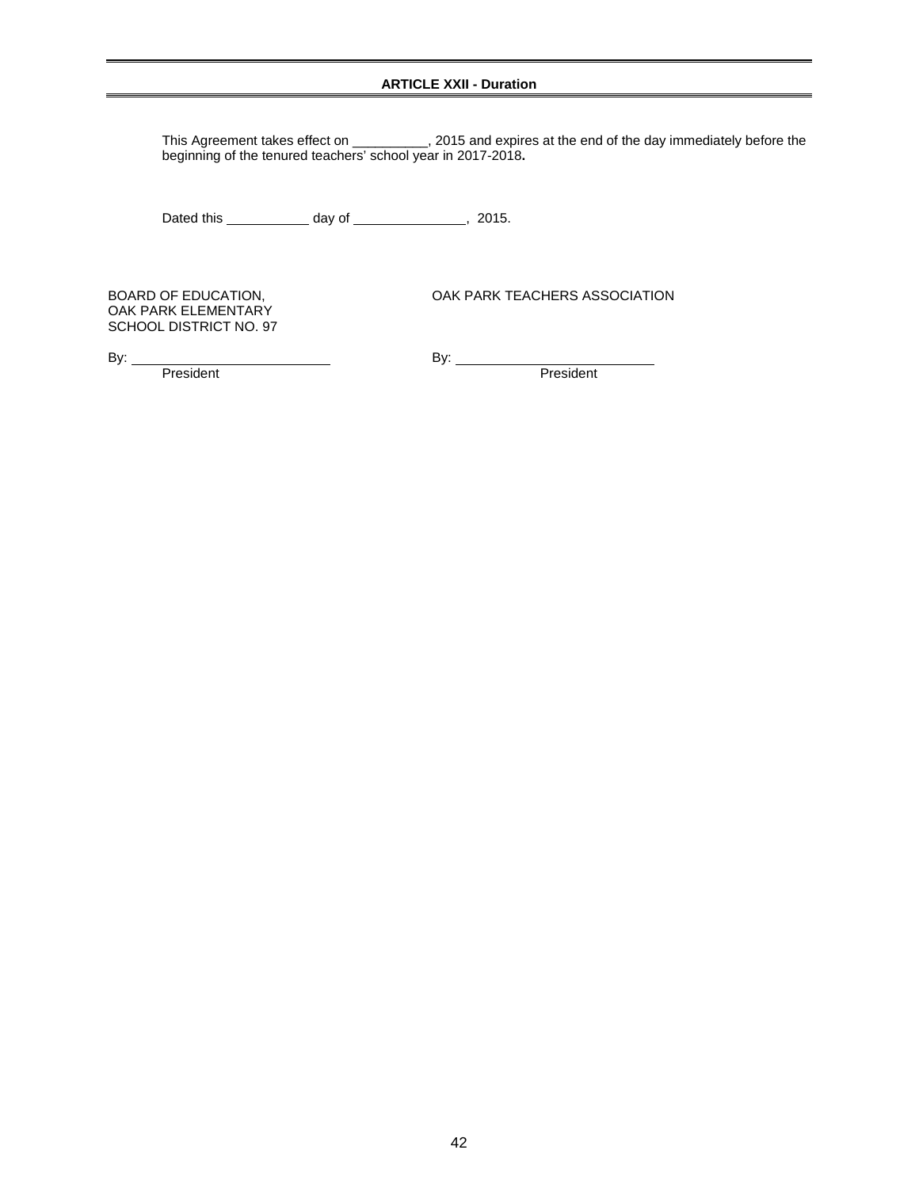## ARTICLE XXII - Duration

This Agreement takes effect on __________, 2015 and expires at the end of the day immediately before the beginning of the tenured teachers' school year in 2017-2018**.**

Dated this ___________ day of _______________, 2015.

BOARD OF EDUCATION,
OAK PARK ELEMENTARY
SCHOOL DISTRICT NO. 97

By: ___________________________
President

OAK PARK TEACHERS ASSOCIATION

By: ___________________________
President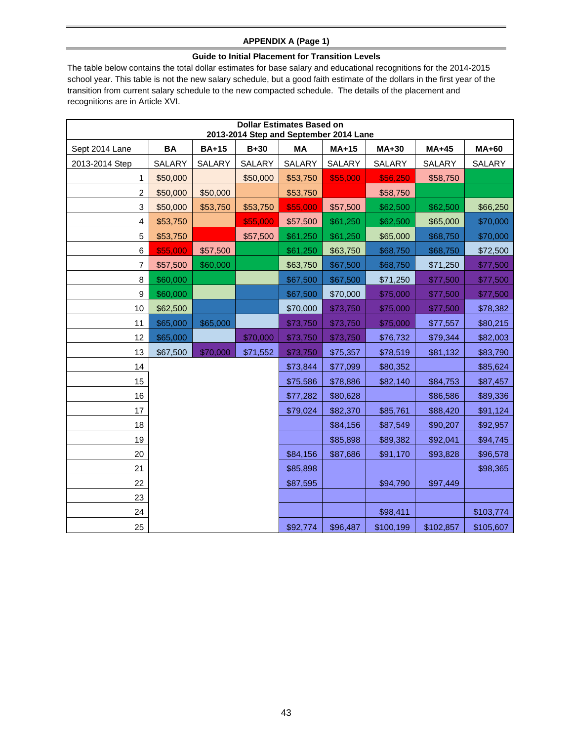**APPENDIX A (Page 1)**

**Guide to Initial Placement for Transition Levels**

The table below contains the total dollar estimates for base salary and educational recognitions for the 2014-2015 school year. This table is not the new salary schedule, but a good faith estimate of the dollars in the first year of the transition from current salary schedule to the new compacted schedule. The details of the placement and recognitions are in Article XVI.

| **Dollar Estimates Based on 2013-2014 Step and September 2014 Lane** | | | | | | | | |
|---|---|---|---|---|---|---|---|---|
| Sept 2014 Lane | **BA** | **BA+15** | **B+30** | **MA** | **MA+15** | **MA+30** | **MA+45** | **MA+60** |
| 2013-2014 Step | SALARY | SALARY | SALARY | SALARY | SALARY | SALARY | SALARY | SALARY |
| 1 | $50,000 | | $50,000 | $53,750 | $55,000 | $56,250 | $58,750 | |
| 2 | $50,000 | $50,000 | | $53,750 | | $58,750 | | |
| 3 | $50,000 | $53,750 | $53,750 | $55,000 | $57,500 | $62,500 | $62,500 | $66,250 |
| 4 | $53,750 | | $55,000 | $57,500 | $61,250 | $62,500 | $65,000 | $70,000 |
| 5 | $53,750 | | $57,500 | $61,250 | $61,250 | $65,000 | $68,750 | $70,000 |
| 6 | $55,000 | $57,500 | | $61,250 | $63,750 | $68,750 | $68,750 | $72,500 |
| 7 | $57,500 | $60,000 | | $63,750 | $67,500 | $68,750 | $71,250 | $77,500 |
| 8 | $60,000 | | | $67,500 | $67,500 | $71,250 | $77,500 | $77,500 |
| 9 | $60,000 | | | $67,500 | $70,000 | $75,000 | $77,500 | $77,500 |
| 10 | $62,500 | | | $70,000 | $73,750 | $75,000 | $77,500 | $78,382 |
| 11 | $65,000 | $65,000 | | $73,750 | $73,750 | $75,000 | $77,557 | $80,215 |
| 12 | $65,000 | | $70,000 | $73,750 | $73,750 | $76,732 | $79,344 | $82,003 |
| 13 | $67,500 | $70,000 | $71,552 | $73,750 | $75,357 | $78,519 | $81,132 | $83,790 |
| 14 | | | | $73,844 | $77,099 | $80,352 | | $85,624 |
| 15 | | | | $75,586 | $78,886 | $82,140 | $84,753 | $87,457 |
| 16 | | | | $77,282 | $80,628 | | $86,586 | $89,336 |
| 17 | | | | $79,024 | $82,370 | $85,761 | $88,420 | $91,124 |
| 18 | | | | | $84,156 | $87,549 | $90,207 | $92,957 |
| 19 | | | | | $85,898 | $89,382 | $92,041 | $94,745 |
| 20 | | | | $84,156 | $87,686 | $91,170 | $93,828 | $96,578 |
| 21 | | | | $85,898 | | | | $98,365 |
| 22 | | | | $87,595 | | $94,790 | $97,449 | |
| 23 | | | | | | | | |
| 24 | | | | | | $98,411 | | $103,774 |
| 25 | | | | $92,774 | $96,487 | $100,199 | $102,857 | $105,607 |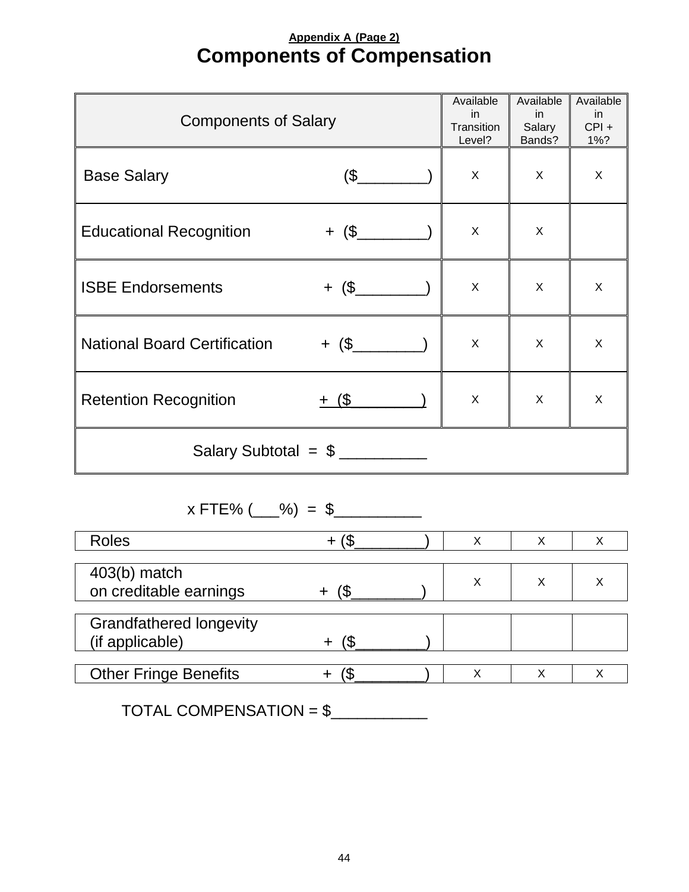**Appendix A (Page 2)**

# Components of Compensation

| Components of Salary | Available in Transition Level? | Available in Salary Bands? | Available in CPI + 1%? |
|---|---|---|---|
| Base Salary ($________) | X | X | X |
| Educational Recognition + ($________) | X | X | |
| ISBE Endorsements + ($________) | X | X | X |
| National Board Certification + ($________) | X | X | X |
| Retention Recognition + ($________) | X | X | X |
| Salary Subtotal = $ __________ | | | |

x FTE% (___%) = $__________

| | | | |
|---|---|---|---|
| Roles + ($________) | X | X | X |
| 403(b) match on creditable earnings + ($________) | X | X | X |
| Grandfathered longevity (if applicable) + ($________) | | | |
| Other Fringe Benefits + ($________) | X | X | X |

TOTAL COMPENSATION = $___________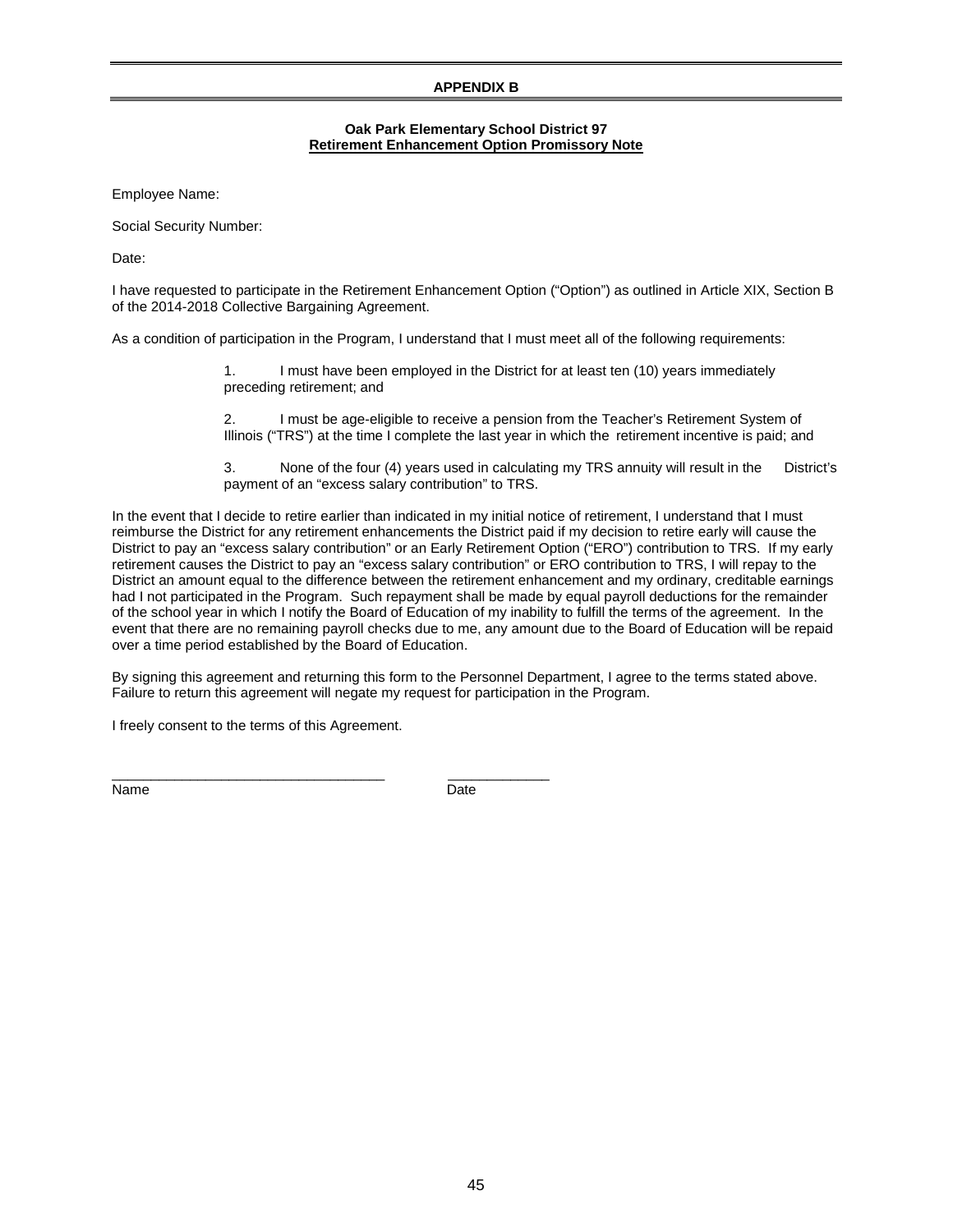# APPENDIX B

**Oak Park Elementary School District 97**
**Retirement Enhancement Option Promissory Note**

Employee Name:

Social Security Number:

Date:

I have requested to participate in the Retirement Enhancement Option ("Option") as outlined in Article XIX, Section B of the 2014-2018 Collective Bargaining Agreement.

As a condition of participation in the Program, I understand that I must meet all of the following requirements:

> 1. I must have been employed in the District for at least ten (10) years immediately preceding retirement; and
>
> 2. I must be age-eligible to receive a pension from the Teacher's Retirement System of Illinois ("TRS") at the time I complete the last year in which the retirement incentive is paid; and
>
> 3. None of the four (4) years used in calculating my TRS annuity will result in the District's payment of an "excess salary contribution" to TRS.

In the event that I decide to retire earlier than indicated in my initial notice of retirement, I understand that I must reimburse the District for any retirement enhancements the District paid if my decision to retire early will cause the District to pay an "excess salary contribution" or an Early Retirement Option ("ERO") contribution to TRS. If my early retirement causes the District to pay an "excess salary contribution" or ERO contribution to TRS, I will repay to the District an amount equal to the difference between the retirement enhancement and my ordinary, creditable earnings had I not participated in the Program. Such repayment shall be made by equal payroll deductions for the remainder of the school year in which I notify the Board of Education of my inability to fulfill the terms of the agreement. In the event that there are no remaining payroll checks due to me, any amount due to the Board of Education will be repaid over a time period established by the Board of Education.

By signing this agreement and returning this form to the Personnel Department, I agree to the terms stated above. Failure to return this agreement will negate my request for participation in the Program.

I freely consent to the terms of this Agreement.

\_\_\_\_\_\_\_\_\_\_\_\_\_\_\_\_\_\_\_\_\_\_\_\_\_\_\_\_\_\_\_\_\_\_\_ \_\_\_\_\_\_\_\_\_\_\_\_\_
Name Date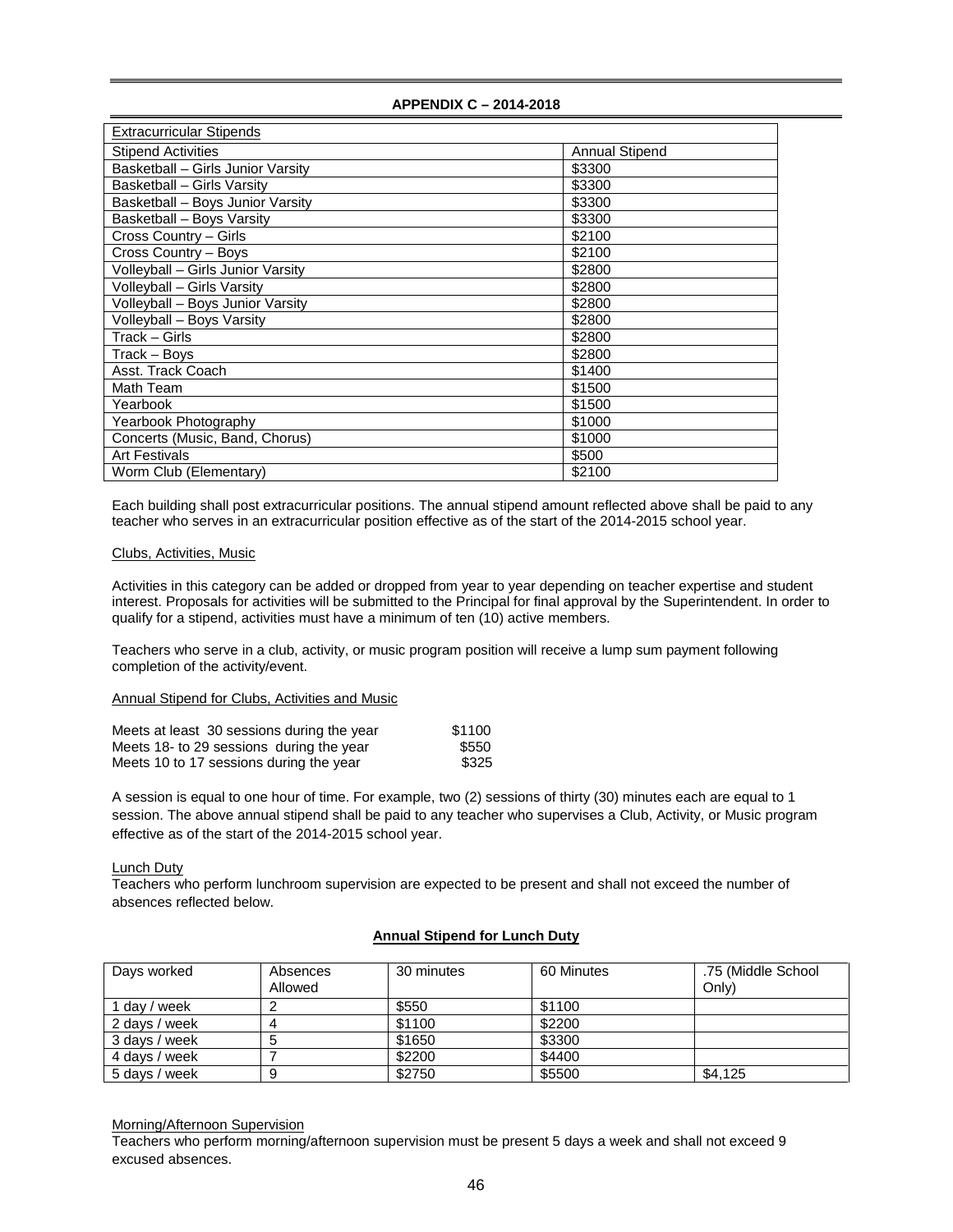## APPENDIX C – 2014-2018

| Extracurricular Stipends | |
|---|---|
| Stipend Activities | Annual Stipend |
| Basketball – Girls Junior Varsity | $3300 |
| Basketball – Girls Varsity | $3300 |
| Basketball – Boys Junior Varsity | $3300 |
| Basketball – Boys Varsity | $3300 |
| Cross Country – Girls | $2100 |
| Cross Country – Boys | $2100 |
| Volleyball – Girls Junior Varsity | $2800 |
| Volleyball – Girls Varsity | $2800 |
| Volleyball – Boys Junior Varsity | $2800 |
| Volleyball – Boys Varsity | $2800 |
| Track – Girls | $2800 |
| Track – Boys | $2800 |
| Asst. Track Coach | $1400 |
| Math Team | $1500 |
| Yearbook | $1500 |
| Yearbook Photography | $1000 |
| Concerts (Music, Band, Chorus) | $1000 |
| Art Festivals | $500 |
| Worm Club (Elementary) | $2100 |

Each building shall post extracurricular positions. The annual stipend amount reflected above shall be paid to any teacher who serves in an extracurricular position effective as of the start of the 2014-2015 school year.

Clubs, Activities, Music

Activities in this category can be added or dropped from year to year depending on teacher expertise and student interest. Proposals for activities will be submitted to the Principal for final approval by the Superintendent. In order to qualify for a stipend, activities must have a minimum of ten (10) active members.

Teachers who serve in a club, activity, or music program position will receive a lump sum payment following completion of the activity/event.

Annual Stipend for Clubs, Activities and Music

| | |
|---|---|
| Meets at least 30 sessions during the year | $1100 |
| Meets 18- to 29 sessions during the year | $550 |
| Meets 10 to 17 sessions during the year | $325 |

A session is equal to one hour of time. For example, two (2) sessions of thirty (30) minutes each are equal to 1 session. The above annual stipend shall be paid to any teacher who supervises a Club, Activity, or Music program effective as of the start of the 2014-2015 school year.

Lunch Duty

Teachers who perform lunchroom supervision are expected to be present and shall not exceed the number of absences reflected below.

**Annual Stipend for Lunch Duty**

| Days worked | Absences Allowed | 30 minutes | 60 Minutes | .75 (Middle School Only) |
|---|---|---|---|---|
| 1 day / week | 2 | $550 | $1100 | |
| 2 days / week | 4 | $1100 | $2200 | |
| 3 days / week | 5 | $1650 | $3300 | |
| 4 days / week | 7 | $2200 | $4400 | |
| 5 days / week | 9 | $2750 | $5500 | $4,125 |

Morning/Afternoon Supervision

Teachers who perform morning/afternoon supervision must be present 5 days a week and shall not exceed 9 excused absences.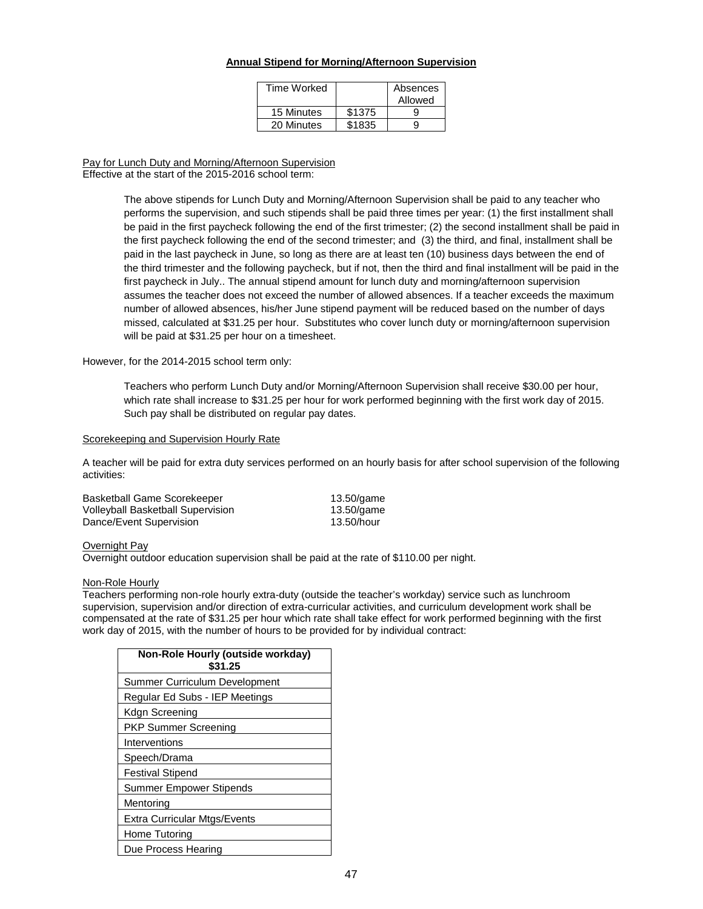**Annual Stipend for Morning/Afternoon Supervision**

| Time Worked | | Absences Allowed |
|---|---|---|
| 15 Minutes | $1375 | 9 |
| 20 Minutes | $1835 | 9 |

Pay for Lunch Duty and Morning/Afternoon Supervision
Effective at the start of the 2015-2016 school term:

> The above stipends for Lunch Duty and Morning/Afternoon Supervision shall be paid to any teacher who performs the supervision, and such stipends shall be paid three times per year: (1) the first installment shall be paid in the first paycheck following the end of the first trimester; (2) the second installment shall be paid in the first paycheck following the end of the second trimester; and (3) the third, and final, installment shall be paid in the last paycheck in June, so long as there are at least ten (10) business days between the end of the third trimester and the following paycheck, but if not, then the third and final installment will be paid in the first paycheck in July.. The annual stipend amount for lunch duty and morning/afternoon supervision assumes the teacher does not exceed the number of allowed absences. If a teacher exceeds the maximum number of allowed absences, his/her June stipend payment will be reduced based on the number of days missed, calculated at $31.25 per hour. Substitutes who cover lunch duty or morning/afternoon supervision will be paid at $31.25 per hour on a timesheet.

However, for the 2014-2015 school term only:

> Teachers who perform Lunch Duty and/or Morning/Afternoon Supervision shall receive $30.00 per hour, which rate shall increase to $31.25 per hour for work performed beginning with the first work day of 2015. Such pay shall be distributed on regular pay dates.

Scorekeeping and Supervision Hourly Rate

A teacher will be paid for extra duty services performed on an hourly basis for after school supervision of the following activities:

| | |
|---|---|
| Basketball Game Scorekeeper | 13.50/game |
| Volleyball Basketball Supervision | 13.50/game |
| Dance/Event Supervision | 13.50/hour |

Overnight Pay
Overnight outdoor education supervision shall be paid at the rate of $110.00 per night.

Non-Role Hourly
Teachers performing non-role hourly extra-duty (outside the teacher's workday) service such as lunchroom supervision, supervision and/or direction of extra-curricular activities, and curriculum development work shall be compensated at the rate of $31.25 per hour which rate shall take effect for work performed beginning with the first work day of 2015, with the number of hours to be provided for by individual contract:

| Non-Role Hourly (outside workday) $31.25 |
|---|
| Summer Curriculum Development |
| Regular Ed Subs - IEP Meetings |
| Kdgn Screening |
| PKP Summer Screening |
| Interventions |
| Speech/Drama |
| Festival Stipend |
| Summer Empower Stipends |
| Mentoring |
| Extra Curricular Mtgs/Events |
| Home Tutoring |
| Due Process Hearing |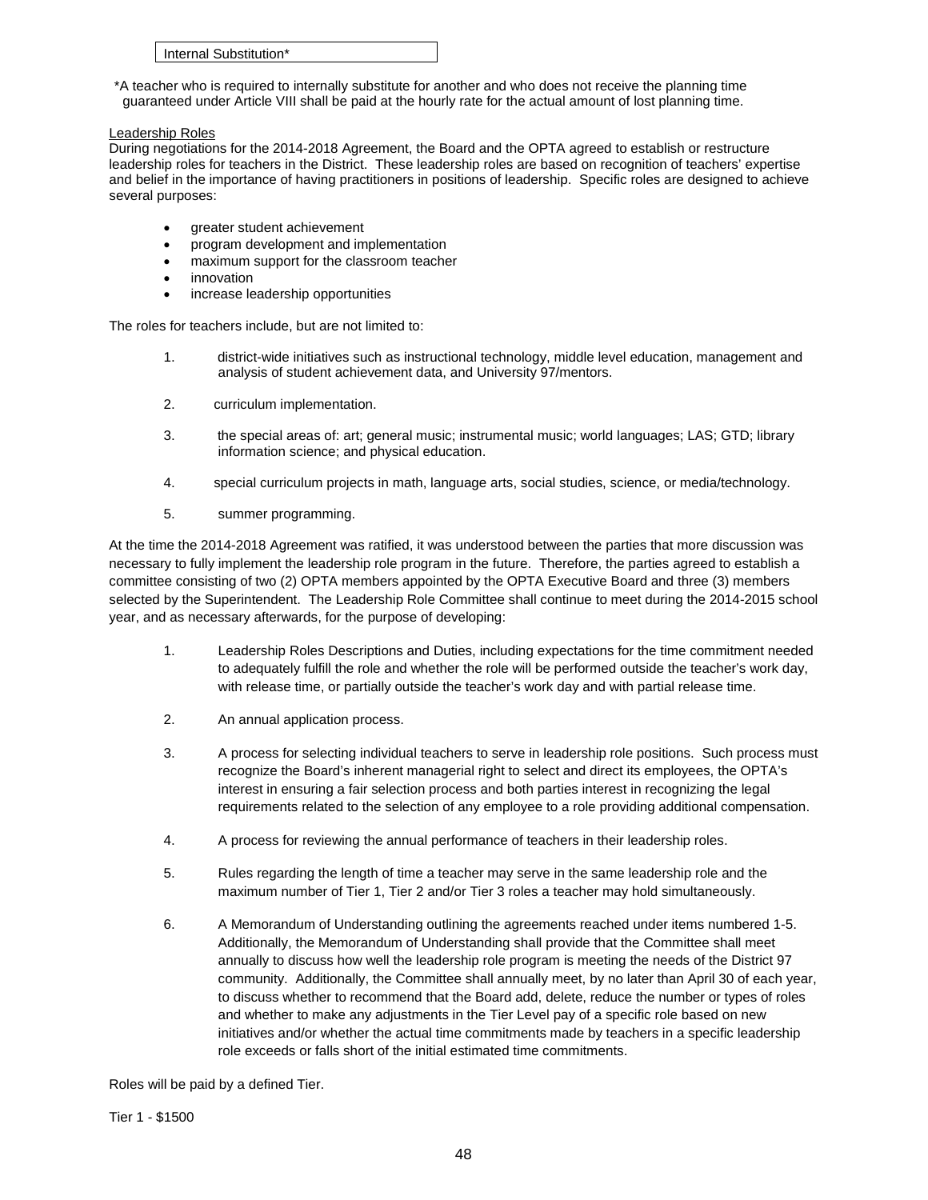| Internal Substitution* |
|---|

*A teacher who is required to internally substitute for another and who does not receive the planning time guaranteed under Article VIII shall be paid at the hourly rate for the actual amount of lost planning time.

Leadership Roles

During negotiations for the 2014-2018 Agreement, the Board and the OPTA agreed to establish or restructure leadership roles for teachers in the District. These leadership roles are based on recognition of teachers' expertise and belief in the importance of having practitioners in positions of leadership. Specific roles are designed to achieve several purposes:

- greater student achievement
- program development and implementation
- maximum support for the classroom teacher
- innovation
- increase leadership opportunities

The roles for teachers include, but are not limited to:

1. district-wide initiatives such as instructional technology, middle level education, management and analysis of student achievement data, and University 97/mentors.

2. curriculum implementation.

3. the special areas of: art; general music; instrumental music; world languages; LAS; GTD; library information science; and physical education.

4. special curriculum projects in math, language arts, social studies, science, or media/technology.

5. summer programming.

At the time the 2014-2018 Agreement was ratified, it was understood between the parties that more discussion was necessary to fully implement the leadership role program in the future. Therefore, the parties agreed to establish a committee consisting of two (2) OPTA members appointed by the OPTA Executive Board and three (3) members selected by the Superintendent. The Leadership Role Committee shall continue to meet during the 2014-2015 school year, and as necessary afterwards, for the purpose of developing:

1. Leadership Roles Descriptions and Duties, including expectations for the time commitment needed to adequately fulfill the role and whether the role will be performed outside the teacher's work day, with release time, or partially outside the teacher's work day and with partial release time.

2. An annual application process.

3. A process for selecting individual teachers to serve in leadership role positions. Such process must recognize the Board's inherent managerial right to select and direct its employees, the OPTA's interest in ensuring a fair selection process and both parties interest in recognizing the legal requirements related to the selection of any employee to a role providing additional compensation.

4. A process for reviewing the annual performance of teachers in their leadership roles.

5. Rules regarding the length of time a teacher may serve in the same leadership role and the maximum number of Tier 1, Tier 2 and/or Tier 3 roles a teacher may hold simultaneously.

6. A Memorandum of Understanding outlining the agreements reached under items numbered 1-5. Additionally, the Memorandum of Understanding shall provide that the Committee shall meet annually to discuss how well the leadership role program is meeting the needs of the District 97 community. Additionally, the Committee shall annually meet, by no later than April 30 of each year, to discuss whether to recommend that the Board add, delete, reduce the number or types of roles and whether to make any adjustments in the Tier Level pay of a specific role based on new initiatives and/or whether the actual time commitments made by teachers in a specific leadership role exceeds or falls short of the initial estimated time commitments.

Roles will be paid by a defined Tier.

Tier 1 - $1500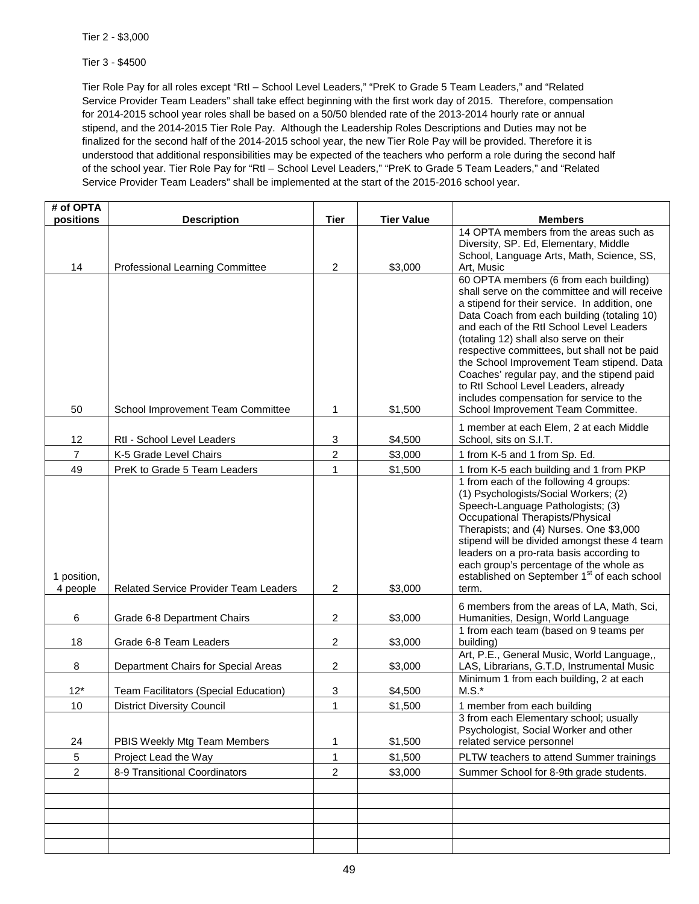Tier 2 - $3,000

Tier 3 - $4500

Tier Role Pay for all roles except “RtI – School Level Leaders,” “PreK to Grade 5 Team Leaders,” and “Related Service Provider Team Leaders” shall take effect beginning with the first work day of 2015. Therefore, compensation for 2014-2015 school year roles shall be based on a 50/50 blended rate of the 2013-2014 hourly rate or annual stipend, and the 2014-2015 Tier Role Pay. Although the Leadership Roles Descriptions and Duties may not be finalized for the second half of the 2014-2015 school year, the new Tier Role Pay will be provided. Therefore it is understood that additional responsibilities may be expected of the teachers who perform a role during the second half of the school year. Tier Role Pay for “RtI – School Level Leaders,” “PreK to Grade 5 Team Leaders,” and “Related Service Provider Team Leaders” shall be implemented at the start of the 2015-2016 school year.

| # of OPTA positions | Description | Tier | Tier Value | Members |
|---|---|---|---|---|
| 14 | Professional Learning Committee | 2 | $3,000 | 14 OPTA members from the areas such as Diversity, SP. Ed, Elementary, Middle School, Language Arts, Math, Science, SS, Art, Music |
| 50 | School Improvement Team Committee | 1 | $1,500 | 60 OPTA members (6 from each building) shall serve on the committee and will receive a stipend for their service. In addition, one Data Coach from each building (totaling 10) and each of the RtI School Level Leaders (totaling 12) shall also serve on their respective committees, but shall not be paid the School Improvement Team stipend. Data Coaches' regular pay, and the stipend paid to RtI School Level Leaders, already includes compensation for service to the School Improvement Team Committee. |
| 12 | RtI - School Level Leaders | 3 | $4,500 | 1 member at each Elem, 2 at each Middle School, sits on S.I.T. |
| 7 | K-5 Grade Level Chairs | 2 | $3,000 | 1 from K-5 and 1 from Sp. Ed. |
| 49 | PreK to Grade 5 Team Leaders | 1 | $1,500 | 1 from K-5 each building and 1 from PKP |
| 1 position, 4 people | Related Service Provider Team Leaders | 2 | $3,000 | 1 from each of the following 4 groups: (1) Psychologists/Social Workers; (2) Speech-Language Pathologists; (3) Occupational Therapists/Physical Therapists; and (4) Nurses. One $3,000 stipend will be divided amongst these 4 team leaders on a pro-rata basis according to each group's percentage of the whole as established on September 1st of each school term. |
| 6 | Grade 6-8 Department Chairs | 2 | $3,000 | 6 members from the areas of LA, Math, Sci, Humanities, Design, World Language |
| 18 | Grade 6-8 Team Leaders | 2 | $3,000 | 1 from each team (based on 9 teams per building) |
| 8 | Department Chairs for Special Areas | 2 | $3,000 | Art, P.E., General Music, World Language,, LAS, Librarians, G.T.D, Instrumental Music |
| 12* | Team Facilitators (Special Education) | 3 | $4,500 | Minimum 1 from each building, 2 at each M.S.* |
| 10 | District Diversity Council | 1 | $1,500 | 1 member from each building |
| 24 | PBIS Weekly Mtg Team Members | 1 | $1,500 | 3 from each Elementary school; usually Psychologist, Social Worker and other related service personnel |
| 5 | Project Lead the Way | 1 | $1,500 | PLTW teachers to attend Summer trainings |
| 2 | 8-9 Transitional Coordinators | 2 | $3,000 | Summer School for 8-9th grade students. |
| | | | | |
| | | | | |
| | | | | |
| | | | | |
| | | | | |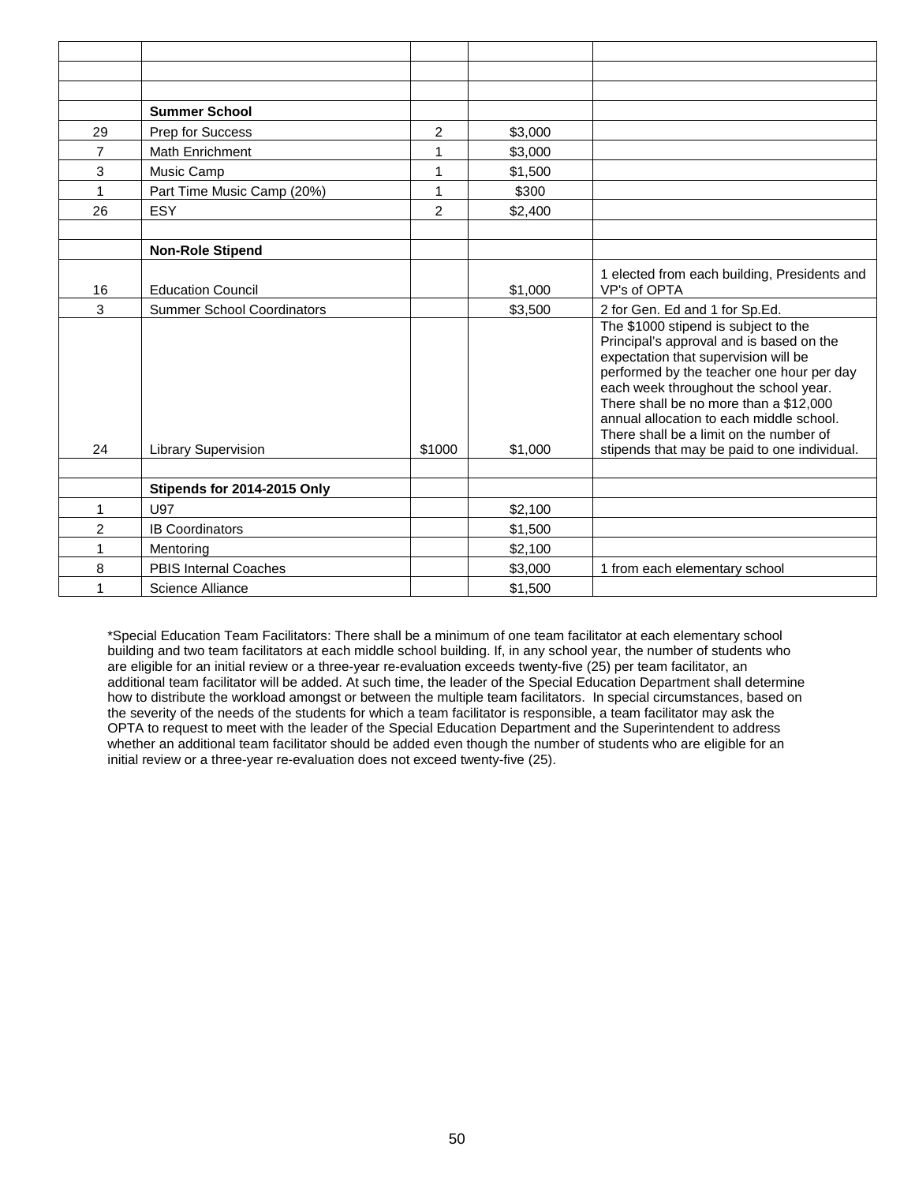| | | | | |
|---|---|---|---|---|
| | | | | |
| | | | | |
| | | | | |
| | **Summer School** | | | |
| 29 | Prep for Success | 2 | $3,000 | |
| 7 | Math Enrichment | 1 | $3,000 | |
| 3 | Music Camp | 1 | $1,500 | |
| 1 | Part Time Music Camp (20%) | 1 | $300 | |
| 26 | ESY | 2 | $2,400 | |
| | | | | |
| | **Non-Role Stipend** | | | |
| 16 | Education Council | | $1,000 | 1 elected from each building, Presidents and VP's of OPTA |
| 3 | Summer School Coordinators | | $3,500 | 2 for Gen. Ed and 1 for Sp.Ed. |
| 24 | Library Supervision | $1000 | $1,000 | The $1000 stipend is subject to the Principal's approval and is based on the expectation that supervision will be performed by the teacher one hour per day each week throughout the school year. There shall be no more than a $12,000 annual allocation to each middle school. There shall be a limit on the number of stipends that may be paid to one individual. |
| | | | | |
| | **Stipends for 2014-2015 Only** | | | |
| 1 | U97 | | $2,100 | |
| 2 | IB Coordinators | | $1,500 | |
| 1 | Mentoring | | $2,100 | |
| 8 | PBIS Internal Coaches | | $3,000 | 1 from each elementary school |
| 1 | Science Alliance | | $1,500 | |

*Special Education Team Facilitators: There shall be a minimum of one team facilitator at each elementary school building and two team facilitators at each middle school building. If, in any school year, the number of students who are eligible for an initial review or a three-year re-evaluation exceeds twenty-five (25) per team facilitator, an additional team facilitator will be added. At such time, the leader of the Special Education Department shall determine how to distribute the workload amongst or between the multiple team facilitators. In special circumstances, based on the severity of the needs of the students for which a team facilitator is responsible, a team facilitator may ask the OPTA to request to meet with the leader of the Special Education Department and the Superintendent to address whether an additional team facilitator should be added even though the number of students who are eligible for an initial review or a three-year re-evaluation does not exceed twenty-five (25).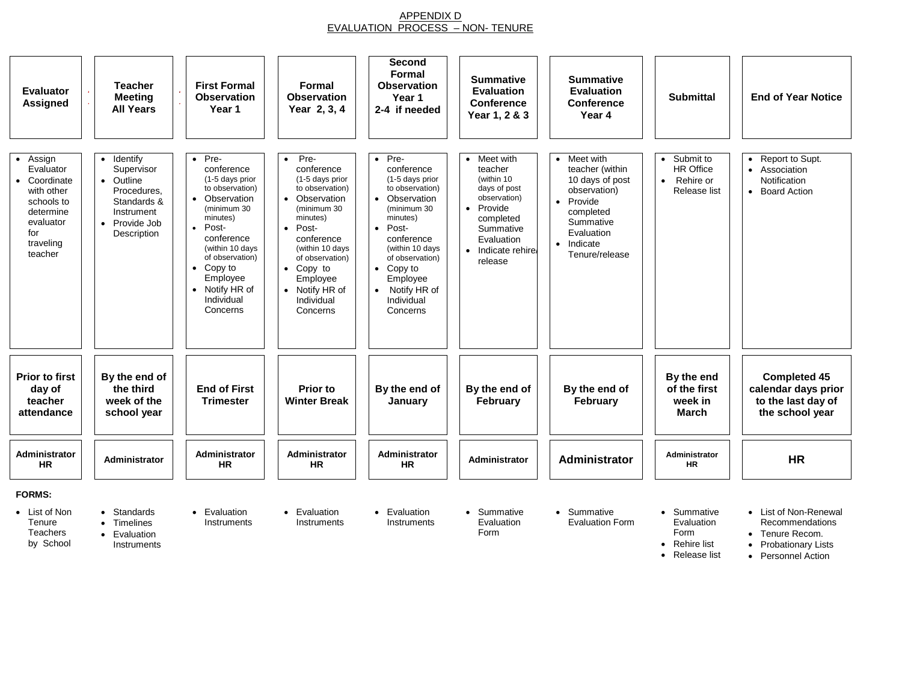# APPENDIX D
## EVALUATION PROCESS – NON- TENURE

| Evaluator Assigned | Teacher Meeting All Years | First Formal Observation Year 1 | Formal Observation Year 2, 3, 4 | Second Formal Observation Year 1 2-4 if needed | Summative Evaluation Conference Year 1, 2 & 3 | Summative Evaluation Conference Year 4 | Submittal | End of Year Notice |
|---|---|---|---|---|---|---|---|---|
| • Assign Evaluator<br>• Coordinate with other schools to determine evaluator for traveling teacher | • Identify Supervisor<br>• Outline Procedures, Standards & Instrument<br>• Provide Job Description | • Pre-conference (1-5 days prior to observation)<br>• Observation (minimum 30 minutes)<br>• Post-conference (within 10 days of observation)<br>• Copy to Employee<br>• Notify HR of Individual Concerns | • Pre-conference (1-5 days prior to observation)<br>• Observation (minimum 30 minutes)<br>• Post-conference (within 10 days of observation)<br>• Copy to Employee<br>• Notify HR of Individual Concerns | • Pre-conference (1-5 days prior to observation)<br>• Observation (minimum 30 minutes)<br>• Post-conference (within 10 days of observation)<br>• Copy to Employee<br>• Notify HR of Individual Concerns | • Meet with teacher (within 10 days of post observation)<br>• Provide completed Summative Evaluation<br>• Indicate rehire/release | • Meet with teacher (within 10 days of post observation)<br>• Provide completed Summative Evaluation<br>• Indicate Tenure/release | • Submit to HR Office<br>• Rehire or Release list | • Report to Supt.<br>• Association Notification<br>• Board Action |
| **Prior to first day of teacher attendance** | **By the end of the third week of the school year** | **End of First Trimester** | **Prior to Winter Break** | **By the end of January** | **By the end of February** | **By the end of February** | **By the end of the first week in March** | **Completed 45 calendar days prior to the last day of the school year** |
| **Administrator HR** | **Administrator** | **Administrator HR** | **Administrator HR** | **Administrator HR** | **Administrator** | **Administrator** | **Administrator HR** | **HR** |

**FORMS:**

| Evaluator Assigned | Teacher Meeting All Years | First Formal Observation Year 1 | Formal Observation Year 2, 3, 4 | Second Formal Observation Year 1 2-4 if needed | Summative Evaluation Conference Year 1, 2 & 3 | Summative Evaluation Conference Year 4 | Submittal | End of Year Notice |
|---|---|---|---|---|---|---|---|---|
| • List of Non Tenure Teachers by School | • Standards<br>• Timelines<br>• Evaluation Instruments | • Evaluation Instruments | • Evaluation Instruments | • Evaluation Instruments | • Summative Evaluation Form | • Summative Evaluation Form | • Summative Evaluation Form<br>• Rehire list<br>• Release list | • List of Non-Renewal Recommendations<br>• Tenure Recom.<br>• Probationary Lists<br>• Personnel Action |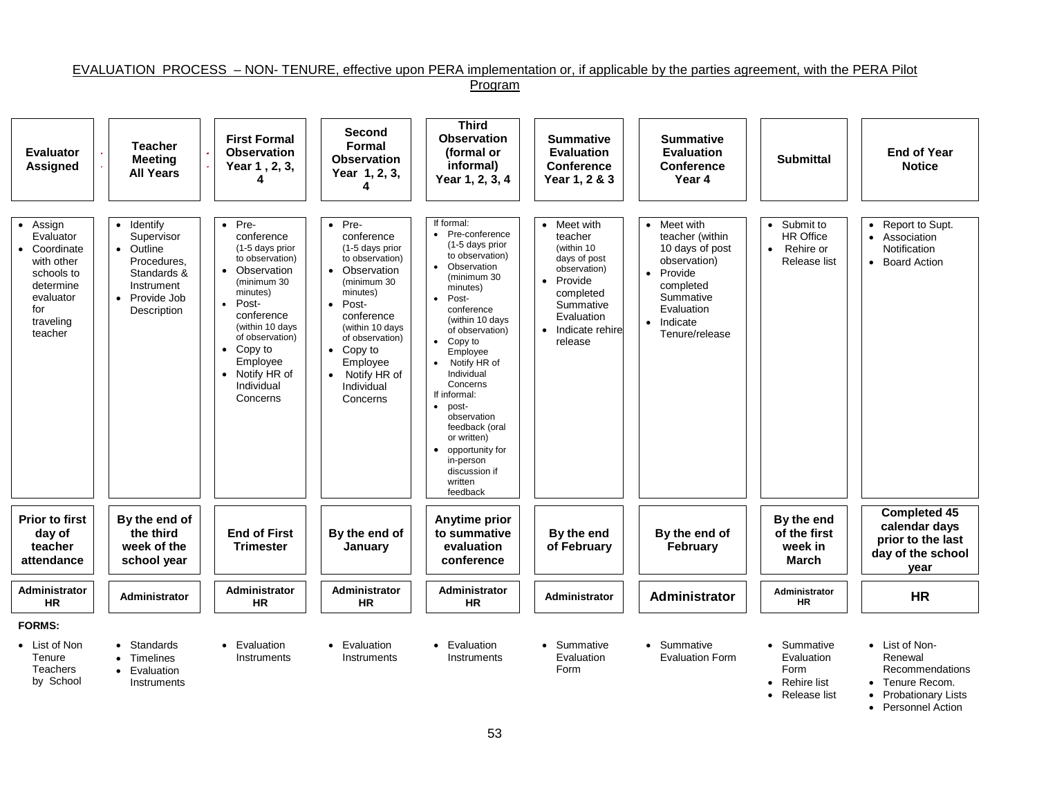EVALUATION PROCESS – NON- TENURE, effective upon PERA implementation or, if applicable by the parties agreement, with the PERA Pilot Program

| Evaluator Assigned | Teacher Meeting All Years | First Formal Observation Year 1 , 2, 3, 4 | Second Formal Observation Year 1, 2, 3, 4 | Third Observation (formal or informal) Year 1, 2, 3, 4 | Summative Evaluation Conference Year 1, 2 & 3 | Summative Evaluation Conference Year 4 | Submittal | End of Year Notice |
|---|---|---|---|---|---|---|---|---|
| • Assign Evaluator<br>• Coordinate with other schools to determine evaluator for traveling teacher | • Identify Supervisor<br>• Outline Procedures, Standards & Instrument<br>• Provide Job Description | • Pre-conference (1-5 days prior to observation)<br>• Observation (minimum 30 minutes)<br>• Post-conference (within 10 days of observation)<br>• Copy to Employee<br>• Notify HR of Individual Concerns | • Pre-conference (1-5 days prior to observation)<br>• Observation (minimum 30 minutes)<br>• Post-conference (within 10 days of observation)<br>• Copy to Employee<br>• Notify HR of Individual Concerns | If formal:<br>• Pre-conference (1-5 days prior to observation)<br>• Observation (minimum 30 minutes)<br>• Post-conference (within 10 days of observation)<br>• Copy to Employee<br>• Notify HR of Individual Concerns<br>If informal:<br>• post-observation feedback (oral or written)<br>• opportunity for in-person discussion if written feedback | • Meet with teacher (within 10 days of post observation)<br>• Provide completed Summative Evaluation<br>• Indicate rehire release | • Meet with teacher (within 10 days of post observation)<br>• Provide completed Summative Evaluation<br>• Indicate Tenure/release | • Submit to HR Office<br>• Rehire or Release list | • Report to Supt.<br>• Association Notification<br>• Board Action |
| **Prior to first day of teacher attendance** | **By the end of the third week of the school year** | **End of First Trimester** | **By the end of January** | **Anytime prior to summative evaluation conference** | **By the end of February** | **By the end of February** | **By the end of the first week in March** | **Completed 45 calendar days prior to the last day of the school year** |
| **Administrator HR** | **Administrator** | **Administrator HR** | **Administrator HR** | **Administrator HR** | **Administrator** | **Administrator** | **Administrator HR** | **HR** |
| **FORMS:** | | | | | | | | |
| • List of Non Tenure Teachers by School | • Standards<br>• Timelines<br>• Evaluation Instruments | • Evaluation Instruments | • Evaluation Instruments | • Evaluation Instruments | • Summative Evaluation Form | • Summative Evaluation Form | • Summative Evaluation Form<br>• Rehire list<br>• Release list | • List of Non-Renewal Recommendations<br>• Tenure Recom.<br>• Probationary Lists<br>• Personnel Action |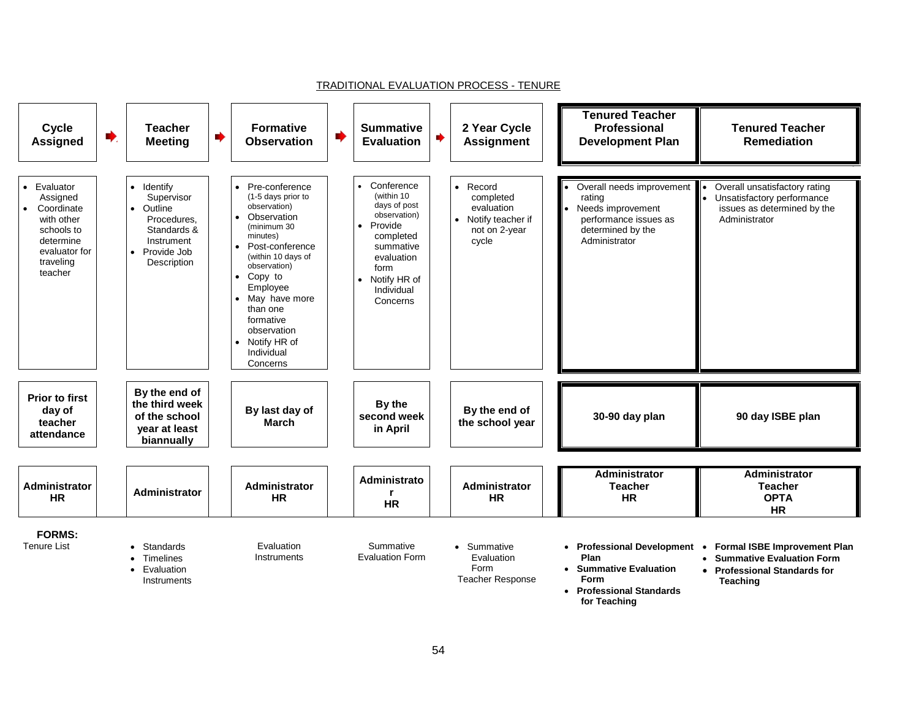TRADITIONAL EVALUATION PROCESS - TENURE

| Cycle Assigned | Teacher Meeting | Formative Observation | Summative Evaluation | 2 Year Cycle Assignment | Tenured Teacher Professional Development Plan | Tenured Teacher Remediation |
|---|---|---|---|---|---|---|
| • Evaluator Assigned<br>• Coordinate with other schools to determine evaluator for traveling teacher | • Identify Supervisor<br>• Outline Procedures, Standards & Instrument<br>• Provide Job Description | • Pre-conference (1-5 days prior to observation)<br>• Observation (minimum 30 minutes)<br>• Post-conference (within 10 days of observation)<br>• Copy to Employee<br>• May have more than one formative observation<br>• Notify HR of Individual Concerns | • Conference (within 10 days of post observation)<br>• Provide completed summative evaluation form<br>• Notify HR of Individual Concerns | • Record completed evaluation<br>• Notify teacher if not on 2-year cycle | • Overall needs improvement rating<br>• Needs improvement performance issues as determined by the Administrator | • Overall unsatisfactory rating<br>• Unsatisfactory performance issues as determined by the Administrator |
| **Prior to first day of teacher attendance** | **By the end of the third week of the school year at least biannually** | **By last day of March** | **By the second week in April** | **By the end of the school year** | **30-90 day plan** | **90 day ISBE plan** |
| **Administrator**<br>**HR** | **Administrator** | **Administrator**<br>**HR** | **Administrator**<br>**HR** | **Administrator**<br>**HR** | **Administrator**<br>**Teacher**<br>**HR** | **Administrator**<br>**Teacher**<br>**OPTA**<br>**HR** |
| **FORMS:**<br>Tenure List | • Standards<br>• Timelines<br>• Evaluation Instruments | Evaluation Instruments | Summative Evaluation Form | • Summative Evaluation Form<br>Teacher Response | • **Professional Development Plan**<br>• **Summative Evaluation Form**<br>• **Professional Standards for Teaching** | • **Formal ISBE Improvement Plan**<br>• **Summative Evaluation Form**<br>• **Professional Standards for Teaching** |